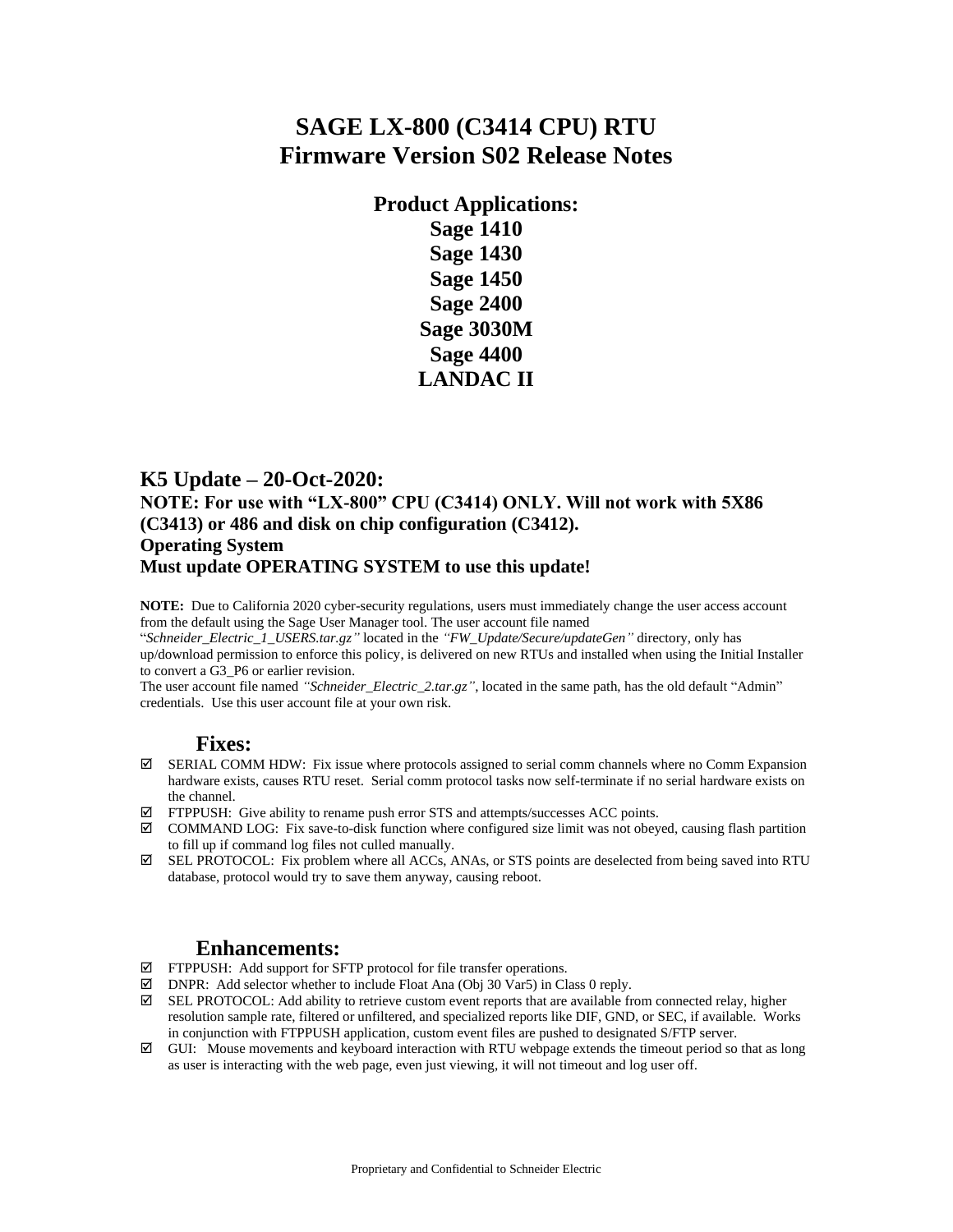# SAGE LX-800 (C3414 CPU) RTU
# Firmware Version S02 Release Notes

**Product Applications:**
**Sage 1410**
**Sage 1430**
**Sage 1450**
**Sage 2400**
**Sage 3030M**
**Sage 4400**
**LANDAC II**

## K5 Update – 20-Oct-2020:

**NOTE: For use with "LX-800" CPU (C3414) ONLY. Will not work with 5X86 (C3413) or 486 and disk on chip configuration (C3412).**
**Operating System**
**Must update OPERATING SYSTEM to use this update!**

**NOTE:** Due to California 2020 cyber-security regulations, users must immediately change the user access account from the default using the Sage User Manager tool. The user account file named "*Schneider_Electric_1_USERS.tar.gz"* located in the *"FW_Update/Secure/updateGen"* directory, only has up/download permission to enforce this policy, is delivered on new RTUs and installed when using the Initial Installer to convert a G3_P6 or earlier revision.
The user account file named *"Schneider_Electric_2.tar.gz"*, located in the same path, has the old default "Admin" credentials. Use this user account file at your own risk.

### Fixes:

- ☑ SERIAL COMM HDW: Fix issue where protocols assigned to serial comm channels where no Comm Expansion hardware exists, causes RTU reset. Serial comm protocol tasks now self-terminate if no serial hardware exists on the channel.
- ☑ FTPPUSH: Give ability to rename push error STS and attempts/successes ACC points.
- ☑ COMMAND LOG: Fix save-to-disk function where configured size limit was not obeyed, causing flash partition to fill up if command log files not culled manually.
- ☑ SEL PROTOCOL: Fix problem where all ACCs, ANAs, or STS points are deselected from being saved into RTU database, protocol would try to save them anyway, causing reboot.

### Enhancements:

- ☑ FTPPUSH: Add support for SFTP protocol for file transfer operations.
- ☑ DNPR: Add selector whether to include Float Ana (Obj 30 Var5) in Class 0 reply.
- ☑ SEL PROTOCOL: Add ability to retrieve custom event reports that are available from connected relay, higher resolution sample rate, filtered or unfiltered, and specialized reports like DIF, GND, or SEC, if available. Works in conjunction with FTPPUSH application, custom event files are pushed to designated S/FTP server.
- ☑ GUI: Mouse movements and keyboard interaction with RTU webpage extends the timeout period so that as long as user is interacting with the web page, even just viewing, it will not timeout and log user off.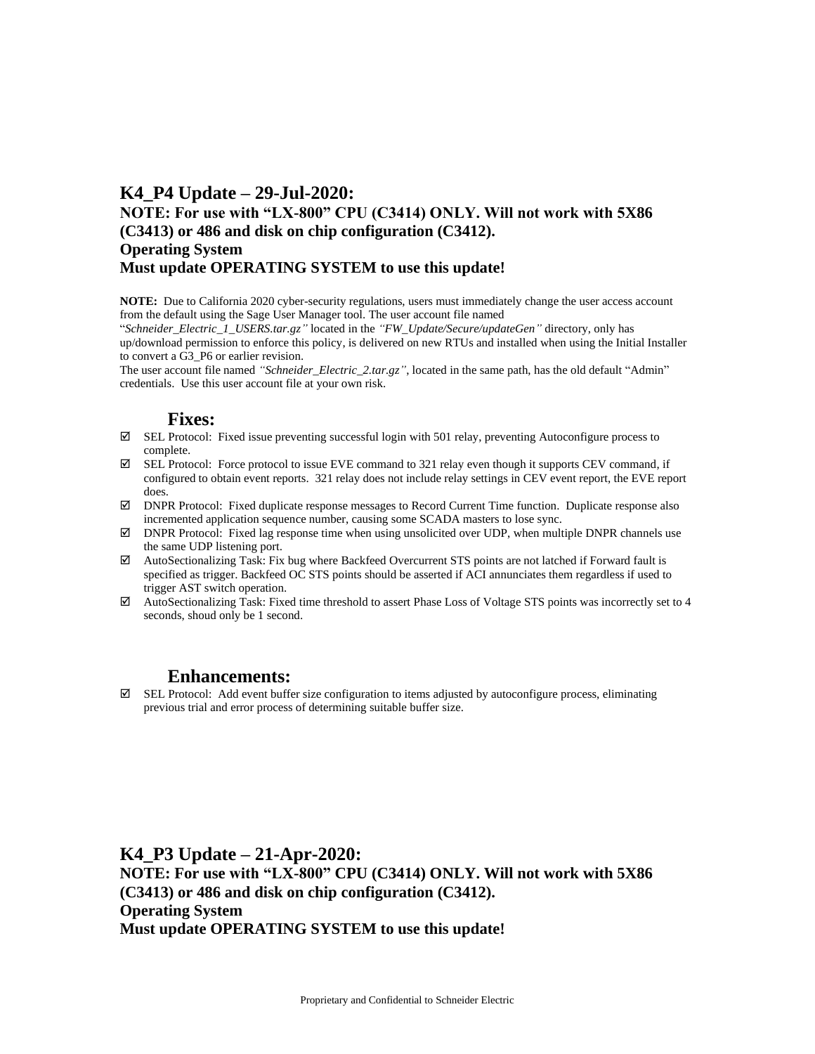## K4_P4 Update – 29-Jul-2020:

**NOTE: For use with "LX-800" CPU (C3414) ONLY. Will not work with 5X86 (C3413) or 486 and disk on chip configuration (C3412).**
**Operating System**
**Must update OPERATING SYSTEM to use this update!**

**NOTE:** Due to California 2020 cyber-security regulations, users must immediately change the user access account from the default using the Sage User Manager tool. The user account file named "*Schneider_Electric_1_USERS.tar.gz"* located in the *"FW_Update/Secure/updateGen"* directory, only has up/download permission to enforce this policy, is delivered on new RTUs and installed when using the Initial Installer to convert a G3_P6 or earlier revision.
The user account file named *"Schneider_Electric_2.tar.gz"*, located in the same path, has the old default "Admin" credentials. Use this user account file at your own risk.

### Fixes:

- ☑ SEL Protocol: Fixed issue preventing successful login with 501 relay, preventing Autoconfigure process to complete.
- ☑ SEL Protocol: Force protocol to issue EVE command to 321 relay even though it supports CEV command, if configured to obtain event reports. 321 relay does not include relay settings in CEV event report, the EVE report does.
- ☑ DNPR Protocol: Fixed duplicate response messages to Record Current Time function. Duplicate response also incremented application sequence number, causing some SCADA masters to lose sync.
- ☑ DNPR Protocol: Fixed lag response time when using unsolicited over UDP, when multiple DNPR channels use the same UDP listening port.
- ☑ AutoSectionalizing Task: Fix bug where Backfeed Overcurrent STS points are not latched if Forward fault is specified as trigger. Backfeed OC STS points should be asserted if ACI annunciates them regardless if used to trigger AST switch operation.
- ☑ AutoSectionalizing Task: Fixed time threshold to assert Phase Loss of Voltage STS points was incorrectly set to 4 seconds, shoud only be 1 second.

### Enhancements:

- ☑ SEL Protocol: Add event buffer size configuration to items adjusted by autoconfigure process, eliminating previous trial and error process of determining suitable buffer size.

## K4_P3 Update – 21-Apr-2020:

**NOTE: For use with "LX-800" CPU (C3414) ONLY. Will not work with 5X86 (C3413) or 486 and disk on chip configuration (C3412).**
**Operating System**
**Must update OPERATING SYSTEM to use this update!**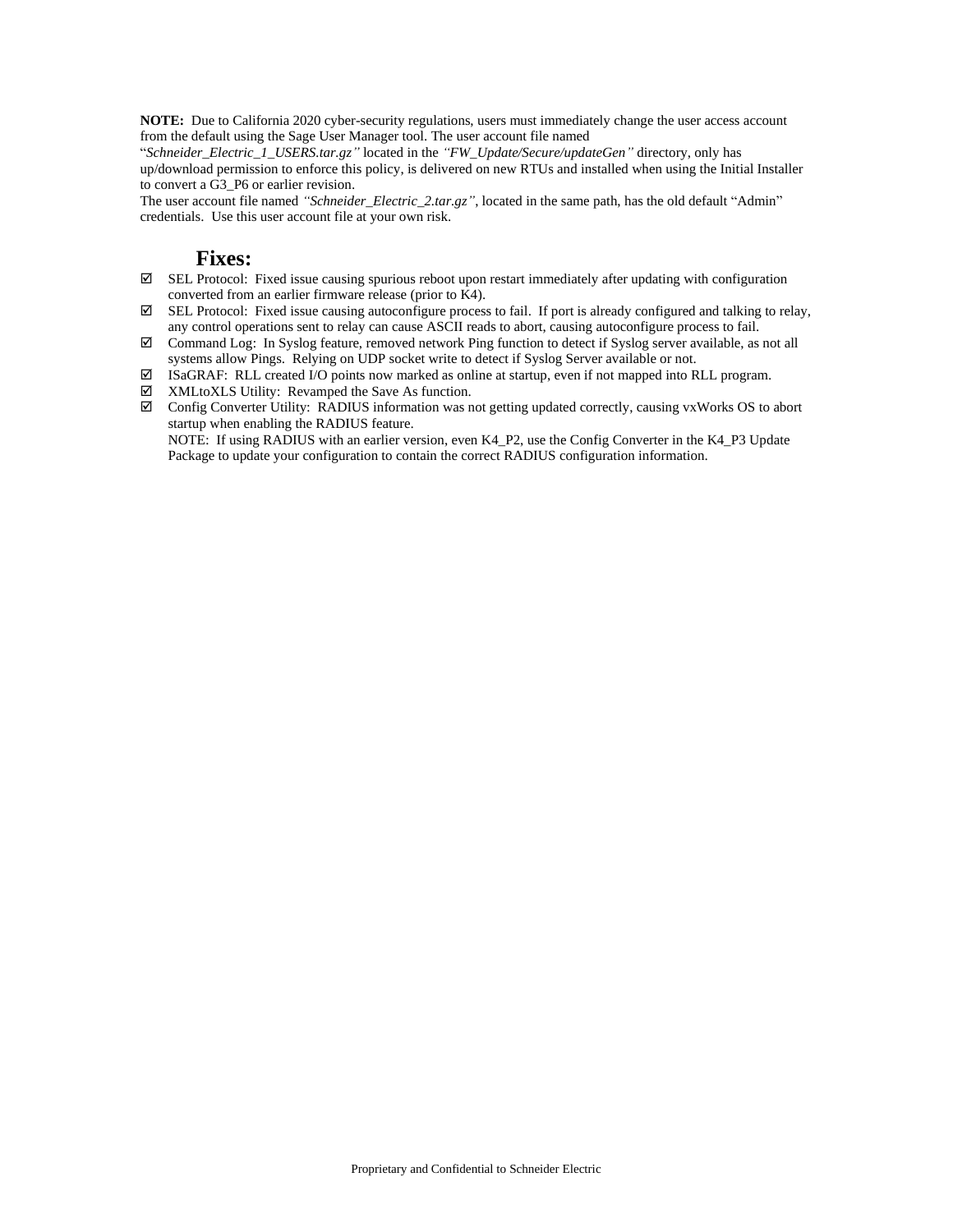**NOTE:** Due to California 2020 cyber-security regulations, users must immediately change the user access account from the default using the Sage User Manager tool. The user account file named "*Schneider_Electric_1_USERS.tar.gz"* located in the *"FW_Update/Secure/updateGen"* directory, only has up/download permission to enforce this policy, is delivered on new RTUs and installed when using the Initial Installer to convert a G3_P6 or earlier revision.
The user account file named *"Schneider_Electric_2.tar.gz"*, located in the same path, has the old default "Admin" credentials. Use this user account file at your own risk.

## Fixes:

- ☑ SEL Protocol: Fixed issue causing spurious reboot upon restart immediately after updating with configuration converted from an earlier firmware release (prior to K4).
- ☑ SEL Protocol: Fixed issue causing autoconfigure process to fail. If port is already configured and talking to relay, any control operations sent to relay can cause ASCII reads to abort, causing autoconfigure process to fail.
- ☑ Command Log: In Syslog feature, removed network Ping function to detect if Syslog server available, as not all systems allow Pings. Relying on UDP socket write to detect if Syslog Server available or not.
- ☑ ISaGRAF: RLL created I/O points now marked as online at startup, even if not mapped into RLL program.
- ☑ XMLtoXLS Utility: Revamped the Save As function.
- ☑ Config Converter Utility: RADIUS information was not getting updated correctly, causing vxWorks OS to abort startup when enabling the RADIUS feature.
  NOTE: If using RADIUS with an earlier version, even K4_P2, use the Config Converter in the K4_P3 Update Package to update your configuration to contain the correct RADIUS configuration information.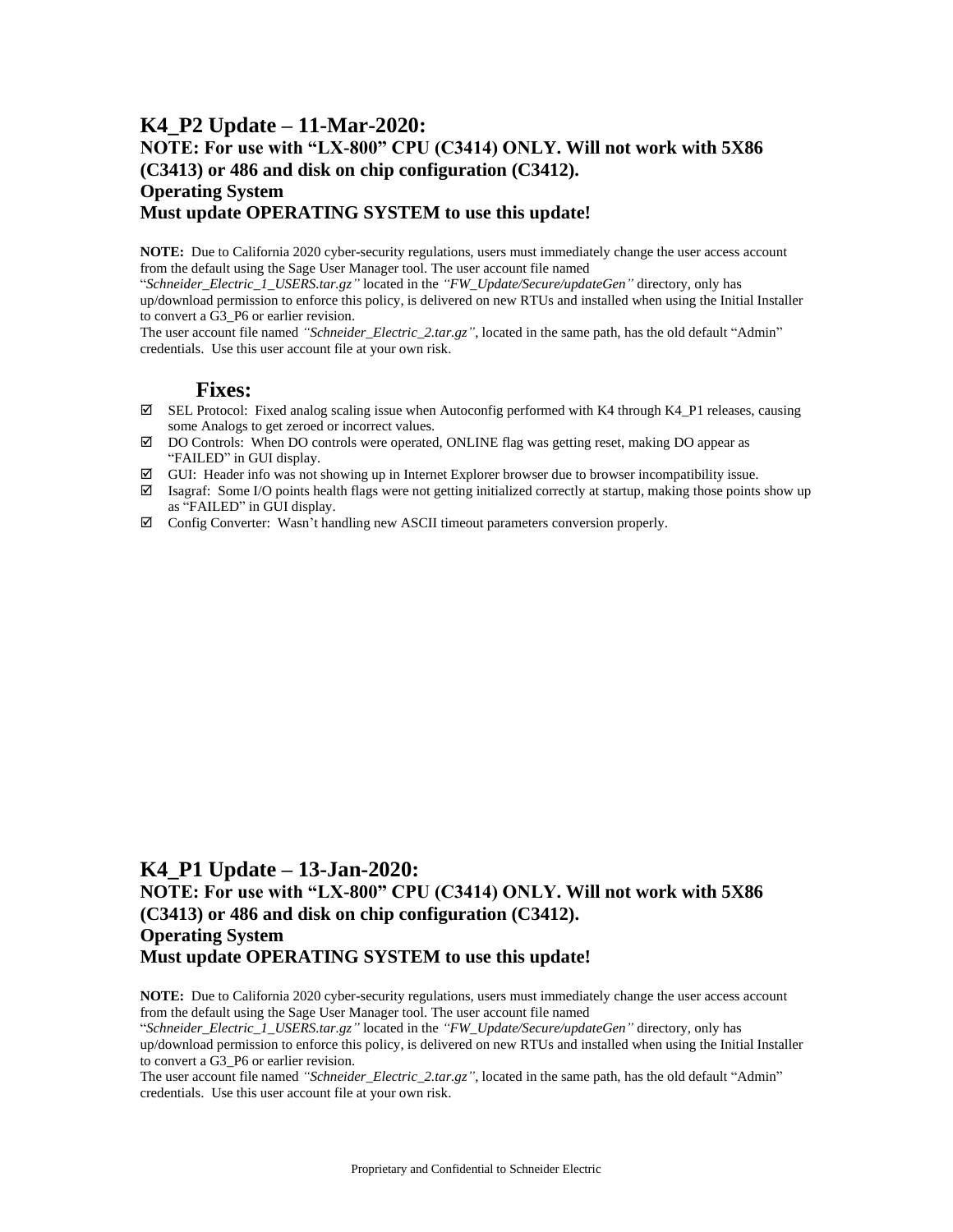## K4_P2 Update – 11-Mar-2020:

### NOTE: For use with "LX-800" CPU (C3414) ONLY. Will not work with 5X86 (C3413) or 486 and disk on chip configuration (C3412).

### Operating System

### Must update OPERATING SYSTEM to use this update!

**NOTE:** Due to California 2020 cyber-security regulations, users must immediately change the user access account from the default using the Sage User Manager tool. The user account file named "*Schneider_Electric_1_USERS.tar.gz"* located in the *"FW_Update/Secure/updateGen"* directory, only has up/download permission to enforce this policy, is delivered on new RTUs and installed when using the Initial Installer to convert a G3_P6 or earlier revision.
The user account file named *"Schneider_Electric_2.tar.gz"*, located in the same path, has the old default "Admin" credentials. Use this user account file at your own risk.

### Fixes:

- ☑ SEL Protocol: Fixed analog scaling issue when Autoconfig performed with K4 through K4_P1 releases, causing some Analogs to get zeroed or incorrect values.
- ☑ DO Controls: When DO controls were operated, ONLINE flag was getting reset, making DO appear as "FAILED" in GUI display.
- ☑ GUI: Header info was not showing up in Internet Explorer browser due to browser incompatibility issue.
- ☑ Isagraf: Some I/O points health flags were not getting initialized correctly at startup, making those points show up as "FAILED" in GUI display.
- ☑ Config Converter: Wasn't handling new ASCII timeout parameters conversion properly.

## K4_P1 Update – 13-Jan-2020:

### NOTE: For use with "LX-800" CPU (C3414) ONLY. Will not work with 5X86 (C3413) or 486 and disk on chip configuration (C3412).

### Operating System

### Must update OPERATING SYSTEM to use this update!

**NOTE:** Due to California 2020 cyber-security regulations, users must immediately change the user access account from the default using the Sage User Manager tool. The user account file named "*Schneider_Electric_1_USERS.tar.gz"* located in the *"FW_Update/Secure/updateGen"* directory, only has up/download permission to enforce this policy, is delivered on new RTUs and installed when using the Initial Installer to convert a G3_P6 or earlier revision.
The user account file named *"Schneider_Electric_2.tar.gz"*, located in the same path, has the old default "Admin" credentials. Use this user account file at your own risk.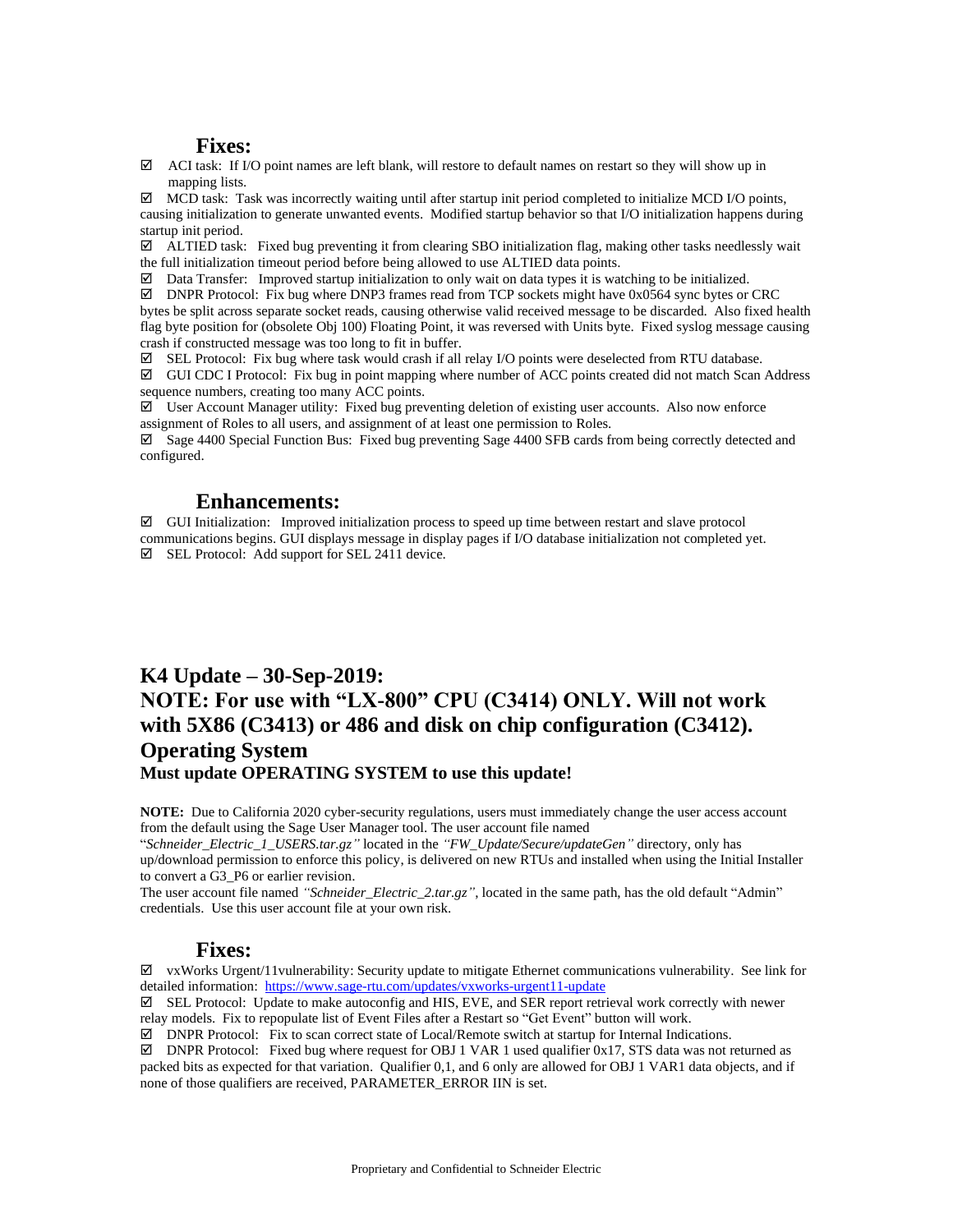### Fixes:

☑ ACI task: If I/O point names are left blank, will restore to default names on restart so they will show up in mapping lists.

☑ MCD task: Task was incorrectly waiting until after startup init period completed to initialize MCD I/O points, causing initialization to generate unwanted events. Modified startup behavior so that I/O initialization happens during startup init period.

☑ ALTIED task: Fixed bug preventing it from clearing SBO initialization flag, making other tasks needlessly wait the full initialization timeout period before being allowed to use ALTIED data points.

☑ Data Transfer: Improved startup initialization to only wait on data types it is watching to be initialized.

☑ DNPR Protocol: Fix bug where DNP3 frames read from TCP sockets might have 0x0564 sync bytes or CRC bytes be split across separate socket reads, causing otherwise valid received message to be discarded. Also fixed health flag byte position for (obsolete Obj 100) Floating Point, it was reversed with Units byte. Fixed syslog message causing crash if constructed message was too long to fit in buffer.

☑ SEL Protocol: Fix bug where task would crash if all relay I/O points were deselected from RTU database.

☑ GUI CDC I Protocol: Fix bug in point mapping where number of ACC points created did not match Scan Address sequence numbers, creating too many ACC points.

☑ User Account Manager utility: Fixed bug preventing deletion of existing user accounts. Also now enforce assignment of Roles to all users, and assignment of at least one permission to Roles.

☑ Sage 4400 Special Function Bus: Fixed bug preventing Sage 4400 SFB cards from being correctly detected and configured.

### Enhancements:

☑ GUI Initialization: Improved initialization process to speed up time between restart and slave protocol communications begins. GUI displays message in display pages if I/O database initialization not completed yet.

☑ SEL Protocol: Add support for SEL 2411 device.

## K4 Update – 30-Sep-2019:
## NOTE: For use with "LX-800" CPU (C3414) ONLY. Will not work with 5X86 (C3413) or 486 and disk on chip configuration (C3412).
## Operating System

**Must update OPERATING SYSTEM to use this update!**

**NOTE:** Due to California 2020 cyber-security regulations, users must immediately change the user access account from the default using the Sage User Manager tool. The user account file named "*Schneider_Electric_1_USERS.tar.gz"* located in the *"FW_Update/Secure/updateGen"* directory, only has up/download permission to enforce this policy, is delivered on new RTUs and installed when using the Initial Installer to convert a G3_P6 or earlier revision.

The user account file named *"Schneider_Electric_2.tar.gz"*, located in the same path, has the old default "Admin" credentials. Use this user account file at your own risk.

### Fixes:

☑ vxWorks Urgent/11vulnerability: Security update to mitigate Ethernet communications vulnerability. See link for detailed information: [https://www.sage-rtu.com/updates/vxworks-urgent11-update](https://www.sage-rtu.com/updates/vxworks-urgent11-update)

☑ SEL Protocol: Update to make autoconfig and HIS, EVE, and SER report retrieval work correctly with newer relay models. Fix to repopulate list of Event Files after a Restart so "Get Event" button will work.

☑ DNPR Protocol: Fix to scan correct state of Local/Remote switch at startup for Internal Indications.

☑ DNPR Protocol: Fixed bug where request for OBJ 1 VAR 1 used qualifier 0x17, STS data was not returned as packed bits as expected for that variation. Qualifier 0,1, and 6 only are allowed for OBJ 1 VAR1 data objects, and if none of those qualifiers are received, PARAMETER_ERROR IIN is set.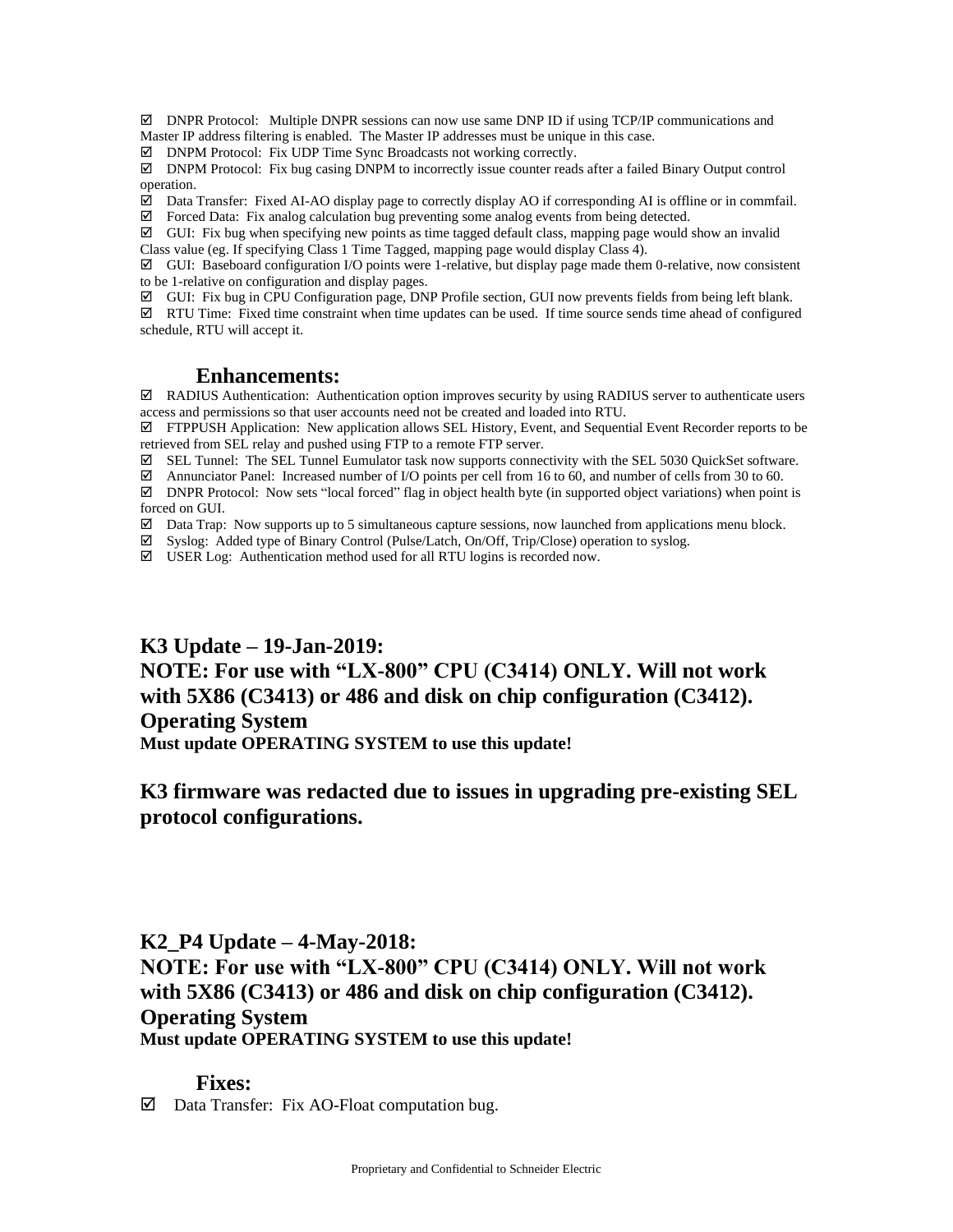☑ DNPR Protocol: Multiple DNPR sessions can now use same DNP ID if using TCP/IP communications and Master IP address filtering is enabled. The Master IP addresses must be unique in this case.

☑ DNPM Protocol: Fix UDP Time Sync Broadcasts not working correctly.

☑ DNPM Protocol: Fix bug casing DNPM to incorrectly issue counter reads after a failed Binary Output control operation.

☑ Data Transfer: Fixed AI-AO display page to correctly display AO if corresponding AI is offline or in commfail.

☑ Forced Data: Fix analog calculation bug preventing some analog events from being detected.

☑ GUI: Fix bug when specifying new points as time tagged default class, mapping page would show an invalid Class value (eg. If specifying Class 1 Time Tagged, mapping page would display Class 4).

☑ GUI: Baseboard configuration I/O points were 1-relative, but display page made them 0-relative, now consistent to be 1-relative on configuration and display pages.

☑ GUI: Fix bug in CPU Configuration page, DNP Profile section, GUI now prevents fields from being left blank.

☑ RTU Time: Fixed time constraint when time updates can be used. If time source sends time ahead of configured schedule, RTU will accept it.

### Enhancements:

☑ RADIUS Authentication: Authentication option improves security by using RADIUS server to authenticate users access and permissions so that user accounts need not be created and loaded into RTU.

☑ FTPPUSH Application: New application allows SEL History, Event, and Sequential Event Recorder reports to be retrieved from SEL relay and pushed using FTP to a remote FTP server.

☑ SEL Tunnel: The SEL Tunnel Eumulator task now supports connectivity with the SEL 5030 QuickSet software.

☑ Annunciator Panel: Increased number of I/O points per cell from 16 to 60, and number of cells from 30 to 60.

☑ DNPR Protocol: Now sets "local forced" flag in object health byte (in supported object variations) when point is forced on GUI.

☑ Data Trap: Now supports up to 5 simultaneous capture sessions, now launched from applications menu block.

☑ Syslog: Added type of Binary Control (Pulse/Latch, On/Off, Trip/Close) operation to syslog.

☑ USER Log: Authentication method used for all RTU logins is recorded now.

## K3 Update – 19-Jan-2019:
## NOTE: For use with "LX-800" CPU (C3414) ONLY. Will not work with 5X86 (C3413) or 486 and disk on chip configuration (C3412).
## Operating System

**Must update OPERATING SYSTEM to use this update!**

## K3 firmware was redacted due to issues in upgrading pre-existing SEL protocol configurations.

## K2_P4 Update – 4-May-2018:
## NOTE: For use with "LX-800" CPU (C3414) ONLY. Will not work with 5X86 (C3413) or 486 and disk on chip configuration (C3412).
## Operating System

**Must update OPERATING SYSTEM to use this update!**

### Fixes:

☑ Data Transfer: Fix AO-Float computation bug.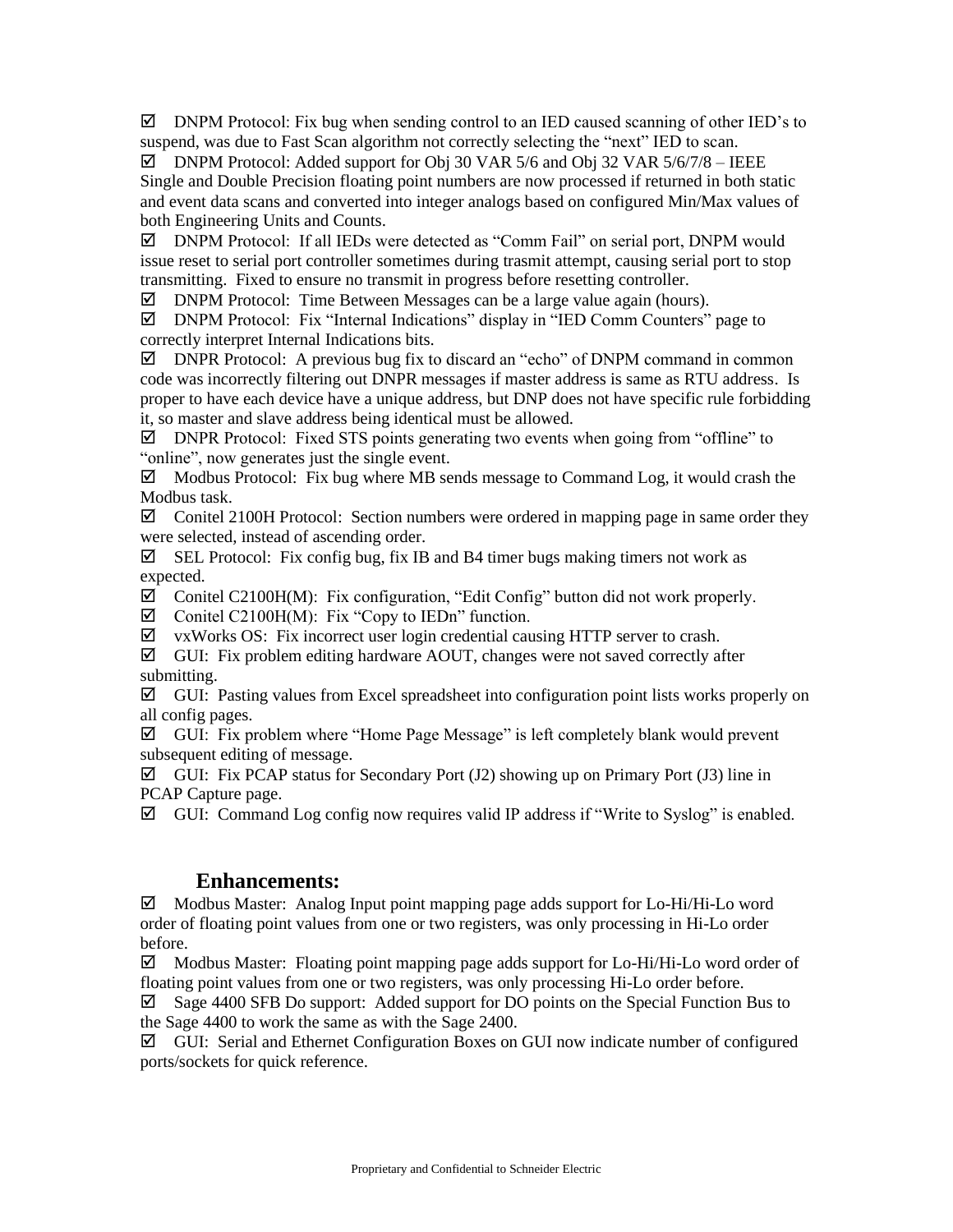☑ DNPM Protocol: Fix bug when sending control to an IED caused scanning of other IED's to suspend, was due to Fast Scan algorithm not correctly selecting the "next" IED to scan.

☑ DNPM Protocol: Added support for Obj 30 VAR 5/6 and Obj 32 VAR 5/6/7/8 – IEEE Single and Double Precision floating point numbers are now processed if returned in both static and event data scans and converted into integer analogs based on configured Min/Max values of both Engineering Units and Counts.

☑ DNPM Protocol: If all IEDs were detected as "Comm Fail" on serial port, DNPM would issue reset to serial port controller sometimes during trasmit attempt, causing serial port to stop transmitting. Fixed to ensure no transmit in progress before resetting controller.

☑ DNPM Protocol: Time Between Messages can be a large value again (hours).

☑ DNPM Protocol: Fix "Internal Indications" display in "IED Comm Counters" page to correctly interpret Internal Indications bits.

☑ DNPR Protocol: A previous bug fix to discard an "echo" of DNPM command in common code was incorrectly filtering out DNPR messages if master address is same as RTU address. Is proper to have each device have a unique address, but DNP does not have specific rule forbidding it, so master and slave address being identical must be allowed.

☑ DNPR Protocol: Fixed STS points generating two events when going from "offline" to "online", now generates just the single event.

☑ Modbus Protocol: Fix bug where MB sends message to Command Log, it would crash the Modbus task.

☑ Conitel 2100H Protocol: Section numbers were ordered in mapping page in same order they were selected, instead of ascending order.

☑ SEL Protocol: Fix config bug, fix IB and B4 timer bugs making timers not work as expected.

☑ Conitel C2100H(M): Fix configuration, "Edit Config" button did not work properly.

☑ Conitel C2100H(M): Fix "Copy to IEDn" function.

☑ vxWorks OS: Fix incorrect user login credential causing HTTP server to crash.

☑ GUI: Fix problem editing hardware AOUT, changes were not saved correctly after submitting.

☑ GUI: Pasting values from Excel spreadsheet into configuration point lists works properly on all config pages.

☑ GUI: Fix problem where "Home Page Message" is left completely blank would prevent subsequent editing of message.

☑ GUI: Fix PCAP status for Secondary Port (J2) showing up on Primary Port (J3) line in PCAP Capture page.

☑ GUI: Command Log config now requires valid IP address if "Write to Syslog" is enabled.

## Enhancements:

☑ Modbus Master: Analog Input point mapping page adds support for Lo-Hi/Hi-Lo word order of floating point values from one or two registers, was only processing in Hi-Lo order before.

☑ Modbus Master: Floating point mapping page adds support for Lo-Hi/Hi-Lo word order of floating point values from one or two registers, was only processing Hi-Lo order before.

☑ Sage 4400 SFB Do support: Added support for DO points on the Special Function Bus to the Sage 4400 to work the same as with the Sage 2400.

☑ GUI: Serial and Ethernet Configuration Boxes on GUI now indicate number of configured ports/sockets for quick reference.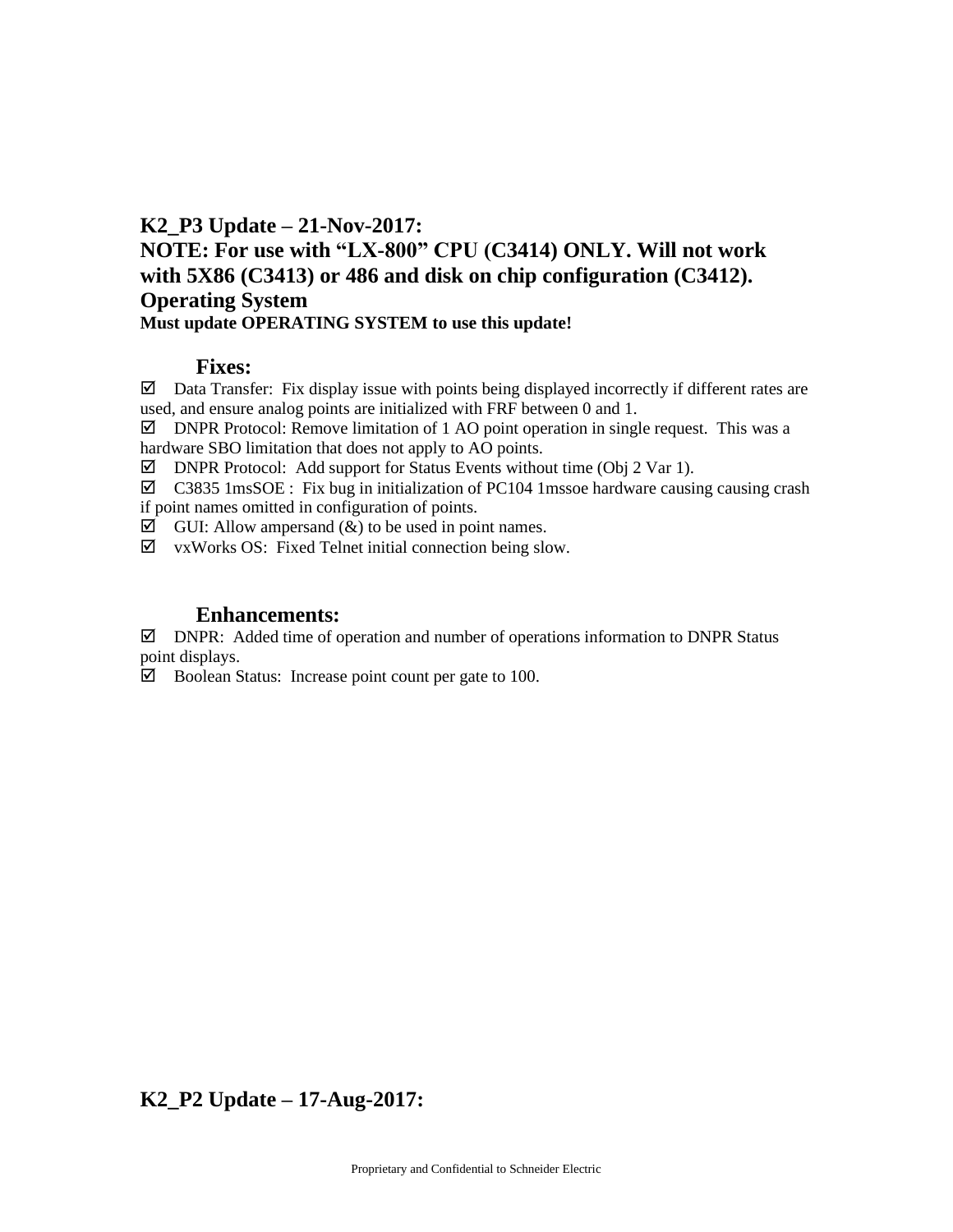## K2_P3 Update – 21-Nov-2017:
## NOTE: For use with "LX-800" CPU (C3414) ONLY. Will not work with 5X86 (C3413) or 486 and disk on chip configuration (C3412).
## Operating System

**Must update OPERATING SYSTEM to use this update!**

### Fixes:

- ☑ Data Transfer: Fix display issue with points being displayed incorrectly if different rates are used, and ensure analog points are initialized with FRF between 0 and 1.
- ☑ DNPR Protocol: Remove limitation of 1 AO point operation in single request. This was a hardware SBO limitation that does not apply to AO points.
- ☑ DNPR Protocol: Add support for Status Events without time (Obj 2 Var 1).
- ☑ C3835 1msSOE : Fix bug in initialization of PC104 1mssoe hardware causing causing crash if point names omitted in configuration of points.
- ☑ GUI: Allow ampersand (&) to be used in point names.
- ☑ vxWorks OS: Fixed Telnet initial connection being slow.

### Enhancements:

- ☑ DNPR: Added time of operation and number of operations information to DNPR Status point displays.
- ☑ Boolean Status: Increase point count per gate to 100.

## K2_P2 Update – 17-Aug-2017: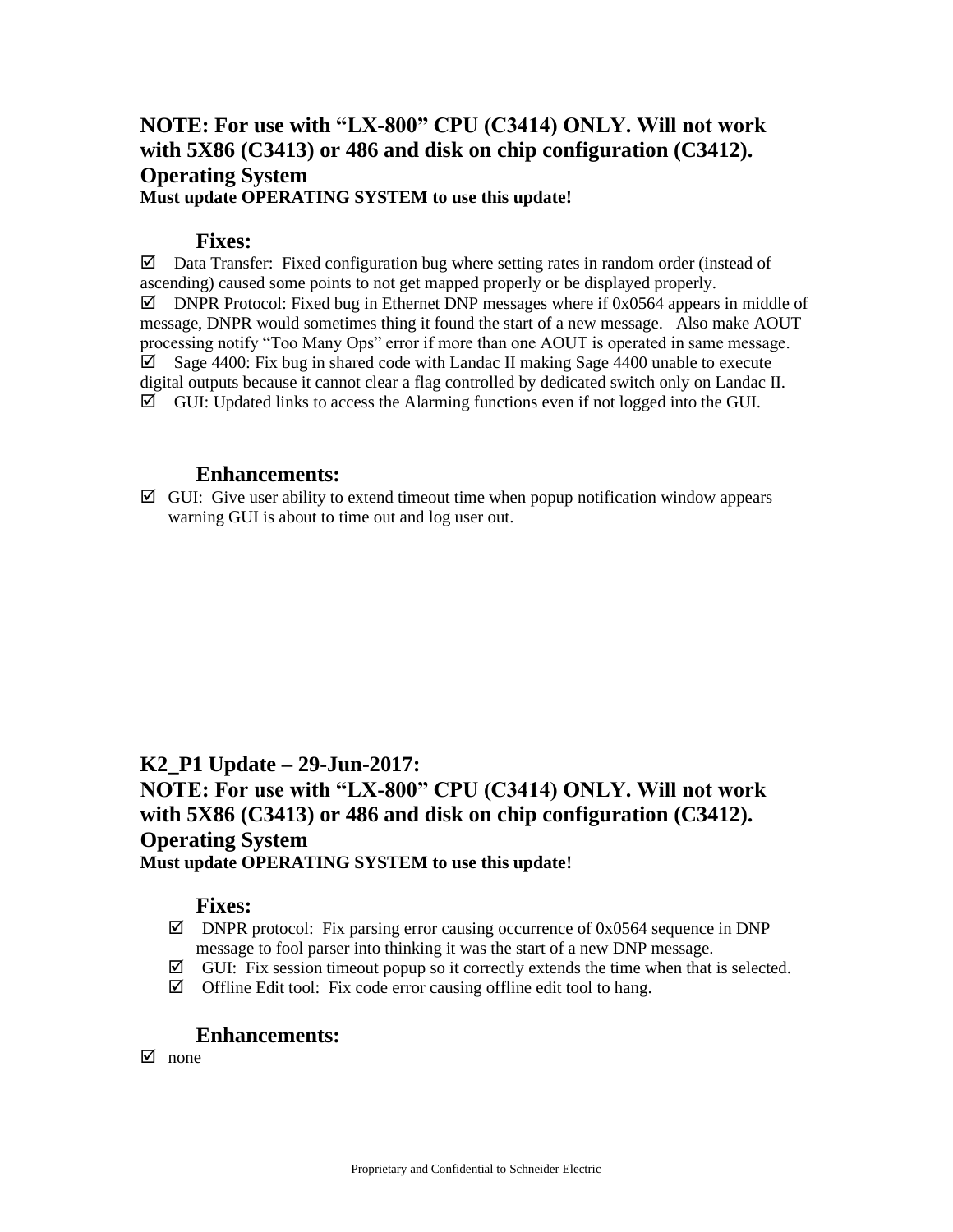**NOTE: For use with "LX-800" CPU (C3414) ONLY. Will not work with 5X86 (C3413) or 486 and disk on chip configuration (C3412).**
**Operating System**
**Must update OPERATING SYSTEM to use this update!**

### Fixes:

- ☑ Data Transfer: Fixed configuration bug where setting rates in random order (instead of ascending) caused some points to not get mapped properly or be displayed properly.
- ☑ DNPR Protocol: Fixed bug in Ethernet DNP messages where if 0x0564 appears in middle of message, DNPR would sometimes thing it found the start of a new message. Also make AOUT processing notify "Too Many Ops" error if more than one AOUT is operated in same message.
- ☑ Sage 4400: Fix bug in shared code with Landac II making Sage 4400 unable to execute digital outputs because it cannot clear a flag controlled by dedicated switch only on Landac II.
- ☑ GUI: Updated links to access the Alarming functions even if not logged into the GUI.

### Enhancements:

- ☑ GUI: Give user ability to extend timeout time when popup notification window appears warning GUI is about to time out and log user out.

## K2_P1 Update – 29-Jun-2017:

**NOTE: For use with "LX-800" CPU (C3414) ONLY. Will not work with 5X86 (C3413) or 486 and disk on chip configuration (C3412).**
**Operating System**
**Must update OPERATING SYSTEM to use this update!**

### Fixes:

- ☑ DNPR protocol: Fix parsing error causing occurrence of 0x0564 sequence in DNP message to fool parser into thinking it was the start of a new DNP message.
- ☑ GUI: Fix session timeout popup so it correctly extends the time when that is selected.
- ☑ Offline Edit tool: Fix code error causing offline edit tool to hang.

### Enhancements:

- ☑ none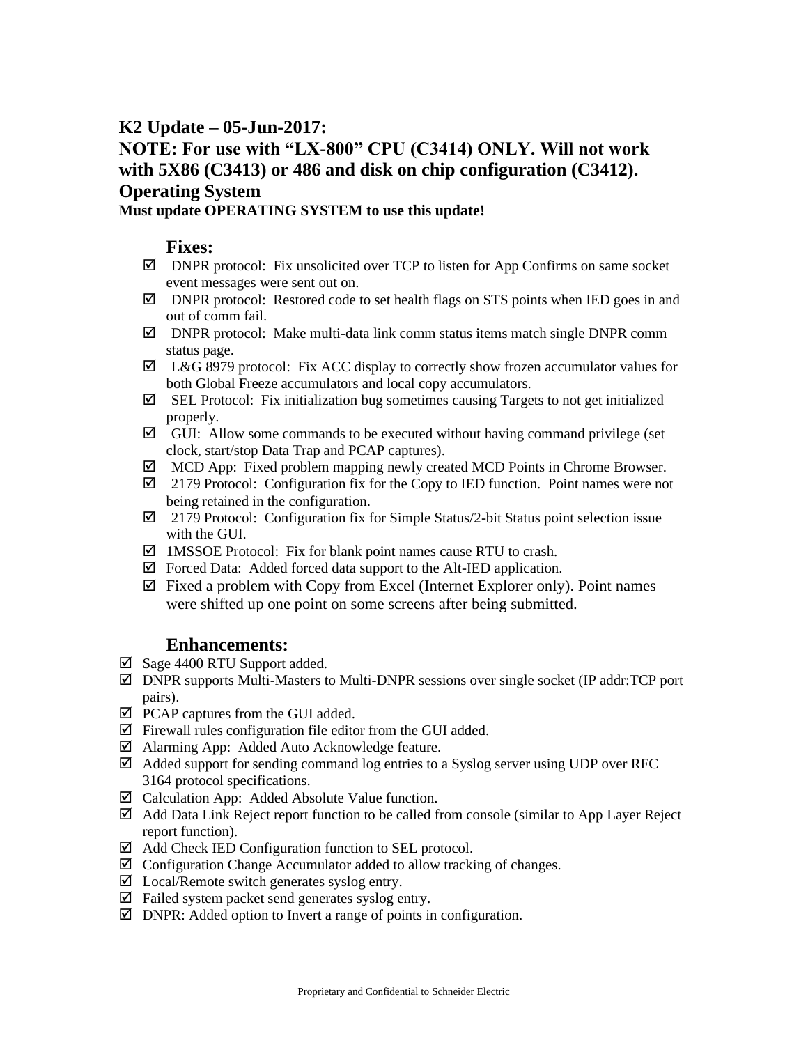### K2 Update – 05-Jun-2017:

### NOTE: For use with “LX-800” CPU (C3414) ONLY. Will not work with 5X86 (C3413) or 486 and disk on chip configuration (C3412).

### Operating System

**Must update OPERATING SYSTEM to use this update!**

#### Fixes:

- ☑ DNPR protocol: Fix unsolicited over TCP to listen for App Confirms on same socket event messages were sent out on.
- ☑ DNPR protocol: Restored code to set health flags on STS points when IED goes in and out of comm fail.
- ☑ DNPR protocol: Make multi-data link comm status items match single DNPR comm status page.
- ☑ L&G 8979 protocol: Fix ACC display to correctly show frozen accumulator values for both Global Freeze accumulators and local copy accumulators.
- ☑ SEL Protocol: Fix initialization bug sometimes causing Targets to not get initialized properly.
- ☑ GUI: Allow some commands to be executed without having command privilege (set clock, start/stop Data Trap and PCAP captures).
- ☑ MCD App: Fixed problem mapping newly created MCD Points in Chrome Browser.
- ☑ 2179 Protocol: Configuration fix for the Copy to IED function. Point names were not being retained in the configuration.
- ☑ 2179 Protocol: Configuration fix for Simple Status/2-bit Status point selection issue with the GUI.
- ☑ 1MSSOE Protocol: Fix for blank point names cause RTU to crash.
- ☑ Forced Data: Added forced data support to the Alt-IED application.
- ☑ Fixed a problem with Copy from Excel (Internet Explorer only). Point names were shifted up one point on some screens after being submitted.

#### Enhancements:

- ☑ Sage 4400 RTU Support added.
- ☑ DNPR supports Multi-Masters to Multi-DNPR sessions over single socket (IP addr:TCP port pairs).
- ☑ PCAP captures from the GUI added.
- ☑ Firewall rules configuration file editor from the GUI added.
- ☑ Alarming App: Added Auto Acknowledge feature.
- ☑ Added support for sending command log entries to a Syslog server using UDP over RFC 3164 protocol specifications.
- ☑ Calculation App: Added Absolute Value function.
- ☑ Add Data Link Reject report function to be called from console (similar to App Layer Reject report function).
- ☑ Add Check IED Configuration function to SEL protocol.
- ☑ Configuration Change Accumulator added to allow tracking of changes.
- ☑ Local/Remote switch generates syslog entry.
- ☑ Failed system packet send generates syslog entry.
- ☑ DNPR: Added option to Invert a range of points in configuration.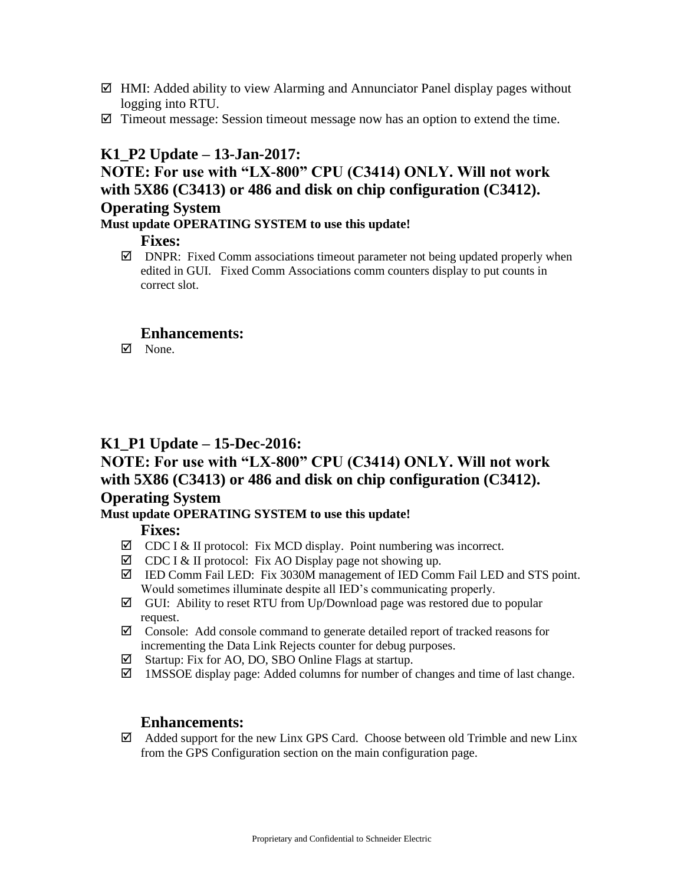- ☑ HMI: Added ability to view Alarming and Annunciator Panel display pages without logging into RTU.
- ☑ Timeout message: Session timeout message now has an option to extend the time.

## K1_P2 Update – 13-Jan-2017:
## NOTE: For use with "LX-800" CPU (C3414) ONLY. Will not work with 5X86 (C3413) or 486 and disk on chip configuration (C3412).
## Operating System

**Must update OPERATING SYSTEM to use this update!**

### Fixes:

- ☑ DNPR: Fixed Comm associations timeout parameter not being updated properly when edited in GUI. Fixed Comm Associations comm counters display to put counts in correct slot.

### Enhancements:

- ☑ None.

## K1_P1 Update – 15-Dec-2016:
## NOTE: For use with "LX-800" CPU (C3414) ONLY. Will not work with 5X86 (C3413) or 486 and disk on chip configuration (C3412).
## Operating System

**Must update OPERATING SYSTEM to use this update!**

### Fixes:

- ☑ CDC I & II protocol: Fix MCD display. Point numbering was incorrect.
- ☑ CDC I & II protocol: Fix AO Display page not showing up.
- ☑ IED Comm Fail LED: Fix 3030M management of IED Comm Fail LED and STS point. Would sometimes illuminate despite all IED's communicating properly.
- ☑ GUI: Ability to reset RTU from Up/Download page was restored due to popular request.
- ☑ Console: Add console command to generate detailed report of tracked reasons for incrementing the Data Link Rejects counter for debug purposes.
- ☑ Startup: Fix for AO, DO, SBO Online Flags at startup.
- ☑ 1MSSOE display page: Added columns for number of changes and time of last change.

### Enhancements:

- ☑ Added support for the new Linx GPS Card. Choose between old Trimble and new Linx from the GPS Configuration section on the main configuration page.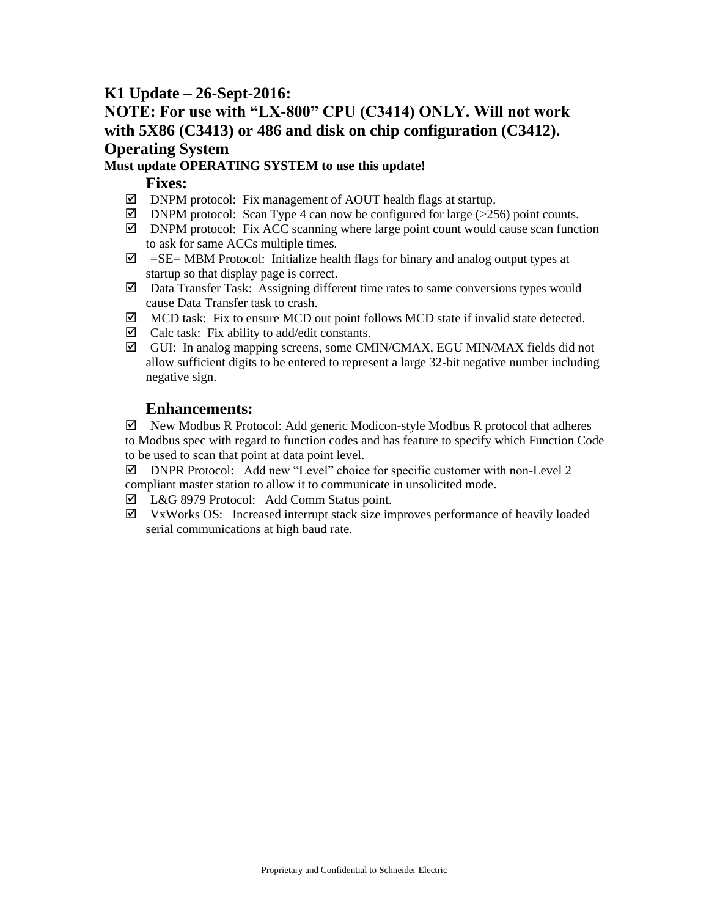## K1 Update – 26-Sept-2016:

## NOTE: For use with "LX-800" CPU (C3414) ONLY. Will not work with 5X86 (C3413) or 486 and disk on chip configuration (C3412).

## Operating System

**Must update OPERATING SYSTEM to use this update!**

### Fixes:

- ☑ DNPM protocol: Fix management of AOUT health flags at startup.
- ☑ DNPM protocol: Scan Type 4 can now be configured for large (>256) point counts.
- ☑ DNPM protocol: Fix ACC scanning where large point count would cause scan function to ask for same ACCs multiple times.
- ☑ =SE= MBM Protocol: Initialize health flags for binary and analog output types at startup so that display page is correct.
- ☑ Data Transfer Task: Assigning different time rates to same conversions types would cause Data Transfer task to crash.
- ☑ MCD task: Fix to ensure MCD out point follows MCD state if invalid state detected.
- ☑ Calc task: Fix ability to add/edit constants.
- ☑ GUI: In analog mapping screens, some CMIN/CMAX, EGU MIN/MAX fields did not allow sufficient digits to be entered to represent a large 32-bit negative number including negative sign.

### Enhancements:

- ☑ New Modbus R Protocol: Add generic Modicon-style Modbus R protocol that adheres to Modbus spec with regard to function codes and has feature to specify which Function Code to be used to scan that point at data point level.
- ☑ DNPR Protocol: Add new "Level" choice for specific customer with non-Level 2 compliant master station to allow it to communicate in unsolicited mode.
- ☑ L&G 8979 Protocol: Add Comm Status point.
- ☑ VxWorks OS: Increased interrupt stack size improves performance of heavily loaded serial communications at high baud rate.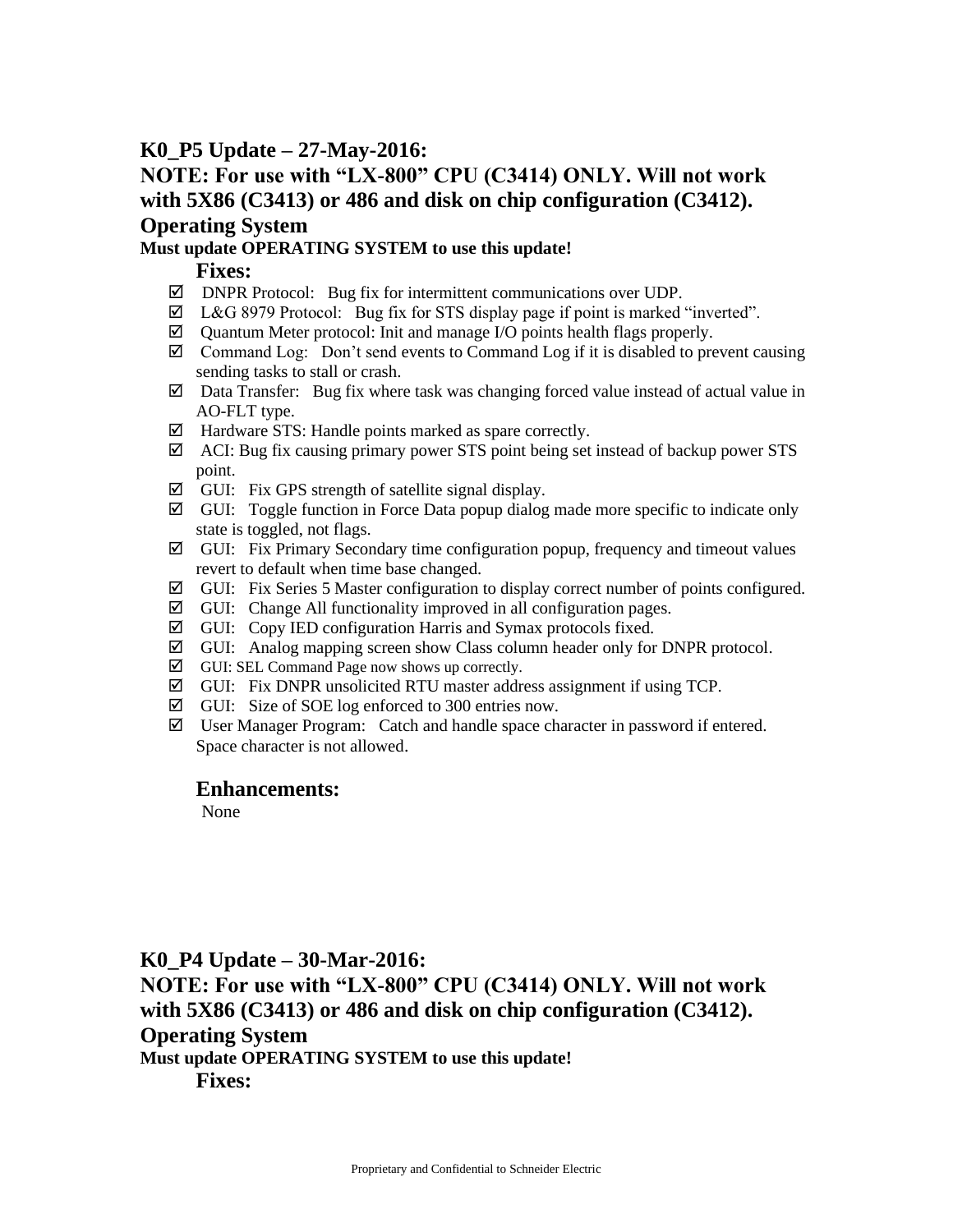## K0_P5 Update – 27-May-2016:

## NOTE: For use with "LX-800" CPU (C3414) ONLY. Will not work with 5X86 (C3413) or 486 and disk on chip configuration (C3412).

## Operating System

**Must update OPERATING SYSTEM to use this update!**

### Fixes:

- ☑ DNPR Protocol: Bug fix for intermittent communications over UDP.
- ☑ L&G 8979 Protocol: Bug fix for STS display page if point is marked "inverted".
- ☑ Quantum Meter protocol: Init and manage I/O points health flags properly.
- ☑ Command Log: Don't send events to Command Log if it is disabled to prevent causing sending tasks to stall or crash.
- ☑ Data Transfer: Bug fix where task was changing forced value instead of actual value in AO-FLT type.
- ☑ Hardware STS: Handle points marked as spare correctly.
- ☑ ACI: Bug fix causing primary power STS point being set instead of backup power STS point.
- ☑ GUI: Fix GPS strength of satellite signal display.
- ☑ GUI: Toggle function in Force Data popup dialog made more specific to indicate only state is toggled, not flags.
- ☑ GUI: Fix Primary Secondary time configuration popup, frequency and timeout values revert to default when time base changed.
- ☑ GUI: Fix Series 5 Master configuration to display correct number of points configured.
- ☑ GUI: Change All functionality improved in all configuration pages.
- ☑ GUI: Copy IED configuration Harris and Symax protocols fixed.
- ☑ GUI: Analog mapping screen show Class column header only for DNPR protocol.
- ☑ GUI: SEL Command Page now shows up correctly.
- ☑ GUI: Fix DNPR unsolicited RTU master address assignment if using TCP.
- ☑ GUI: Size of SOE log enforced to 300 entries now.
- ☑ User Manager Program: Catch and handle space character in password if entered. Space character is not allowed.

### Enhancements:

None

## K0_P4 Update – 30-Mar-2016:

## NOTE: For use with "LX-800" CPU (C3414) ONLY. Will not work with 5X86 (C3413) or 486 and disk on chip configuration (C3412).

## Operating System

**Must update OPERATING SYSTEM to use this update!**

### Fixes: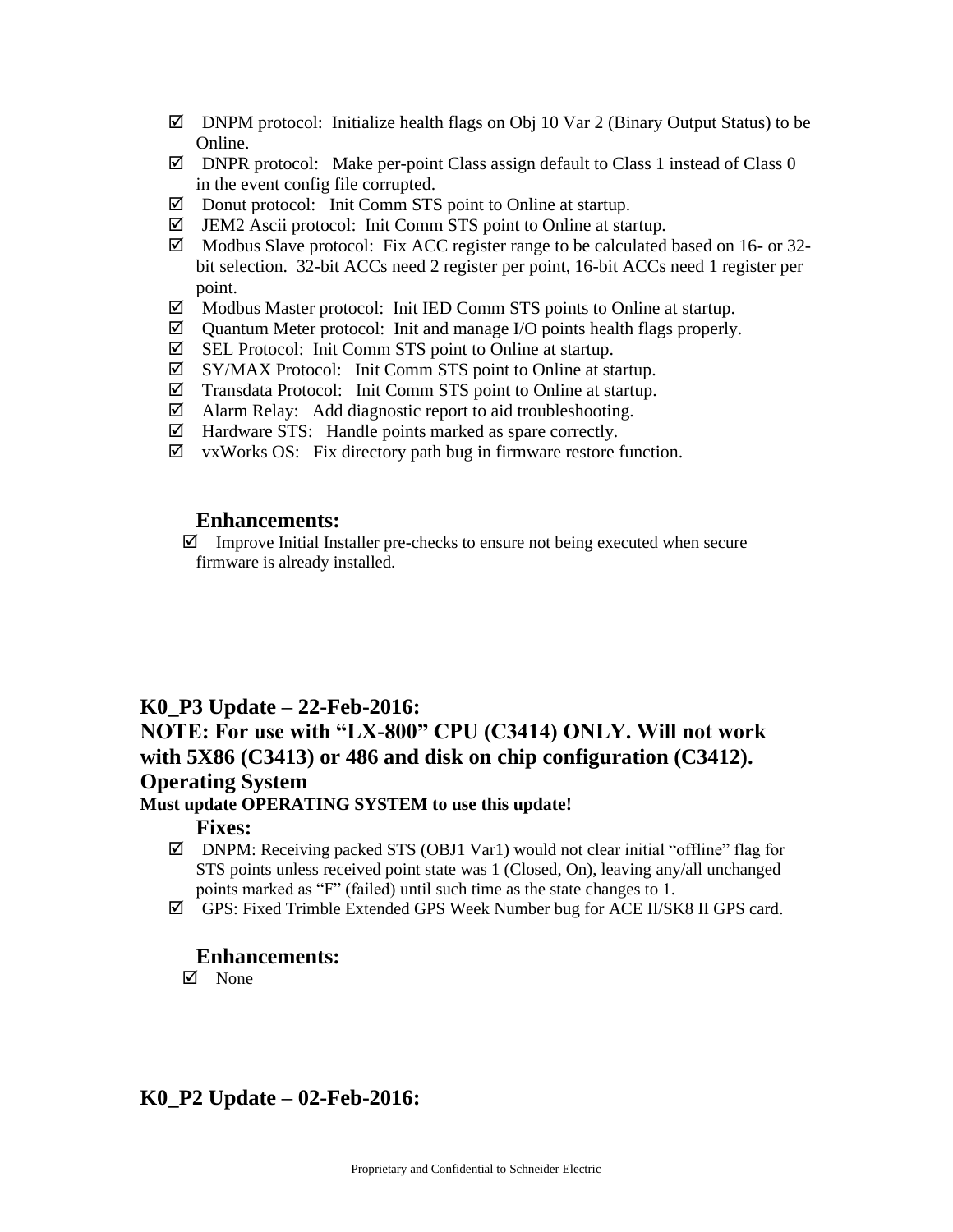- ☑ DNPM protocol: Initialize health flags on Obj 10 Var 2 (Binary Output Status) to be Online.
- ☑ DNPR protocol: Make per-point Class assign default to Class 1 instead of Class 0 in the event config file corrupted.
- ☑ Donut protocol: Init Comm STS point to Online at startup.
- ☑ JEM2 Ascii protocol: Init Comm STS point to Online at startup.
- ☑ Modbus Slave protocol: Fix ACC register range to be calculated based on 16- or 32-bit selection. 32-bit ACCs need 2 register per point, 16-bit ACCs need 1 register per point.
- ☑ Modbus Master protocol: Init IED Comm STS points to Online at startup.
- ☑ Quantum Meter protocol: Init and manage I/O points health flags properly.
- ☑ SEL Protocol: Init Comm STS point to Online at startup.
- ☑ SY/MAX Protocol: Init Comm STS point to Online at startup.
- ☑ Transdata Protocol: Init Comm STS point to Online at startup.
- ☑ Alarm Relay: Add diagnostic report to aid troubleshooting.
- ☑ Hardware STS: Handle points marked as spare correctly.
- ☑ vxWorks OS: Fix directory path bug in firmware restore function.

### Enhancements:

- ☑ Improve Initial Installer pre-checks to ensure not being executed when secure firmware is already installed.

## K0_P3 Update – 22-Feb-2016:

## NOTE: For use with "LX-800" CPU (C3414) ONLY. Will not work with 5X86 (C3413) or 486 and disk on chip configuration (C3412). Operating System

**Must update OPERATING SYSTEM to use this update!**

### Fixes:

- ☑ DNPM: Receiving packed STS (OBJ1 Var1) would not clear initial "offline" flag for STS points unless received point state was 1 (Closed, On), leaving any/all unchanged points marked as "F" (failed) until such time as the state changes to 1.
- ☑ GPS: Fixed Trimble Extended GPS Week Number bug for ACE II/SK8 II GPS card.

### Enhancements:

- ☑ None

## K0_P2 Update – 02-Feb-2016: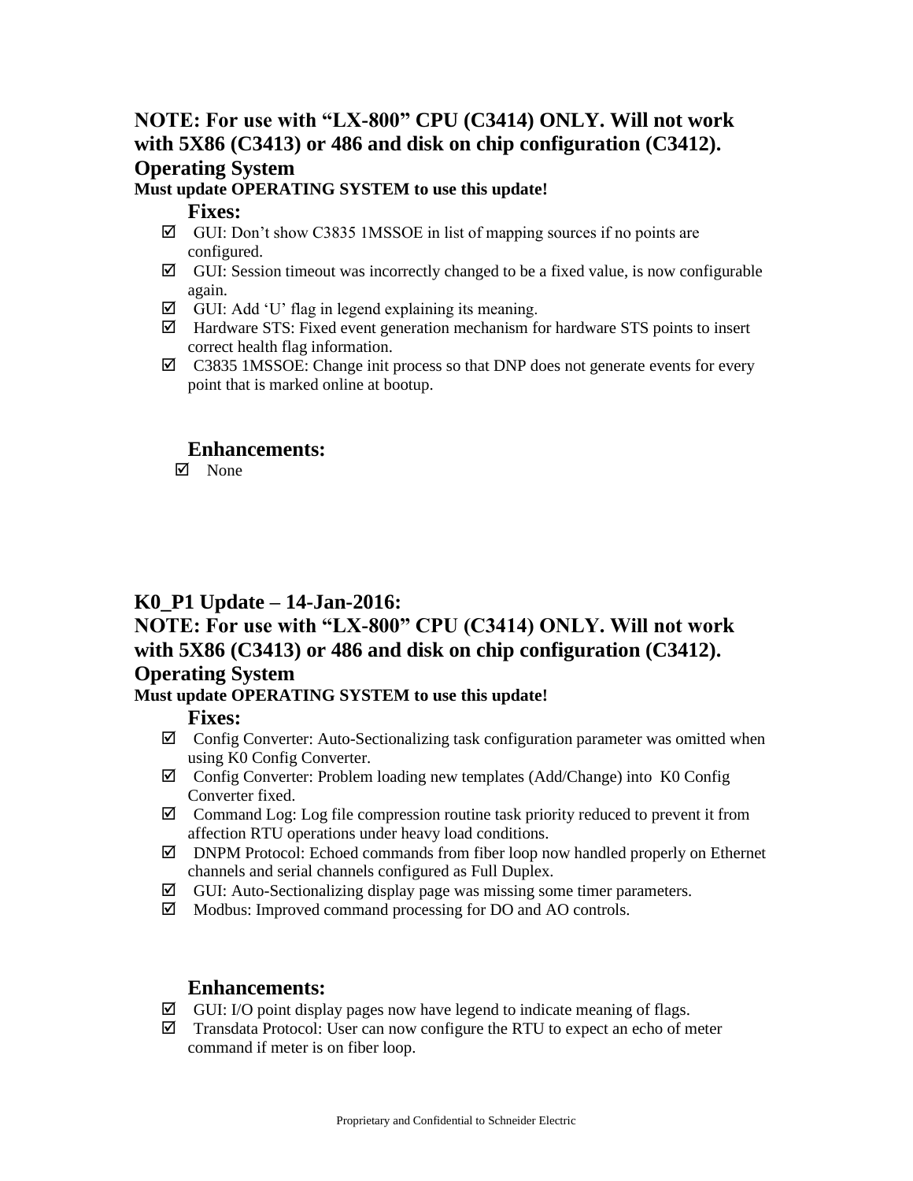## NOTE: For use with "LX-800" CPU (C3414) ONLY. Will not work with 5X86 (C3413) or 486 and disk on chip configuration (C3412).

## Operating System

**Must update OPERATING SYSTEM to use this update!**

### Fixes:

- ☑ GUI: Don't show C3835 1MSSOE in list of mapping sources if no points are configured.
- ☑ GUI: Session timeout was incorrectly changed to be a fixed value, is now configurable again.
- ☑ GUI: Add 'U' flag in legend explaining its meaning.
- ☑ Hardware STS: Fixed event generation mechanism for hardware STS points to insert correct health flag information.
- ☑ C3835 1MSSOE: Change init process so that DNP does not generate events for every point that is marked online at bootup.

### Enhancements:

- ☑ None

## K0_P1 Update – 14-Jan-2016:

## NOTE: For use with "LX-800" CPU (C3414) ONLY. Will not work with 5X86 (C3413) or 486 and disk on chip configuration (C3412).

## Operating System

**Must update OPERATING SYSTEM to use this update!**

### Fixes:

- ☑ Config Converter: Auto-Sectionalizing task configuration parameter was omitted when using K0 Config Converter.
- ☑ Config Converter: Problem loading new templates (Add/Change) into K0 Config Converter fixed.
- ☑ Command Log: Log file compression routine task priority reduced to prevent it from affection RTU operations under heavy load conditions.
- ☑ DNPM Protocol: Echoed commands from fiber loop now handled properly on Ethernet channels and serial channels configured as Full Duplex.
- ☑ GUI: Auto-Sectionalizing display page was missing some timer parameters.
- ☑ Modbus: Improved command processing for DO and AO controls.

### Enhancements:

- ☑ GUI: I/O point display pages now have legend to indicate meaning of flags.
- ☑ Transdata Protocol: User can now configure the RTU to expect an echo of meter command if meter is on fiber loop.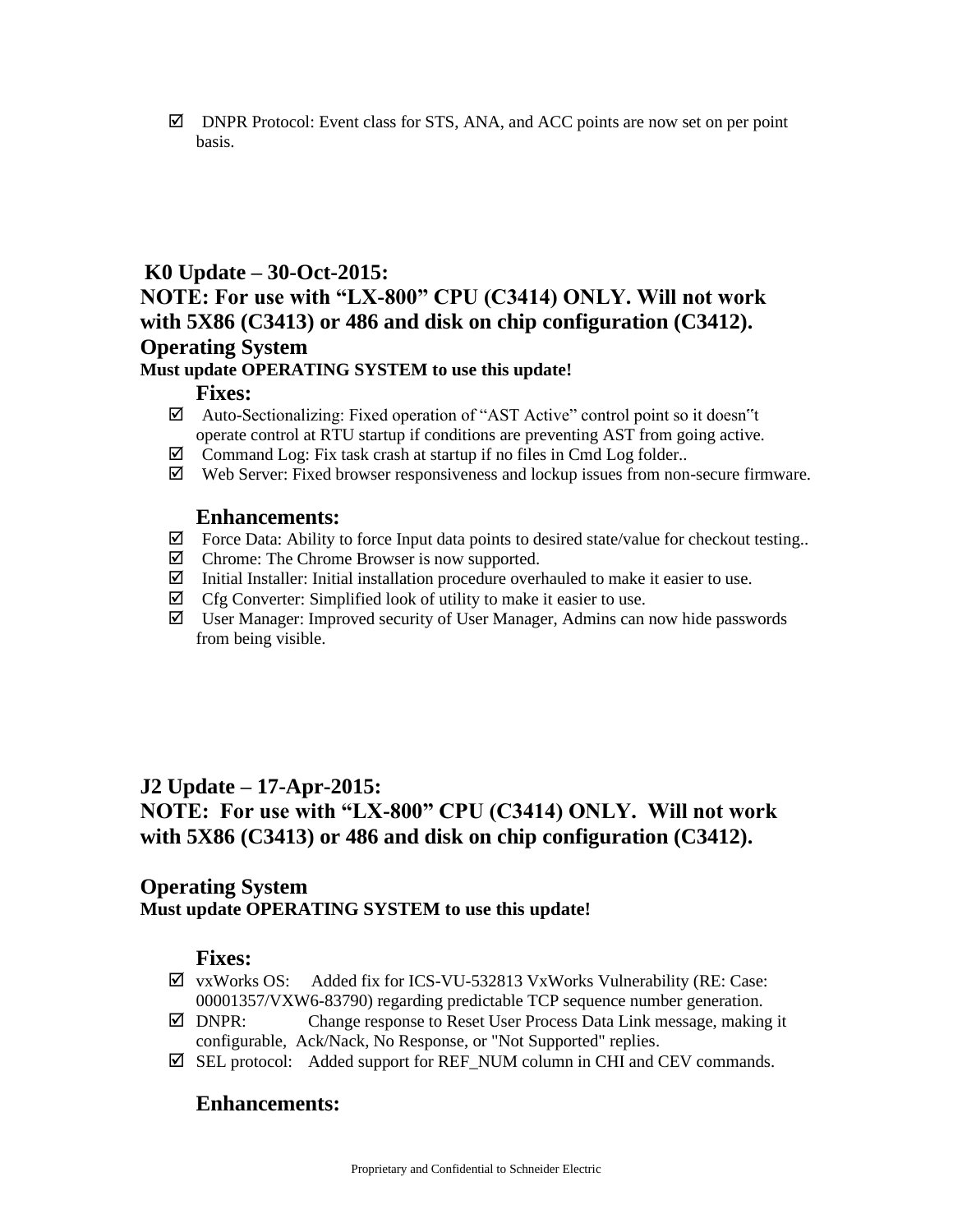- ☑ DNPR Protocol: Event class for STS, ANA, and ACC points are now set on per point basis.

## K0 Update – 30-Oct-2015:

## NOTE: For use with "LX-800" CPU (C3414) ONLY. Will not work with 5X86 (C3413) or 486 and disk on chip configuration (C3412).

## Operating System

**Must update OPERATING SYSTEM to use this update!**

### Fixes:

- ☑ Auto-Sectionalizing: Fixed operation of "AST Active" control point so it doesn"t operate control at RTU startup if conditions are preventing AST from going active.
- ☑ Command Log: Fix task crash at startup if no files in Cmd Log folder..
- ☑ Web Server: Fixed browser responsiveness and lockup issues from non-secure firmware.

### Enhancements:

- ☑ Force Data: Ability to force Input data points to desired state/value for checkout testing..
- ☑ Chrome: The Chrome Browser is now supported.
- ☑ Initial Installer: Initial installation procedure overhauled to make it easier to use.
- ☑ Cfg Converter: Simplified look of utility to make it easier to use.
- ☑ User Manager: Improved security of User Manager, Admins can now hide passwords from being visible.

## J2 Update – 17-Apr-2015:

## NOTE: For use with "LX-800" CPU (C3414) ONLY. Will not work with 5X86 (C3413) or 486 and disk on chip configuration (C3412).

## Operating System

**Must update OPERATING SYSTEM to use this update!**

### Fixes:

- ☑ vxWorks OS: Added fix for ICS-VU-532813 VxWorks Vulnerability (RE: Case: 00001357/VXW6-83790) regarding predictable TCP sequence number generation.
- ☑ DNPR: Change response to Reset User Process Data Link message, making it configurable, Ack/Nack, No Response, or "Not Supported" replies.
- ☑ SEL protocol: Added support for REF_NUM column in CHI and CEV commands.

### Enhancements: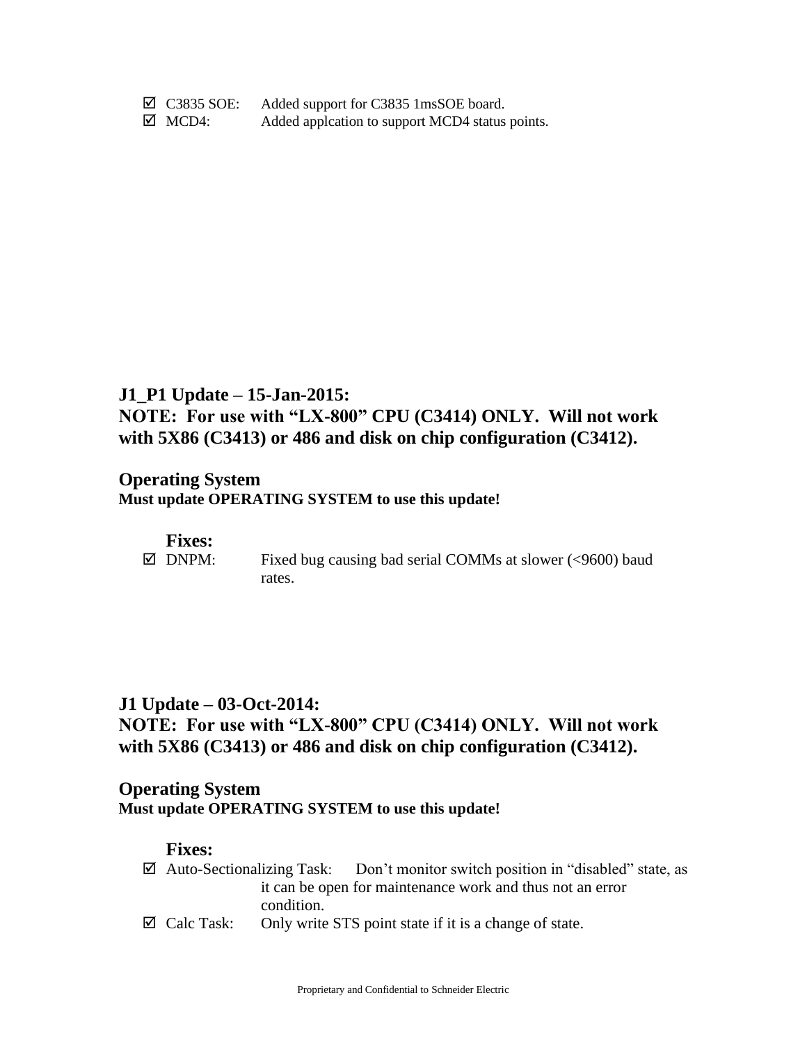- ☑ C3835 SOE: Added support for C3835 1msSOE board.
- ☑ MCD4: Added applcation to support MCD4 status points.

## J1_P1 Update – 15-Jan-2015:
## NOTE: For use with "LX-800" CPU (C3414) ONLY. Will not work with 5X86 (C3413) or 486 and disk on chip configuration (C3412).

### Operating System
**Must update OPERATING SYSTEM to use this update!**

**Fixes:**

- ☑ DNPM: Fixed bug causing bad serial COMMs at slower (<9600) baud rates.

## J1 Update – 03-Oct-2014:
## NOTE: For use with "LX-800" CPU (C3414) ONLY. Will not work with 5X86 (C3413) or 486 and disk on chip configuration (C3412).

### Operating System
**Must update OPERATING SYSTEM to use this update!**

**Fixes:**

- ☑ Auto-Sectionalizing Task: Don't monitor switch position in "disabled" state, as it can be open for maintenance work and thus not an error condition.
- ☑ Calc Task: Only write STS point state if it is a change of state.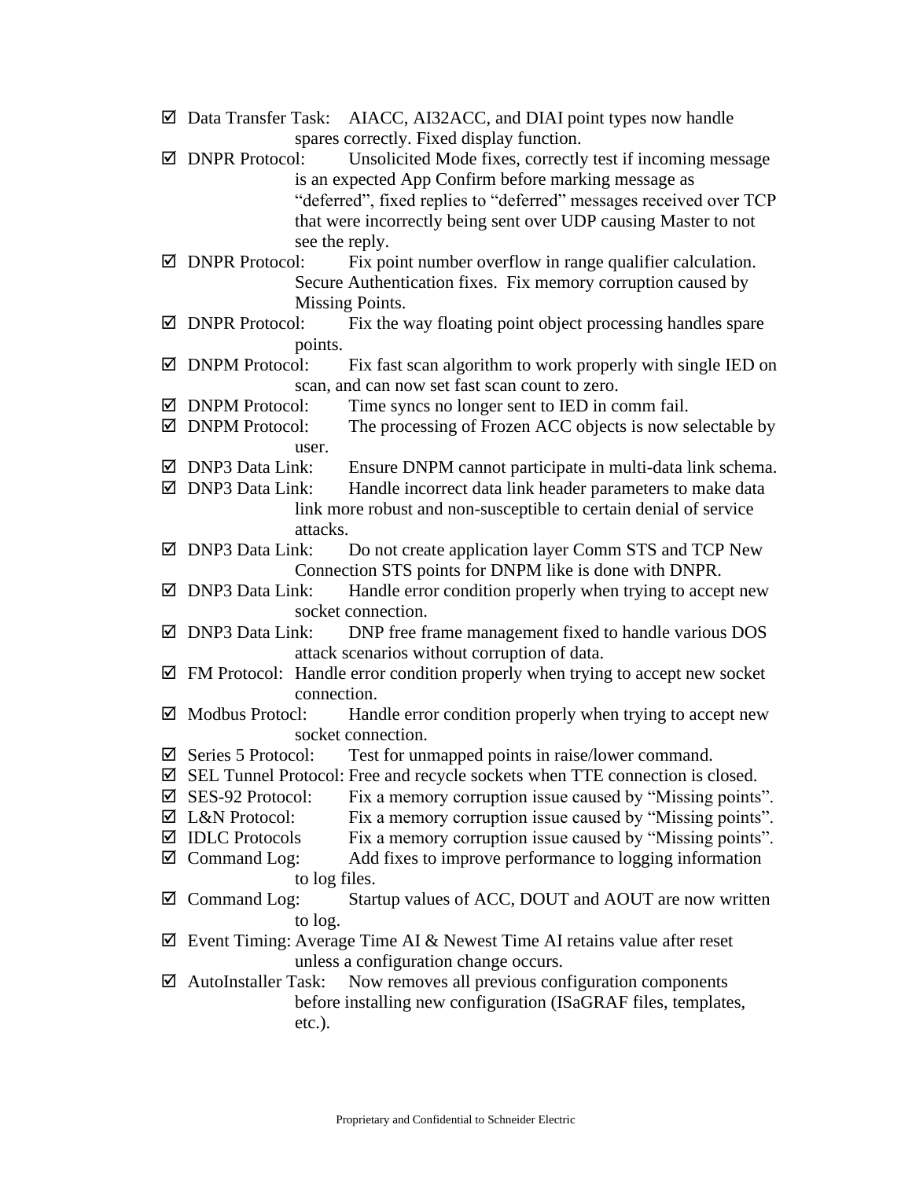- ☑ Data Transfer Task: AIACC, AI32ACC, and DIAI point types now handle spares correctly. Fixed display function.
- ☑ DNPR Protocol: Unsolicited Mode fixes, correctly test if incoming message is an expected App Confirm before marking message as "deferred", fixed replies to "deferred" messages received over TCP that were incorrectly being sent over UDP causing Master to not see the reply.
- ☑ DNPR Protocol: Fix point number overflow in range qualifier calculation. Secure Authentication fixes. Fix memory corruption caused by Missing Points.
- ☑ DNPR Protocol: Fix the way floating point object processing handles spare points.
- ☑ DNPM Protocol: Fix fast scan algorithm to work properly with single IED on scan, and can now set fast scan count to zero.
- ☑ DNPM Protocol: Time syncs no longer sent to IED in comm fail.
- ☑ DNPM Protocol: The processing of Frozen ACC objects is now selectable by user.
- ☑ DNP3 Data Link: Ensure DNPM cannot participate in multi-data link schema.
- ☑ DNP3 Data Link: Handle incorrect data link header parameters to make data link more robust and non-susceptible to certain denial of service attacks.
- ☑ DNP3 Data Link: Do not create application layer Comm STS and TCP New Connection STS points for DNPM like is done with DNPR.
- ☑ DNP3 Data Link: Handle error condition properly when trying to accept new socket connection.
- ☑ DNP3 Data Link: DNP free frame management fixed to handle various DOS attack scenarios without corruption of data.
- ☑ FM Protocol: Handle error condition properly when trying to accept new socket connection.
- ☑ Modbus Protocl: Handle error condition properly when trying to accept new socket connection.
- ☑ Series 5 Protocol: Test for unmapped points in raise/lower command.
- ☑ SEL Tunnel Protocol: Free and recycle sockets when TTE connection is closed.
- ☑ SES-92 Protocol: Fix a memory corruption issue caused by "Missing points".
- ☑ L&N Protocol: Fix a memory corruption issue caused by "Missing points".
- ☑ IDLC Protocols Fix a memory corruption issue caused by "Missing points".
- ☑ Command Log: Add fixes to improve performance to logging information to log files.
- ☑ Command Log: Startup values of ACC, DOUT and AOUT are now written to log.
- ☑ Event Timing: Average Time AI & Newest Time AI retains value after reset unless a configuration change occurs.
- ☑ AutoInstaller Task: Now removes all previous configuration components before installing new configuration (ISaGRAF files, templates, etc.).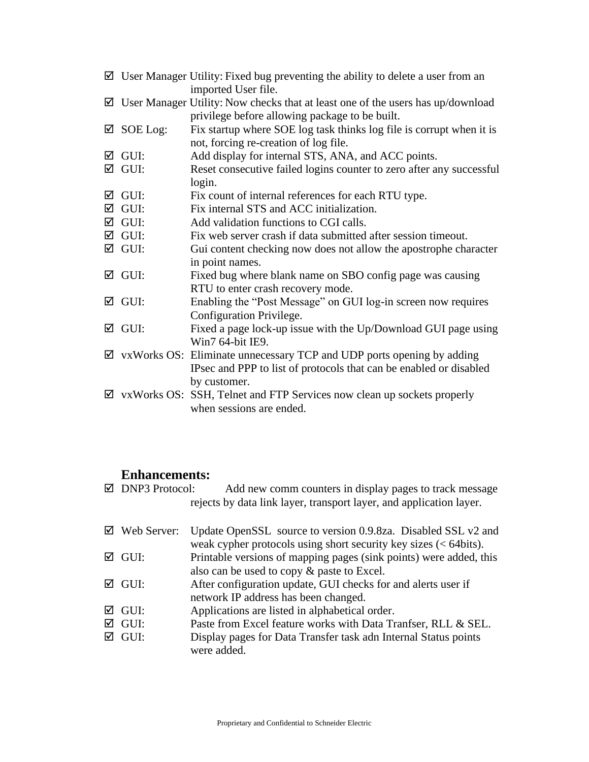- ☑ User Manager Utility: Fixed bug preventing the ability to delete a user from an imported User file.
- ☑ User Manager Utility: Now checks that at least one of the users has up/download privilege before allowing package to be built.
- ☑ SOE Log: Fix startup where SOE log task thinks log file is corrupt when it is not, forcing re-creation of log file.
- ☑ GUI: Add display for internal STS, ANA, and ACC points.
- ☑ GUI: Reset consecutive failed logins counter to zero after any successful login.
- ☑ GUI: Fix count of internal references for each RTU type.
- ☑ GUI: Fix internal STS and ACC initialization.
- ☑ GUI: Add validation functions to CGI calls.
- ☑ GUI: Fix web server crash if data submitted after session timeout.
- ☑ GUI: Gui content checking now does not allow the apostrophe character in point names.
- ☑ GUI: Fixed bug where blank name on SBO config page was causing RTU to enter crash recovery mode.
- ☑ GUI: Enabling the "Post Message" on GUI log-in screen now requires Configuration Privilege.
- ☑ GUI: Fixed a page lock-up issue with the Up/Download GUI page using Win7 64-bit IE9.
- ☑ vxWorks OS: Eliminate unnecessary TCP and UDP ports opening by adding IPsec and PPP to list of protocols that can be enabled or disabled by customer.
- ☑ vxWorks OS: SSH, Telnet and FTP Services now clean up sockets properly when sessions are ended.

### Enhancements:

- ☑ DNP3 Protocol: Add new comm counters in display pages to track message rejects by data link layer, transport layer, and application layer.

- ☑ Web Server: Update OpenSSL source to version 0.9.8za. Disabled SSL v2 and weak cypher protocols using short security key sizes (< 64bits).
- ☑ GUI: Printable versions of mapping pages (sink points) were added, this also can be used to copy & paste to Excel.
- ☑ GUI: After configuration update, GUI checks for and alerts user if network IP address has been changed.
- ☑ GUI: Applications are listed in alphabetical order.
- ☑ GUI: Paste from Excel feature works with Data Tranfser, RLL & SEL.
- ☑ GUI: Display pages for Data Transfer task adn Internal Status points were added.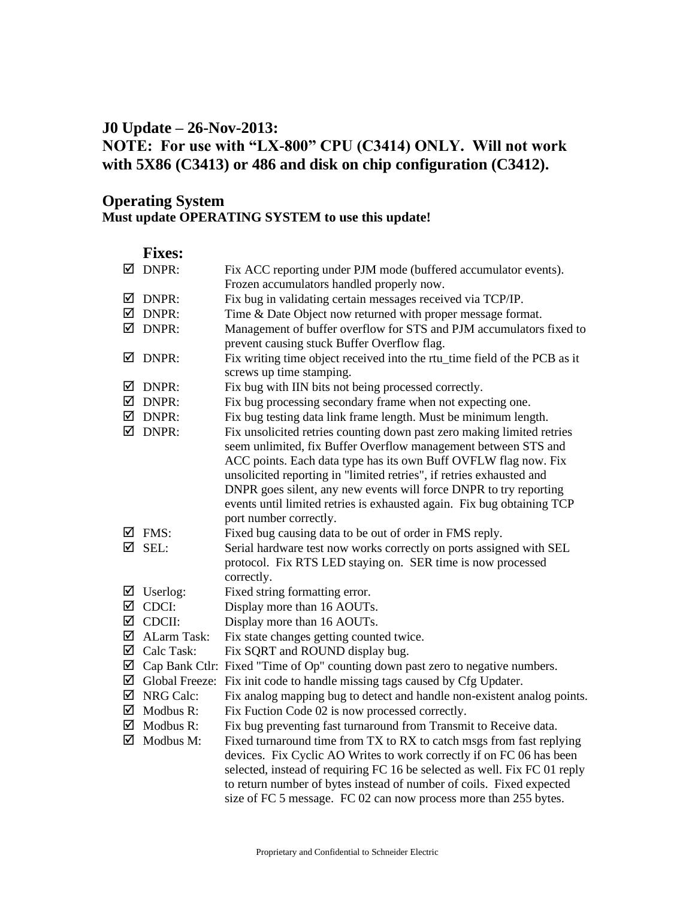## J0 Update – 26-Nov-2013:
## NOTE: For use with "LX-800" CPU (C3414) ONLY. Will not work with 5X86 (C3413) or 486 and disk on chip configuration (C3412).

### Operating System
**Must update OPERATING SYSTEM to use this update!**

#### Fixes:

- ☑ DNPR: Fix ACC reporting under PJM mode (buffered accumulator events). Frozen accumulators handled properly now.
- ☑ DNPR: Fix bug in validating certain messages received via TCP/IP.
- ☑ DNPR: Time & Date Object now returned with proper message format.
- ☑ DNPR: Management of buffer overflow for STS and PJM accumulators fixed to prevent causing stuck Buffer Overflow flag.
- ☑ DNPR: Fix writing time object received into the rtu_time field of the PCB as it screws up time stamping.
- ☑ DNPR: Fix bug with IIN bits not being processed correctly.
- ☑ DNPR: Fix bug processing secondary frame when not expecting one.
- ☑ DNPR: Fix bug testing data link frame length. Must be minimum length.
- ☑ DNPR: Fix unsolicited retries counting down past zero making limited retries seem unlimited, fix Buffer Overflow management between STS and ACC points. Each data type has its own Buff OVFLW flag now. Fix unsolicited reporting in "limited retries", if retries exhausted and DNPR goes silent, any new events will force DNPR to try reporting events until limited retries is exhausted again. Fix bug obtaining TCP port number correctly.
- ☑ FMS: Fixed bug causing data to be out of order in FMS reply.
- ☑ SEL: Serial hardware test now works correctly on ports assigned with SEL protocol. Fix RTS LED staying on. SER time is now processed correctly.
- ☑ Userlog: Fixed string formatting error.
- ☑ CDCI: Display more than 16 AOUTs.
- ☑ CDCII: Display more than 16 AOUTs.
- ☑ ALarm Task: Fix state changes getting counted twice.
- ☑ Calc Task: Fix SQRT and ROUND display bug.
- ☑ Cap Bank Ctlr: Fixed "Time of Op" counting down past zero to negative numbers.
- ☑ Global Freeze: Fix init code to handle missing tags caused by Cfg Updater.
- ☑ NRG Calc: Fix analog mapping bug to detect and handle non-existent analog points.
- ☑ Modbus R: Fix Fuction Code 02 is now processed correctly.
- ☑ Modbus R: Fix bug preventing fast turnaround from Transmit to Receive data.
- ☑ Modbus M: Fixed turnaround time from TX to RX to catch msgs from fast replying devices. Fix Cyclic AO Writes to work correctly if on FC 06 has been selected, instead of requiring FC 16 be selected as well. Fix FC 01 reply to return number of bytes instead of number of coils. Fixed expected size of FC 5 message. FC 02 can now process more than 255 bytes.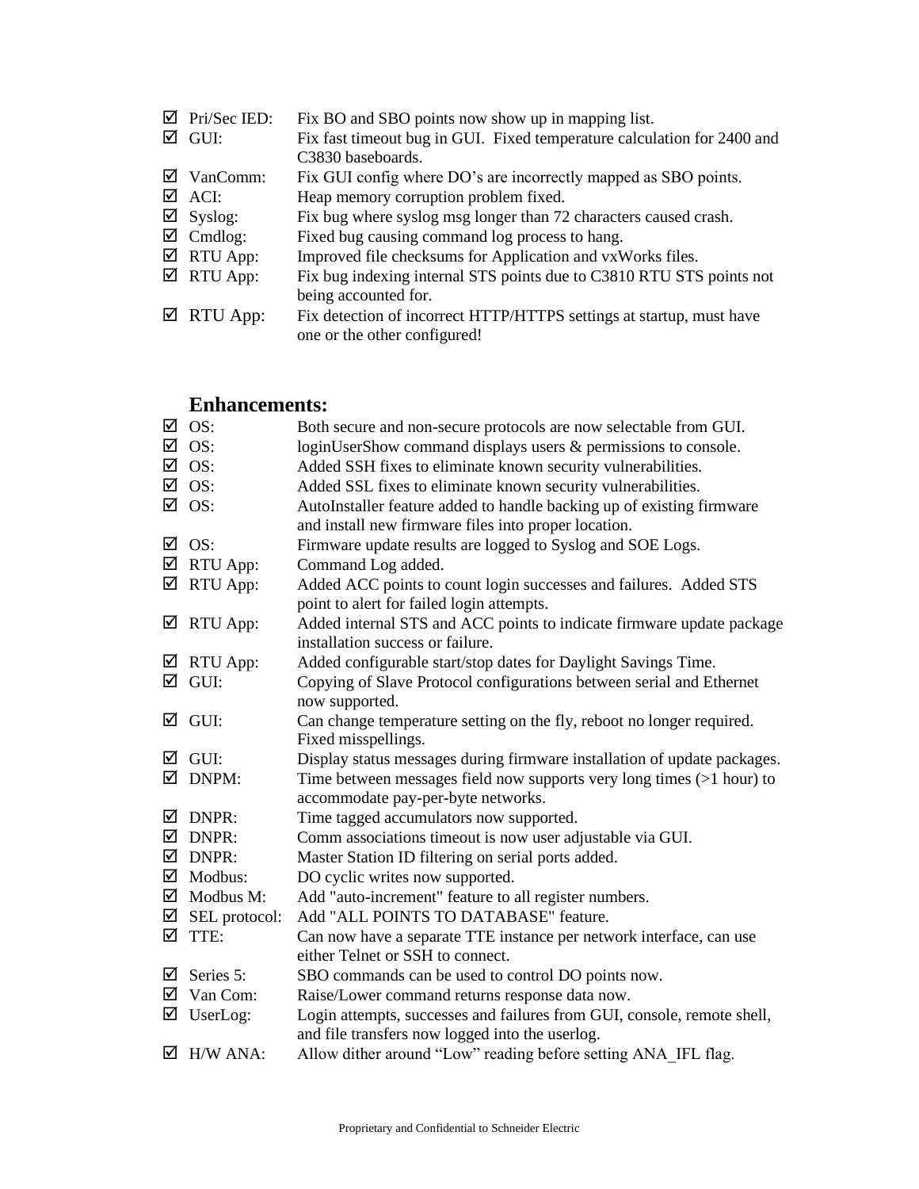- ☑ Pri/Sec IED: Fix BO and SBO points now show up in mapping list.
- ☑ GUI: Fix fast timeout bug in GUI. Fixed temperature calculation for 2400 and C3830 baseboards.
- ☑ VanComm: Fix GUI config where DO's are incorrectly mapped as SBO points.
- ☑ ACI: Heap memory corruption problem fixed.
- ☑ Syslog: Fix bug where syslog msg longer than 72 characters caused crash.
- ☑ Cmdlog: Fixed bug causing command log process to hang.
- ☑ RTU App: Improved file checksums for Application and vxWorks files.
- ☑ RTU App: Fix bug indexing internal STS points due to C3810 RTU STS points not being accounted for.
- ☑ RTU App: Fix detection of incorrect HTTP/HTTPS settings at startup, must have one or the other configured!

## Enhancements:

- ☑ OS: Both secure and non-secure protocols are now selectable from GUI.
- ☑ OS: loginUserShow command displays users & permissions to console.
- ☑ OS: Added SSH fixes to eliminate known security vulnerabilities.
- ☑ OS: Added SSL fixes to eliminate known security vulnerabilities.
- ☑ OS: AutoInstaller feature added to handle backing up of existing firmware and install new firmware files into proper location.
- ☑ OS: Firmware update results are logged to Syslog and SOE Logs.
- ☑ RTU App: Command Log added.
- ☑ RTU App: Added ACC points to count login successes and failures. Added STS point to alert for failed login attempts.
- ☑ RTU App: Added internal STS and ACC points to indicate firmware update package installation success or failure.
- ☑ RTU App: Added configurable start/stop dates for Daylight Savings Time.
- ☑ GUI: Copying of Slave Protocol configurations between serial and Ethernet now supported.
- ☑ GUI: Can change temperature setting on the fly, reboot no longer required. Fixed misspellings.
- ☑ GUI: Display status messages during firmware installation of update packages.
- ☑ DNPM: Time between messages field now supports very long times (>1 hour) to accommodate pay-per-byte networks.
- ☑ DNPR: Time tagged accumulators now supported.
- ☑ DNPR: Comm associations timeout is now user adjustable via GUI.
- ☑ DNPR: Master Station ID filtering on serial ports added.
- ☑ Modbus: DO cyclic writes now supported.
- ☑ Modbus M: Add "auto-increment" feature to all register numbers.
- ☑ SEL protocol: Add "ALL POINTS TO DATABASE" feature.
- ☑ TTE: Can now have a separate TTE instance per network interface, can use either Telnet or SSH to connect.
- ☑ Series 5: SBO commands can be used to control DO points now.
- ☑ Van Com: Raise/Lower command returns response data now.
- ☑ UserLog: Login attempts, successes and failures from GUI, console, remote shell, and file transfers now logged into the userlog.
- ☑ H/W ANA: Allow dither around "Low" reading before setting ANA_IFL flag.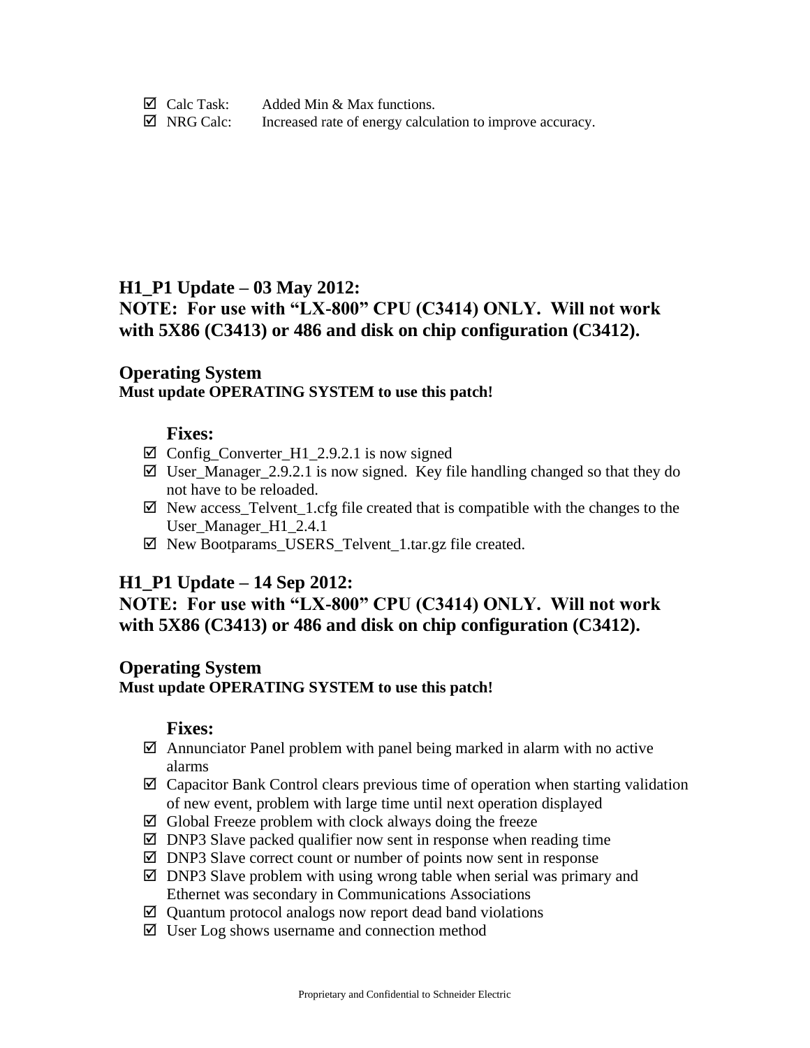- ☑ Calc Task: Added Min & Max functions.
- ☑ NRG Calc: Increased rate of energy calculation to improve accuracy.

## H1_P1 Update – 03 May 2012:
## NOTE: For use with "LX-800" CPU (C3414) ONLY. Will not work with 5X86 (C3413) or 486 and disk on chip configuration (C3412).

### Operating System
**Must update OPERATING SYSTEM to use this patch!**

#### Fixes:

- ☑ Config_Converter_H1_2.9.2.1 is now signed
- ☑ User_Manager_2.9.2.1 is now signed. Key file handling changed so that they do not have to be reloaded.
- ☑ New access_Telvent_1.cfg file created that is compatible with the changes to the User_Manager_H1_2.4.1
- ☑ New Bootparams_USERS_Telvent_1.tar.gz file created.

## H1_P1 Update – 14 Sep 2012:
## NOTE: For use with "LX-800" CPU (C3414) ONLY. Will not work with 5X86 (C3413) or 486 and disk on chip configuration (C3412).

### Operating System
**Must update OPERATING SYSTEM to use this patch!**

#### Fixes:

- ☑ Annunciator Panel problem with panel being marked in alarm with no active alarms
- ☑ Capacitor Bank Control clears previous time of operation when starting validation of new event, problem with large time until next operation displayed
- ☑ Global Freeze problem with clock always doing the freeze
- ☑ DNP3 Slave packed qualifier now sent in response when reading time
- ☑ DNP3 Slave correct count or number of points now sent in response
- ☑ DNP3 Slave problem with using wrong table when serial was primary and Ethernet was secondary in Communications Associations
- ☑ Quantum protocol analogs now report dead band violations
- ☑ User Log shows username and connection method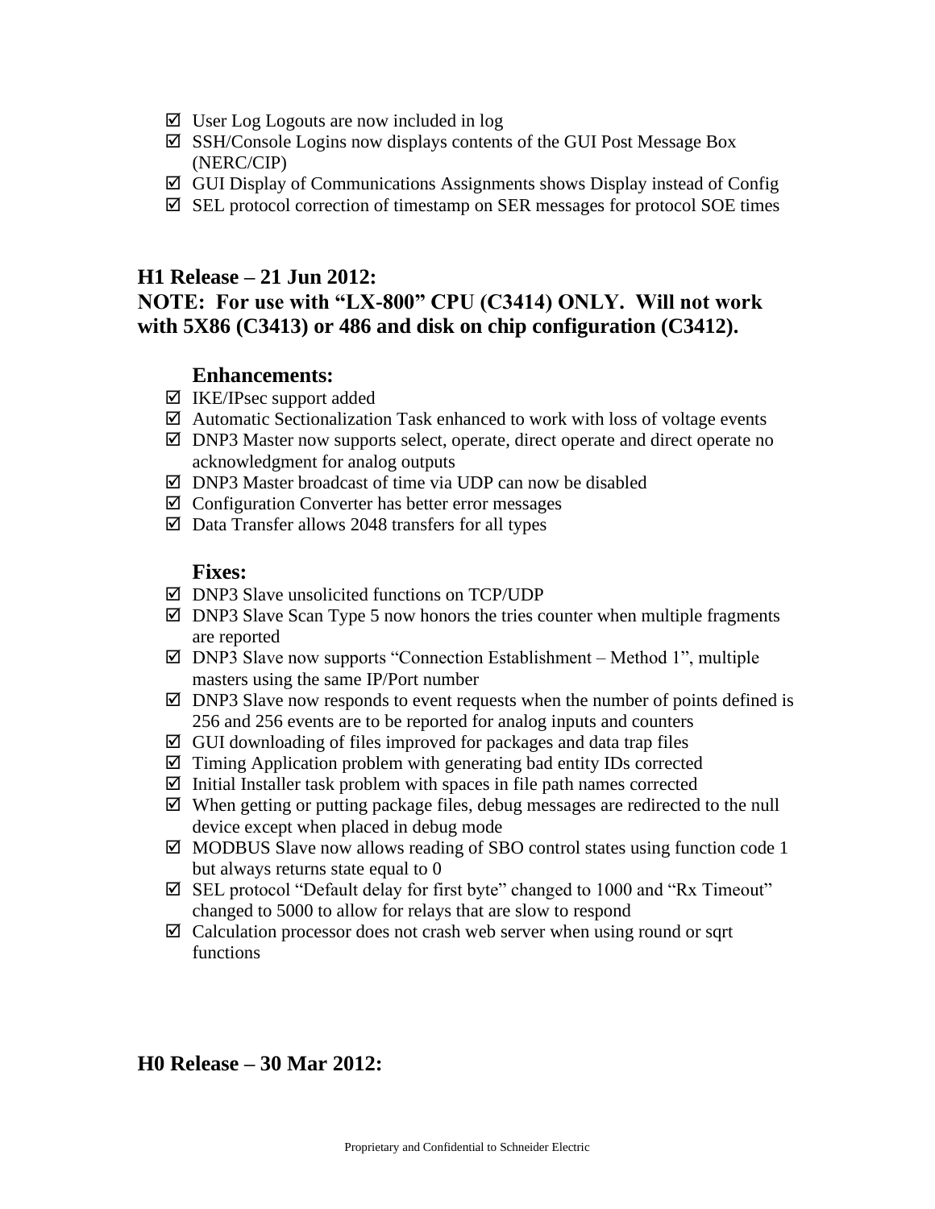- ☑ User Log Logouts are now included in log
- ☑ SSH/Console Logins now displays contents of the GUI Post Message Box (NERC/CIP)
- ☑ GUI Display of Communications Assignments shows Display instead of Config
- ☑ SEL protocol correction of timestamp on SER messages for protocol SOE times

## H1 Release – 21 Jun 2012:

## NOTE: For use with "LX-800" CPU (C3414) ONLY. Will not work with 5X86 (C3413) or 486 and disk on chip configuration (C3412).

### Enhancements:

- ☑ IKE/IPsec support added
- ☑ Automatic Sectionalization Task enhanced to work with loss of voltage events
- ☑ DNP3 Master now supports select, operate, direct operate and direct operate no acknowledgment for analog outputs
- ☑ DNP3 Master broadcast of time via UDP can now be disabled
- ☑ Configuration Converter has better error messages
- ☑ Data Transfer allows 2048 transfers for all types

### Fixes:

- ☑ DNP3 Slave unsolicited functions on TCP/UDP
- ☑ DNP3 Slave Scan Type 5 now honors the tries counter when multiple fragments are reported
- ☑ DNP3 Slave now supports "Connection Establishment – Method 1", multiple masters using the same IP/Port number
- ☑ DNP3 Slave now responds to event requests when the number of points defined is 256 and 256 events are to be reported for analog inputs and counters
- ☑ GUI downloading of files improved for packages and data trap files
- ☑ Timing Application problem with generating bad entity IDs corrected
- ☑ Initial Installer task problem with spaces in file path names corrected
- ☑ When getting or putting package files, debug messages are redirected to the null device except when placed in debug mode
- ☑ MODBUS Slave now allows reading of SBO control states using function code 1 but always returns state equal to 0
- ☑ SEL protocol "Default delay for first byte" changed to 1000 and "Rx Timeout" changed to 5000 to allow for relays that are slow to respond
- ☑ Calculation processor does not crash web server when using round or sqrt functions

## H0 Release – 30 Mar 2012: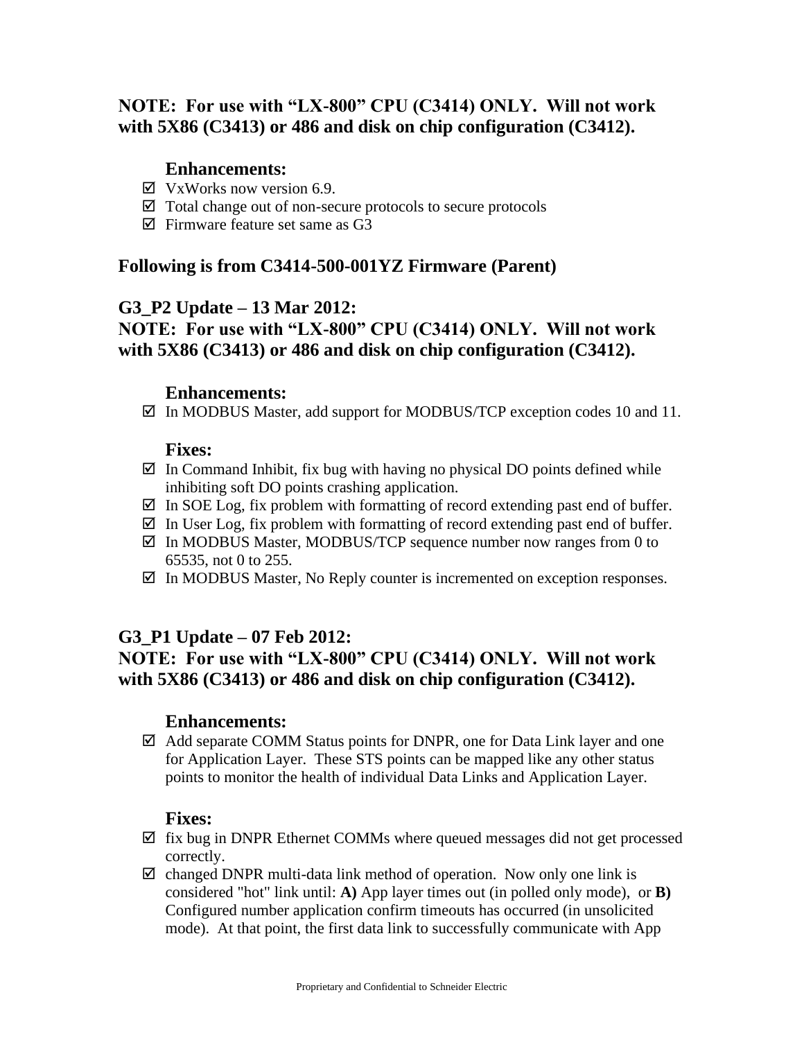**NOTE: For use with "LX-800" CPU (C3414) ONLY. Will not work with 5X86 (C3413) or 486 and disk on chip configuration (C3412).**

### Enhancements:

- ☑ VxWorks now version 6.9.
- ☑ Total change out of non-secure protocols to secure protocols
- ☑ Firmware feature set same as G3

## Following is from C3414-500-001YZ Firmware (Parent)

## G3_P2 Update – 13 Mar 2012:

**NOTE: For use with "LX-800" CPU (C3414) ONLY. Will not work with 5X86 (C3413) or 486 and disk on chip configuration (C3412).**

### Enhancements:

- ☑ In MODBUS Master, add support for MODBUS/TCP exception codes 10 and 11.

### Fixes:

- ☑ In Command Inhibit, fix bug with having no physical DO points defined while inhibiting soft DO points crashing application.
- ☑ In SOE Log, fix problem with formatting of record extending past end of buffer.
- ☑ In User Log, fix problem with formatting of record extending past end of buffer.
- ☑ In MODBUS Master, MODBUS/TCP sequence number now ranges from 0 to 65535, not 0 to 255.
- ☑ In MODBUS Master, No Reply counter is incremented on exception responses.

## G3_P1 Update – 07 Feb 2012:

**NOTE: For use with "LX-800" CPU (C3414) ONLY. Will not work with 5X86 (C3413) or 486 and disk on chip configuration (C3412).**

### Enhancements:

- ☑ Add separate COMM Status points for DNPR, one for Data Link layer and one for Application Layer. These STS points can be mapped like any other status points to monitor the health of individual Data Links and Application Layer.

### Fixes:

- ☑ fix bug in DNPR Ethernet COMMs where queued messages did not get processed correctly.
- ☑ changed DNPR multi-data link method of operation. Now only one link is considered "hot" link until: **A)** App layer times out (in polled only mode), or **B)** Configured number application confirm timeouts has occurred (in unsolicited mode). At that point, the first data link to successfully communicate with App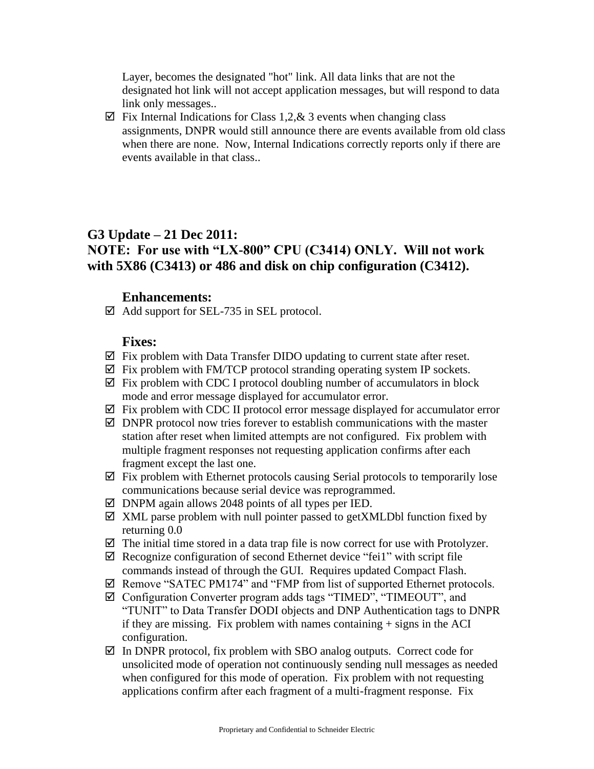Layer, becomes the designated "hot" link. All data links that are not the designated hot link will not accept application messages, but will respond to data link only messages..

- ☑ Fix Internal Indications for Class 1,2,& 3 events when changing class assignments, DNPR would still announce there are events available from old class when there are none. Now, Internal Indications correctly reports only if there are events available in that class..

## G3 Update – 21 Dec 2011:
## NOTE: For use with "LX-800" CPU (C3414) ONLY. Will not work with 5X86 (C3413) or 486 and disk on chip configuration (C3412).

### Enhancements:

- ☑ Add support for SEL-735 in SEL protocol.

### Fixes:

- ☑ Fix problem with Data Transfer DIDO updating to current state after reset.
- ☑ Fix problem with FM/TCP protocol stranding operating system IP sockets.
- ☑ Fix problem with CDC I protocol doubling number of accumulators in block mode and error message displayed for accumulator error.
- ☑ Fix problem with CDC II protocol error message displayed for accumulator error
- ☑ DNPR protocol now tries forever to establish communications with the master station after reset when limited attempts are not configured. Fix problem with multiple fragment responses not requesting application confirms after each fragment except the last one.
- ☑ Fix problem with Ethernet protocols causing Serial protocols to temporarily lose communications because serial device was reprogrammed.
- ☑ DNPM again allows 2048 points of all types per IED.
- ☑ XML parse problem with null pointer passed to getXMLDbl function fixed by returning 0.0
- ☑ The initial time stored in a data trap file is now correct for use with Protolyzer.
- ☑ Recognize configuration of second Ethernet device "fei1" with script file commands instead of through the GUI. Requires updated Compact Flash.
- ☑ Remove "SATEC PM174" and "FMP from list of supported Ethernet protocols.
- ☑ Configuration Converter program adds tags "TIMED", "TIMEOUT", and "TUNIT" to Data Transfer DODI objects and DNP Authentication tags to DNPR if they are missing. Fix problem with names containing + signs in the ACI configuration.
- ☑ In DNPR protocol, fix problem with SBO analog outputs. Correct code for unsolicited mode of operation not continuously sending null messages as needed when configured for this mode of operation. Fix problem with not requesting applications confirm after each fragment of a multi-fragment response. Fix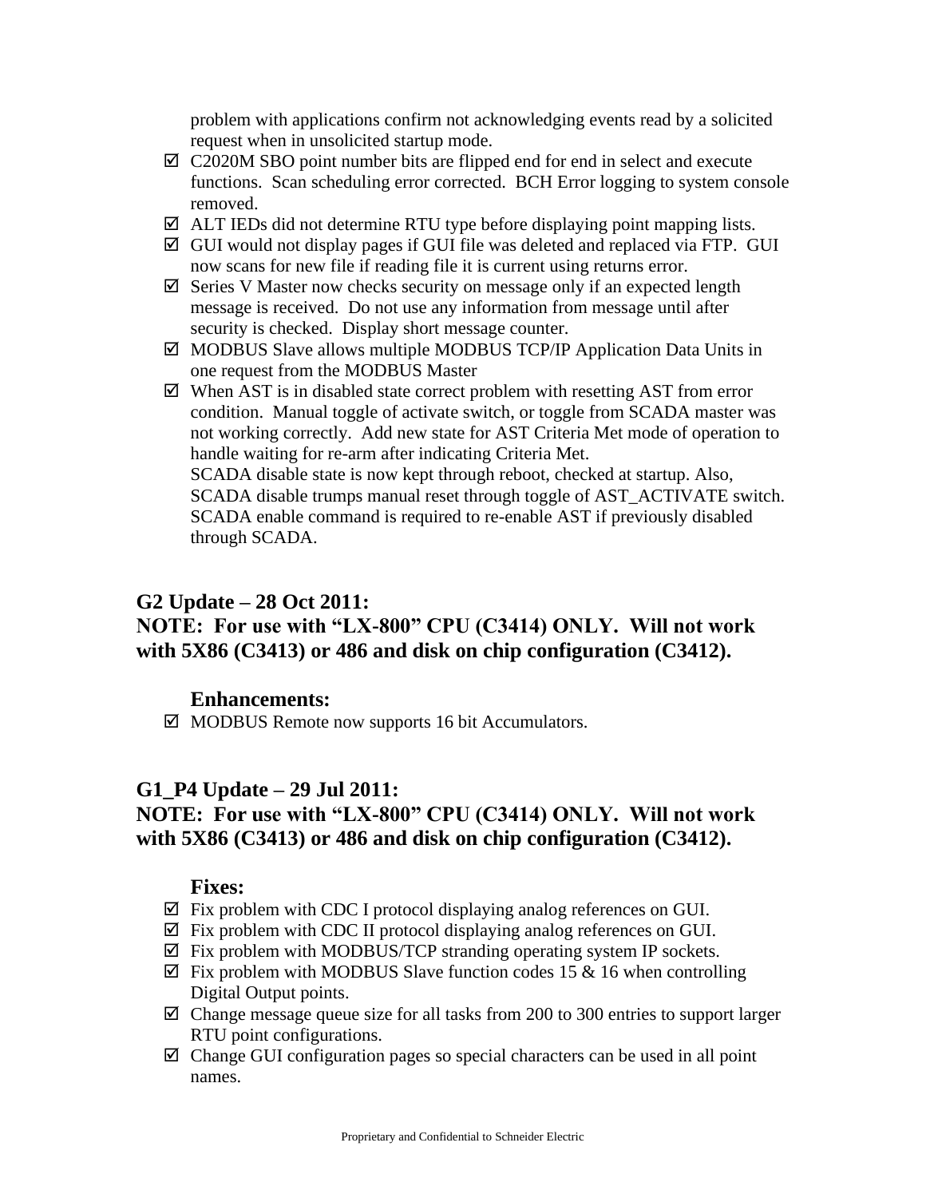problem with applications confirm not acknowledging events read by a solicited request when in unsolicited startup mode.

- ☑ C2020M SBO point number bits are flipped end for end in select and execute functions.  Scan scheduling error corrected.  BCH Error logging to system console removed.
- ☑ ALT IEDs did not determine RTU type before displaying point mapping lists.
- ☑ GUI would not display pages if GUI file was deleted and replaced via FTP.  GUI now scans for new file if reading file it is current using returns error.
- ☑ Series V Master now checks security on message only if an expected length message is received.  Do not use any information from message until after security is checked.  Display short message counter.
- ☑ MODBUS Slave allows multiple MODBUS TCP/IP Application Data Units in one request from the MODBUS Master
- ☑ When AST is in disabled state correct problem with resetting AST from error condition.  Manual toggle of activate switch, or toggle from SCADA master was not working correctly.  Add new state for AST Criteria Met mode of operation to handle waiting for re-arm after indicating Criteria Met.
  SCADA disable state is now kept through reboot, checked at startup. Also, SCADA disable trumps manual reset through toggle of AST_ACTIVATE switch. SCADA enable command is required to re-enable AST if previously disabled through SCADA.

## G2 Update – 28 Oct 2011:
## NOTE:  For use with "LX-800" CPU (C3414) ONLY.  Will not work with 5X86 (C3413) or 486 and disk on chip configuration (C3412).

### Enhancements:

- ☑ MODBUS Remote now supports 16 bit Accumulators.

## G1_P4 Update – 29 Jul 2011:
## NOTE:  For use with "LX-800" CPU (C3414) ONLY.  Will not work with 5X86 (C3413) or 486 and disk on chip configuration (C3412).

### Fixes:

- ☑ Fix problem with CDC I protocol displaying analog references on GUI.
- ☑ Fix problem with CDC II protocol displaying analog references on GUI.
- ☑ Fix problem with MODBUS/TCP stranding operating system IP sockets.
- ☑ Fix problem with MODBUS Slave function codes 15 & 16 when controlling Digital Output points.
- ☑ Change message queue size for all tasks from 200 to 300 entries to support larger RTU point configurations.
- ☑ Change GUI configuration pages so special characters can be used in all point names.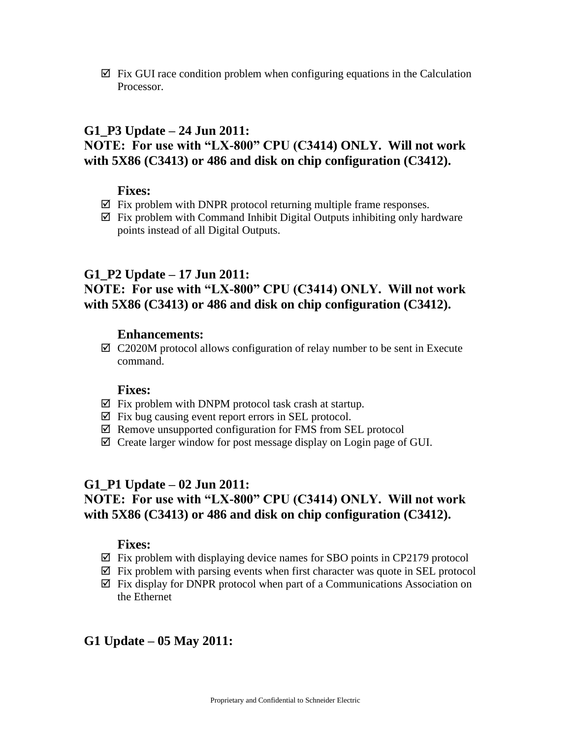- ☑ Fix GUI race condition problem when configuring equations in the Calculation Processor.

## G1_P3 Update – 24 Jun 2011:
## NOTE: For use with "LX-800" CPU (C3414) ONLY. Will not work with 5X86 (C3413) or 486 and disk on chip configuration (C3412).

### Fixes:

- ☑ Fix problem with DNPR protocol returning multiple frame responses.
- ☑ Fix problem with Command Inhibit Digital Outputs inhibiting only hardware points instead of all Digital Outputs.

## G1_P2 Update – 17 Jun 2011:
## NOTE: For use with "LX-800" CPU (C3414) ONLY. Will not work with 5X86 (C3413) or 486 and disk on chip configuration (C3412).

### Enhancements:

- ☑ C2020M protocol allows configuration of relay number to be sent in Execute command.

### Fixes:

- ☑ Fix problem with DNPM protocol task crash at startup.
- ☑ Fix bug causing event report errors in SEL protocol.
- ☑ Remove unsupported configuration for FMS from SEL protocol
- ☑ Create larger window for post message display on Login page of GUI.

## G1_P1 Update – 02 Jun 2011:
## NOTE: For use with "LX-800" CPU (C3414) ONLY. Will not work with 5X86 (C3413) or 486 and disk on chip configuration (C3412).

### Fixes:

- ☑ Fix problem with displaying device names for SBO points in CP2179 protocol
- ☑ Fix problem with parsing events when first character was quote in SEL protocol
- ☑ Fix display for DNPR protocol when part of a Communications Association on the Ethernet

## G1 Update – 05 May 2011: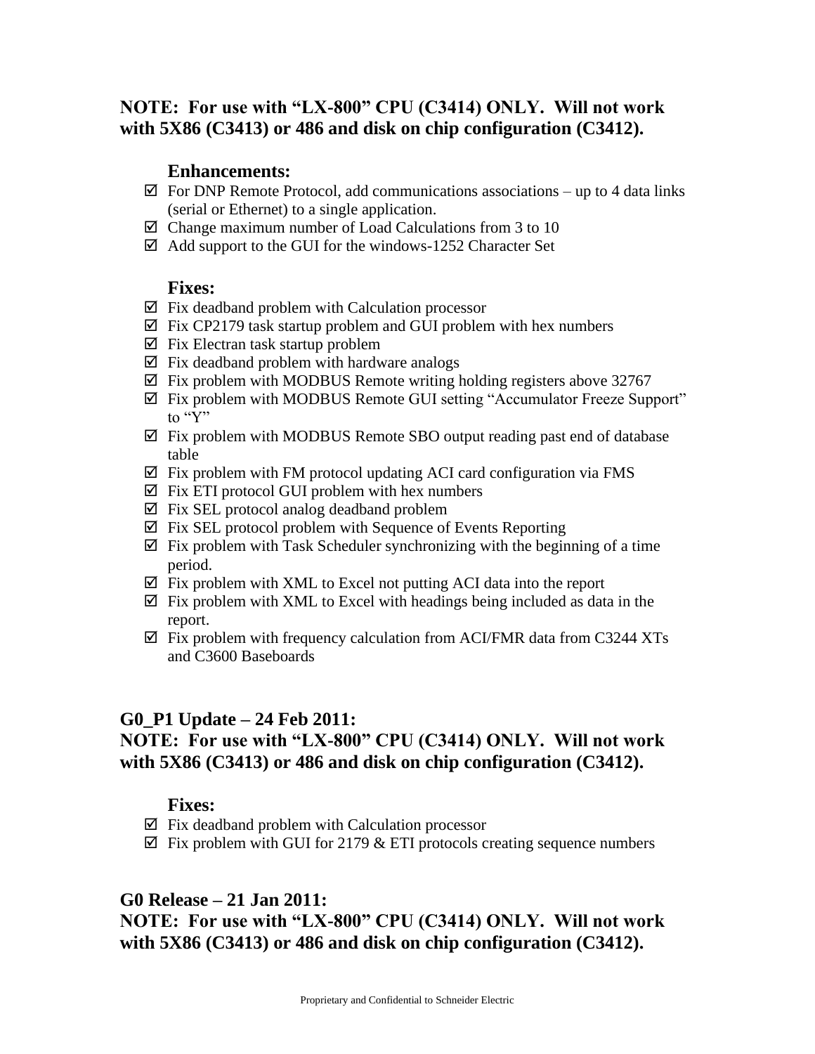**NOTE: For use with “LX-800” CPU (C3414) ONLY. Will not work with 5X86 (C3413) or 486 and disk on chip configuration (C3412).**

### Enhancements:

- ☑ For DNP Remote Protocol, add communications associations – up to 4 data links (serial or Ethernet) to a single application.
- ☑ Change maximum number of Load Calculations from 3 to 10
- ☑ Add support to the GUI for the windows-1252 Character Set

### Fixes:

- ☑ Fix deadband problem with Calculation processor
- ☑ Fix CP2179 task startup problem and GUI problem with hex numbers
- ☑ Fix Electran task startup problem
- ☑ Fix deadband problem with hardware analogs
- ☑ Fix problem with MODBUS Remote writing holding registers above 32767
- ☑ Fix problem with MODBUS Remote GUI setting “Accumulator Freeze Support” to “Y”
- ☑ Fix problem with MODBUS Remote SBO output reading past end of database table
- ☑ Fix problem with FM protocol updating ACI card configuration via FMS
- ☑ Fix ETI protocol GUI problem with hex numbers
- ☑ Fix SEL protocol analog deadband problem
- ☑ Fix SEL protocol problem with Sequence of Events Reporting
- ☑ Fix problem with Task Scheduler synchronizing with the beginning of a time period.
- ☑ Fix problem with XML to Excel not putting ACI data into the report
- ☑ Fix problem with XML to Excel with headings being included as data in the report.
- ☑ Fix problem with frequency calculation from ACI/FMR data from C3244 XTs and C3600 Baseboards

## G0_P1 Update – 24 Feb 2011:

**NOTE: For use with “LX-800” CPU (C3414) ONLY. Will not work with 5X86 (C3413) or 486 and disk on chip configuration (C3412).**

### Fixes:

- ☑ Fix deadband problem with Calculation processor
- ☑ Fix problem with GUI for 2179 & ETI protocols creating sequence numbers

## G0 Release – 21 Jan 2011:

**NOTE: For use with “LX-800” CPU (C3414) ONLY. Will not work with 5X86 (C3413) or 486 and disk on chip configuration (C3412).**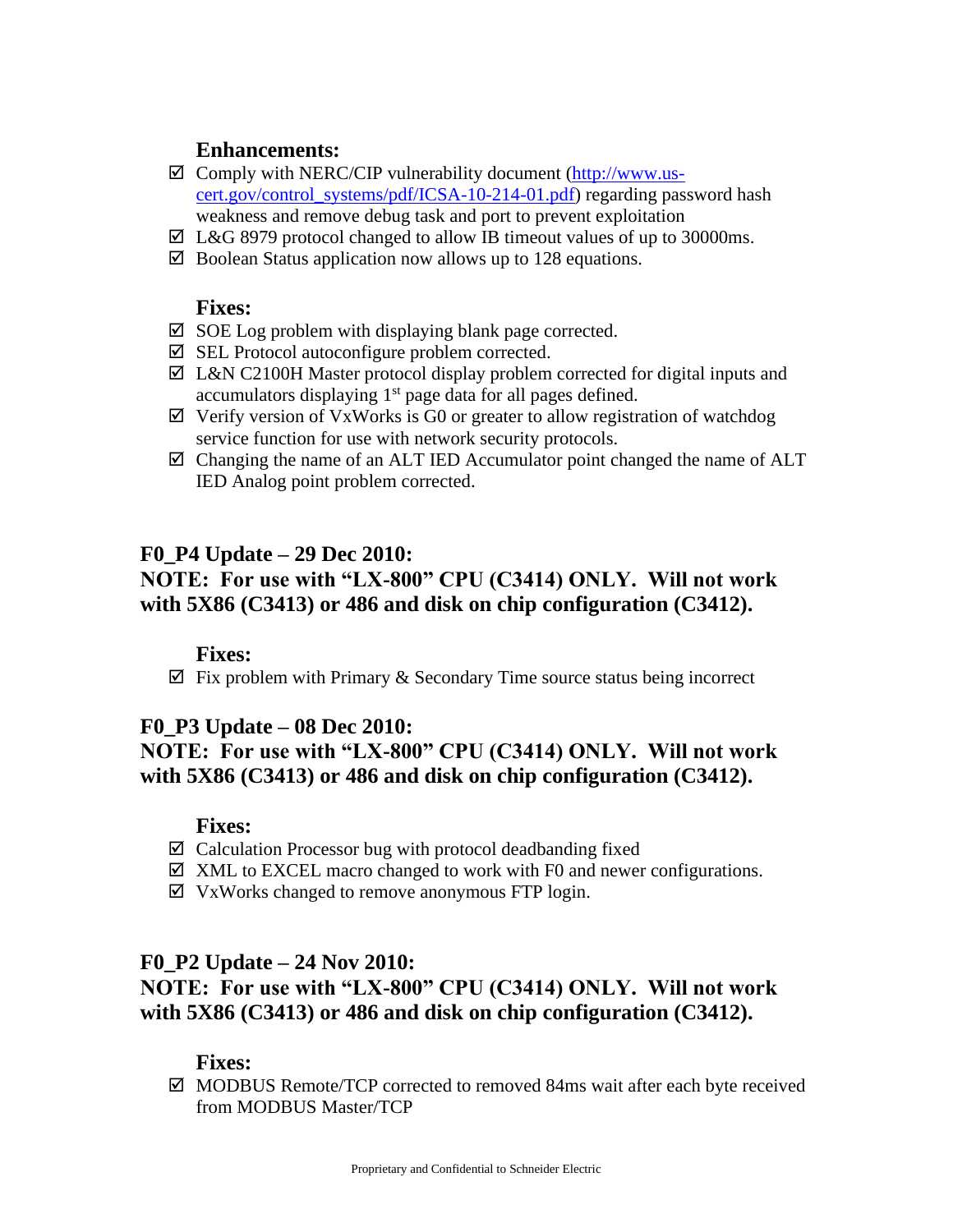**Enhancements:**

- ☑ Comply with NERC/CIP vulnerability document (http://www.us-cert.gov/control_systems/pdf/ICSA-10-214-01.pdf) regarding password hash weakness and remove debug task and port to prevent exploitation
- ☑ L&G 8979 protocol changed to allow IB timeout values of up to 30000ms.
- ☑ Boolean Status application now allows up to 128 equations.

**Fixes:**

- ☑ SOE Log problem with displaying blank page corrected.
- ☑ SEL Protocol autoconfigure problem corrected.
- ☑ L&N C2100H Master protocol display problem corrected for digital inputs and accumulators displaying 1st page data for all pages defined.
- ☑ Verify version of VxWorks is G0 or greater to allow registration of watchdog service function for use with network security protocols.
- ☑ Changing the name of an ALT IED Accumulator point changed the name of ALT IED Analog point problem corrected.

## F0_P4 Update – 29 Dec 2010:

## NOTE: For use with "LX-800" CPU (C3414) ONLY. Will not work with 5X86 (C3413) or 486 and disk on chip configuration (C3412).

**Fixes:**

- ☑ Fix problem with Primary & Secondary Time source status being incorrect

## F0_P3 Update – 08 Dec 2010:

## NOTE: For use with "LX-800" CPU (C3414) ONLY. Will not work with 5X86 (C3413) or 486 and disk on chip configuration (C3412).

**Fixes:**

- ☑ Calculation Processor bug with protocol deadbanding fixed
- ☑ XML to EXCEL macro changed to work with F0 and newer configurations.
- ☑ VxWorks changed to remove anonymous FTP login.

## F0_P2 Update – 24 Nov 2010:

## NOTE: For use with "LX-800" CPU (C3414) ONLY. Will not work with 5X86 (C3413) or 486 and disk on chip configuration (C3412).

**Fixes:**

- ☑ MODBUS Remote/TCP corrected to removed 84ms wait after each byte received from MODBUS Master/TCP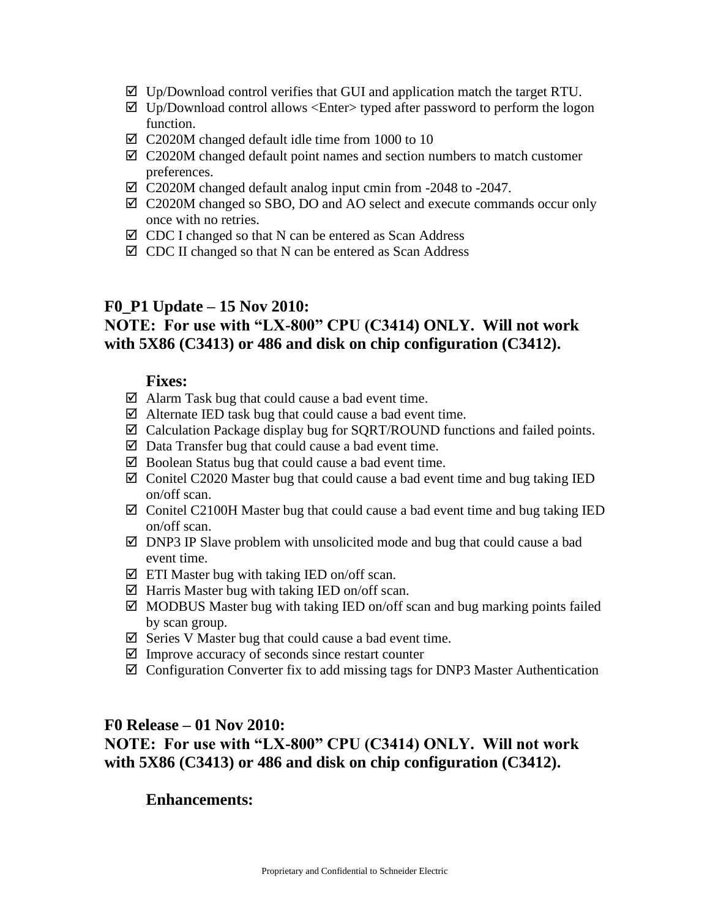- ☑ Up/Download control verifies that GUI and application match the target RTU.
- ☑ Up/Download control allows <Enter> typed after password to perform the logon function.
- ☑ C2020M changed default idle time from 1000 to 10
- ☑ C2020M changed default point names and section numbers to match customer preferences.
- ☑ C2020M changed default analog input cmin from -2048 to -2047.
- ☑ C2020M changed so SBO, DO and AO select and execute commands occur only once with no retries.
- ☑ CDC I changed so that N can be entered as Scan Address
- ☑ CDC II changed so that N can be entered as Scan Address

## F0_P1 Update – 15 Nov 2010:
## NOTE: For use with "LX-800" CPU (C3414) ONLY. Will not work with 5X86 (C3413) or 486 and disk on chip configuration (C3412).

### Fixes:

- ☑ Alarm Task bug that could cause a bad event time.
- ☑ Alternate IED task bug that could cause a bad event time.
- ☑ Calculation Package display bug for SQRT/ROUND functions and failed points.
- ☑ Data Transfer bug that could cause a bad event time.
- ☑ Boolean Status bug that could cause a bad event time.
- ☑ Conitel C2020 Master bug that could cause a bad event time and bug taking IED on/off scan.
- ☑ Conitel C2100H Master bug that could cause a bad event time and bug taking IED on/off scan.
- ☑ DNP3 IP Slave problem with unsolicited mode and bug that could cause a bad event time.
- ☑ ETI Master bug with taking IED on/off scan.
- ☑ Harris Master bug with taking IED on/off scan.
- ☑ MODBUS Master bug with taking IED on/off scan and bug marking points failed by scan group.
- ☑ Series V Master bug that could cause a bad event time.
- ☑ Improve accuracy of seconds since restart counter
- ☑ Configuration Converter fix to add missing tags for DNP3 Master Authentication

## F0 Release – 01 Nov 2010:
## NOTE: For use with "LX-800" CPU (C3414) ONLY. Will not work with 5X86 (C3413) or 486 and disk on chip configuration (C3412).

### Enhancements: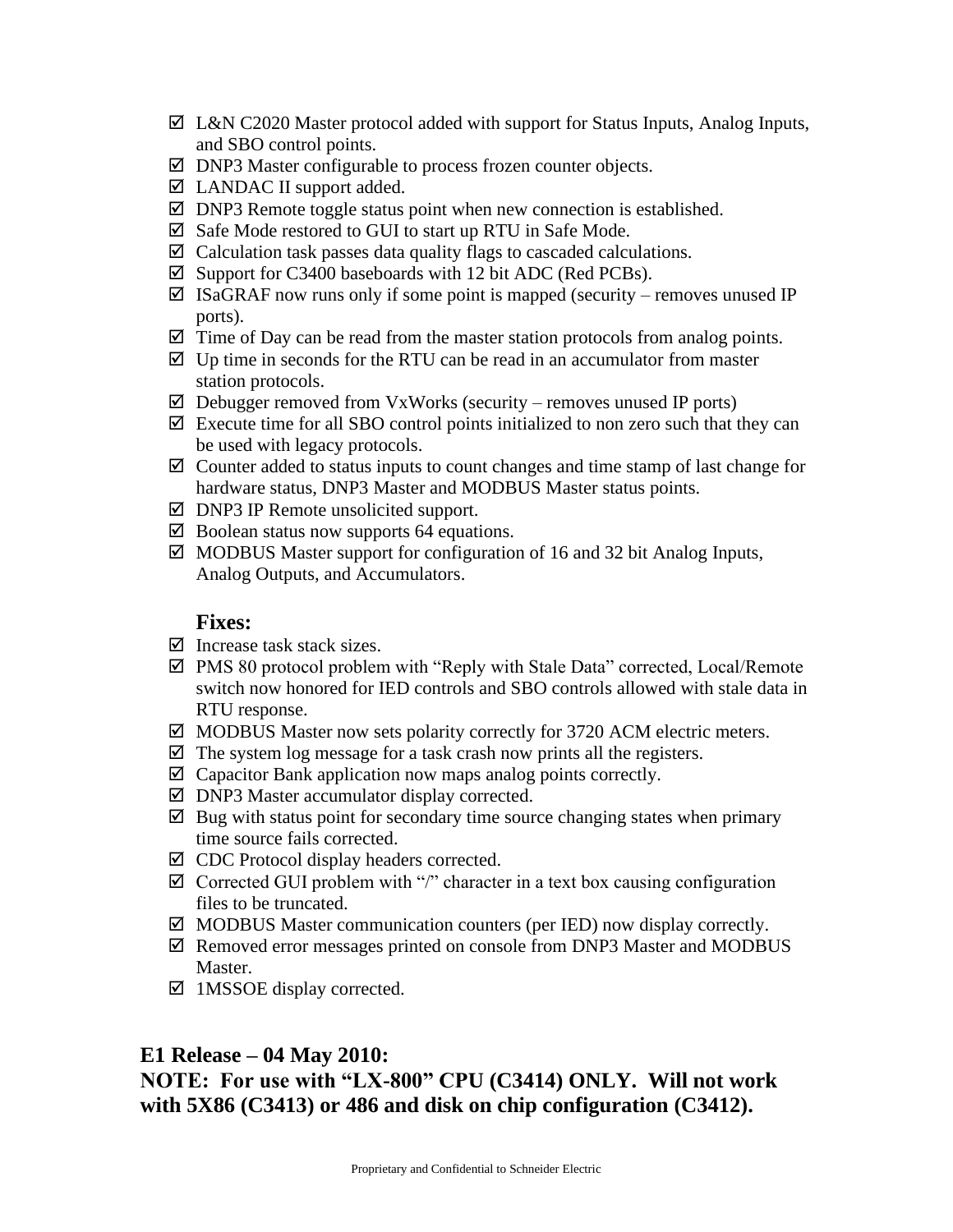- ☑ L&N C2020 Master protocol added with support for Status Inputs, Analog Inputs, and SBO control points.
- ☑ DNP3 Master configurable to process frozen counter objects.
- ☑ LANDAC II support added.
- ☑ DNP3 Remote toggle status point when new connection is established.
- ☑ Safe Mode restored to GUI to start up RTU in Safe Mode.
- ☑ Calculation task passes data quality flags to cascaded calculations.
- ☑ Support for C3400 baseboards with 12 bit ADC (Red PCBs).
- ☑ ISaGRAF now runs only if some point is mapped (security – removes unused IP ports).
- ☑ Time of Day can be read from the master station protocols from analog points.
- ☑ Up time in seconds for the RTU can be read in an accumulator from master station protocols.
- ☑ Debugger removed from VxWorks (security – removes unused IP ports)
- ☑ Execute time for all SBO control points initialized to non zero such that they can be used with legacy protocols.
- ☑ Counter added to status inputs to count changes and time stamp of last change for hardware status, DNP3 Master and MODBUS Master status points.
- ☑ DNP3 IP Remote unsolicited support.
- ☑ Boolean status now supports 64 equations.
- ☑ MODBUS Master support for configuration of 16 and 32 bit Analog Inputs, Analog Outputs, and Accumulators.

### Fixes:

- ☑ Increase task stack sizes.
- ☑ PMS 80 protocol problem with "Reply with Stale Data" corrected, Local/Remote switch now honored for IED controls and SBO controls allowed with stale data in RTU response.
- ☑ MODBUS Master now sets polarity correctly for 3720 ACM electric meters.
- ☑ The system log message for a task crash now prints all the registers.
- ☑ Capacitor Bank application now maps analog points correctly.
- ☑ DNP3 Master accumulator display corrected.
- ☑ Bug with status point for secondary time source changing states when primary time source fails corrected.
- ☑ CDC Protocol display headers corrected.
- ☑ Corrected GUI problem with "/" character in a text box causing configuration files to be truncated.
- ☑ MODBUS Master communication counters (per IED) now display correctly.
- ☑ Removed error messages printed on console from DNP3 Master and MODBUS Master.
- ☑ 1MSSOE display corrected.

## E1 Release – 04 May 2010:

**NOTE: For use with "LX-800" CPU (C3414) ONLY. Will not work with 5X86 (C3413) or 486 and disk on chip configuration (C3412).**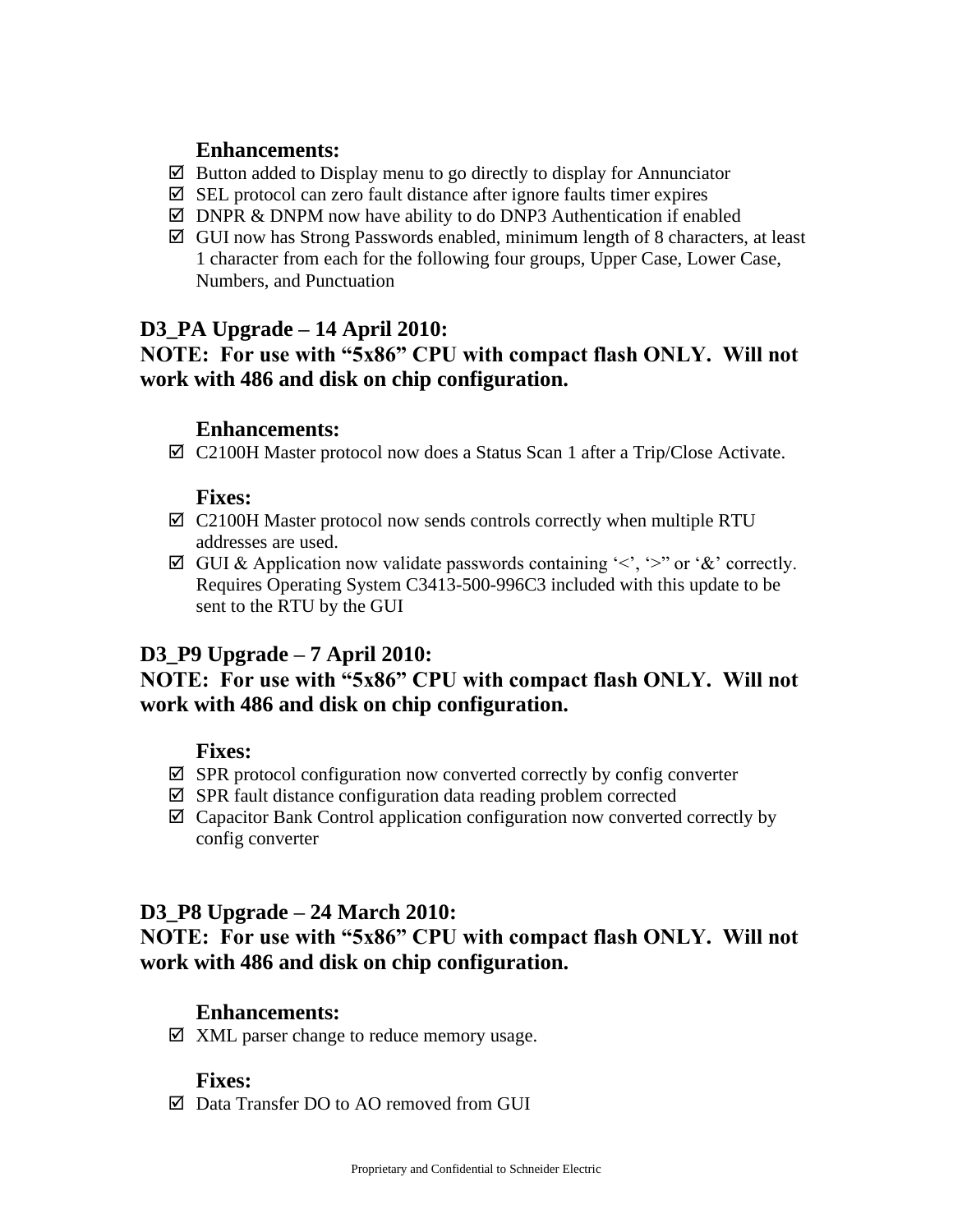#### Enhancements:

- ☑ Button added to Display menu to go directly to display for Annunciator
- ☑ SEL protocol can zero fault distance after ignore faults timer expires
- ☑ DNPR & DNPM now have ability to do DNP3 Authentication if enabled
- ☑ GUI now has Strong Passwords enabled, minimum length of 8 characters, at least 1 character from each for the following four groups, Upper Case, Lower Case, Numbers, and Punctuation

### D3_PA Upgrade – 14 April 2010:
### NOTE: For use with "5x86" CPU with compact flash ONLY. Will not work with 486 and disk on chip configuration.

#### Enhancements:

- ☑ C2100H Master protocol now does a Status Scan 1 after a Trip/Close Activate.

#### Fixes:

- ☑ C2100H Master protocol now sends controls correctly when multiple RTU addresses are used.
- ☑ GUI & Application now validate passwords containing '<', '>" or '&' correctly. Requires Operating System C3413-500-996C3 included with this update to be sent to the RTU by the GUI

### D3_P9 Upgrade – 7 April 2010:
### NOTE: For use with "5x86" CPU with compact flash ONLY. Will not work with 486 and disk on chip configuration.

#### Fixes:

- ☑ SPR protocol configuration now converted correctly by config converter
- ☑ SPR fault distance configuration data reading problem corrected
- ☑ Capacitor Bank Control application configuration now converted correctly by config converter

### D3_P8 Upgrade – 24 March 2010:
### NOTE: For use with "5x86" CPU with compact flash ONLY. Will not work with 486 and disk on chip configuration.

#### Enhancements:

- ☑ XML parser change to reduce memory usage.

#### Fixes:

- ☑ Data Transfer DO to AO removed from GUI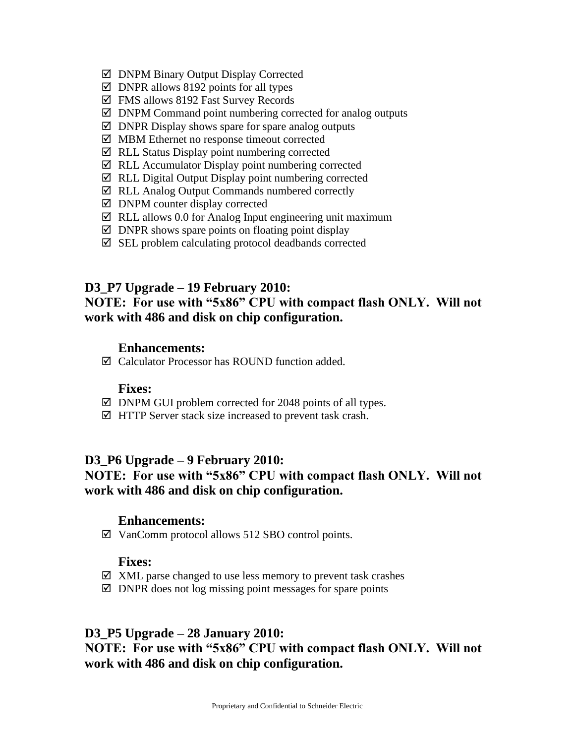- ☑ DNPM Binary Output Display Corrected
- ☑ DNPR allows 8192 points for all types
- ☑ FMS allows 8192 Fast Survey Records
- ☑ DNPM Command point numbering corrected for analog outputs
- ☑ DNPR Display shows spare for spare analog outputs
- ☑ MBM Ethernet no response timeout corrected
- ☑ RLL Status Display point numbering corrected
- ☑ RLL Accumulator Display point numbering corrected
- ☑ RLL Digital Output Display point numbering corrected
- ☑ RLL Analog Output Commands numbered correctly
- ☑ DNPM counter display corrected
- ☑ RLL allows 0.0 for Analog Input engineering unit maximum
- ☑ DNPR shows spare points on floating point display
- ☑ SEL problem calculating protocol deadbands corrected

## D3_P7 Upgrade – 19 February 2010:

**NOTE: For use with "5x86" CPU with compact flash ONLY. Will not work with 486 and disk on chip configuration.**

### Enhancements:

- ☑ Calculator Processor has ROUND function added.

### Fixes:

- ☑ DNPM GUI problem corrected for 2048 points of all types.
- ☑ HTTP Server stack size increased to prevent task crash.

## D3_P6 Upgrade – 9 February 2010:

**NOTE: For use with "5x86" CPU with compact flash ONLY. Will not work with 486 and disk on chip configuration.**

### Enhancements:

- ☑ VanComm protocol allows 512 SBO control points.

### Fixes:

- ☑ XML parse changed to use less memory to prevent task crashes
- ☑ DNPR does not log missing point messages for spare points

## D3_P5 Upgrade – 28 January 2010:

**NOTE: For use with "5x86" CPU with compact flash ONLY. Will not work with 486 and disk on chip configuration.**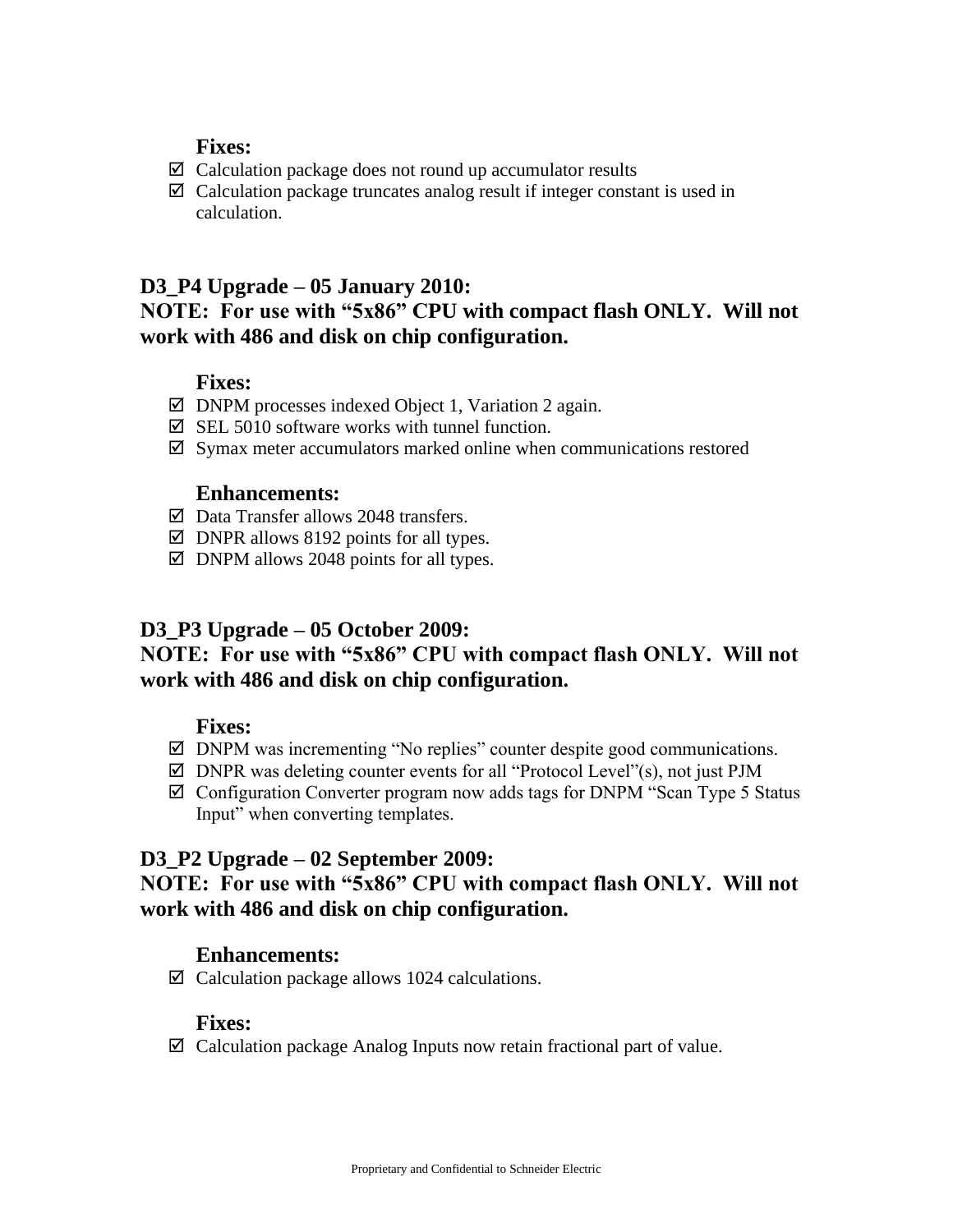#### Fixes:

- ☑ Calculation package does not round up accumulator results
- ☑ Calculation package truncates analog result if integer constant is used in calculation.

### D3_P4 Upgrade – 05 January 2010:

### NOTE: For use with "5x86" CPU with compact flash ONLY. Will not work with 486 and disk on chip configuration.

#### Fixes:

- ☑ DNPM processes indexed Object 1, Variation 2 again.
- ☑ SEL 5010 software works with tunnel function.
- ☑ Symax meter accumulators marked online when communications restored

#### Enhancements:

- ☑ Data Transfer allows 2048 transfers.
- ☑ DNPR allows 8192 points for all types.
- ☑ DNPM allows 2048 points for all types.

### D3_P3 Upgrade – 05 October 2009:

### NOTE: For use with "5x86" CPU with compact flash ONLY. Will not work with 486 and disk on chip configuration.

#### Fixes:

- ☑ DNPM was incrementing "No replies" counter despite good communications.
- ☑ DNPR was deleting counter events for all "Protocol Level"(s), not just PJM
- ☑ Configuration Converter program now adds tags for DNPM "Scan Type 5 Status Input" when converting templates.

### D3_P2 Upgrade – 02 September 2009:

### NOTE: For use with "5x86" CPU with compact flash ONLY. Will not work with 486 and disk on chip configuration.

#### Enhancements:

- ☑ Calculation package allows 1024 calculations.

#### Fixes:

- ☑ Calculation package Analog Inputs now retain fractional part of value.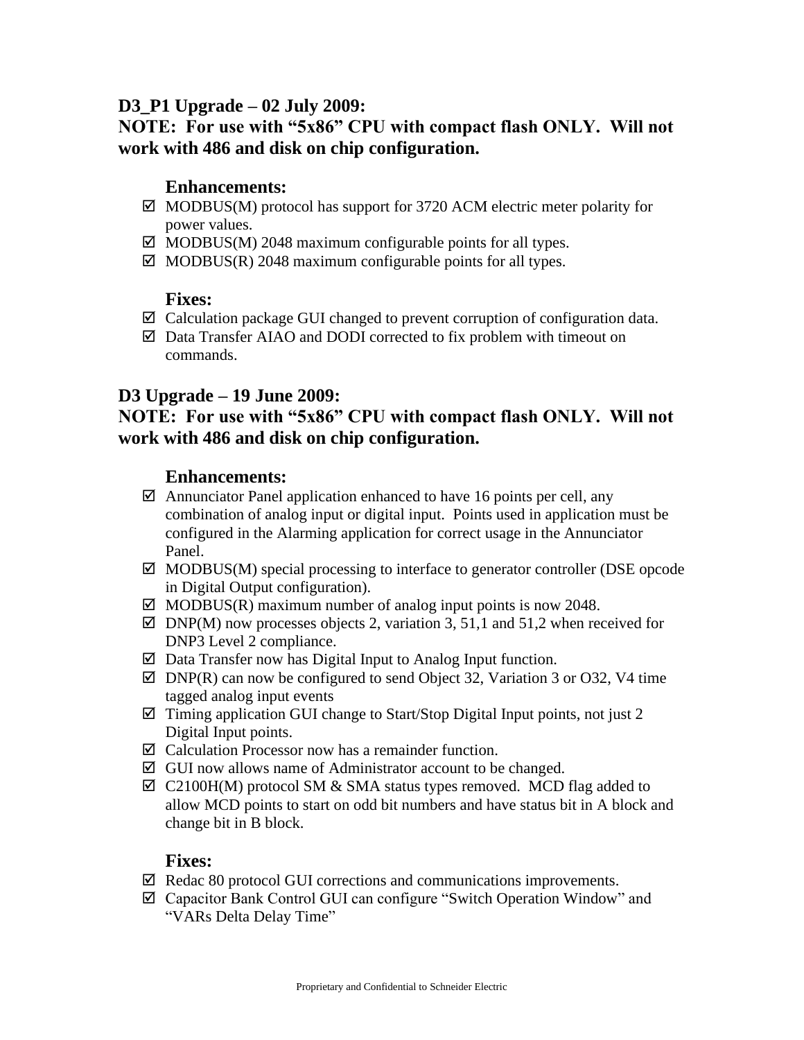## D3_P1 Upgrade – 02 July 2009:

**NOTE: For use with "5x86" CPU with compact flash ONLY. Will not work with 486 and disk on chip configuration.**

### Enhancements:

- ☑ MODBUS(M) protocol has support for 3720 ACM electric meter polarity for power values.
- ☑ MODBUS(M) 2048 maximum configurable points for all types.
- ☑ MODBUS(R) 2048 maximum configurable points for all types.

### Fixes:

- ☑ Calculation package GUI changed to prevent corruption of configuration data.
- ☑ Data Transfer AIAO and DODI corrected to fix problem with timeout on commands.

## D3 Upgrade – 19 June 2009:

**NOTE: For use with "5x86" CPU with compact flash ONLY. Will not work with 486 and disk on chip configuration.**

### Enhancements:

- ☑ Annunciator Panel application enhanced to have 16 points per cell, any combination of analog input or digital input. Points used in application must be configured in the Alarming application for correct usage in the Annunciator Panel.
- ☑ MODBUS(M) special processing to interface to generator controller (DSE opcode in Digital Output configuration).
- ☑ MODBUS(R) maximum number of analog input points is now 2048.
- ☑ DNP(M) now processes objects 2, variation 3, 51,1 and 51,2 when received for DNP3 Level 2 compliance.
- ☑ Data Transfer now has Digital Input to Analog Input function.
- ☑ DNP(R) can now be configured to send Object 32, Variation 3 or O32, V4 time tagged analog input events
- ☑ Timing application GUI change to Start/Stop Digital Input points, not just 2 Digital Input points.
- ☑ Calculation Processor now has a remainder function.
- ☑ GUI now allows name of Administrator account to be changed.
- ☑ C2100H(M) protocol SM & SMA status types removed. MCD flag added to allow MCD points to start on odd bit numbers and have status bit in A block and change bit in B block.

### Fixes:

- ☑ Redac 80 protocol GUI corrections and communications improvements.
- ☑ Capacitor Bank Control GUI can configure "Switch Operation Window" and "VARs Delta Delay Time"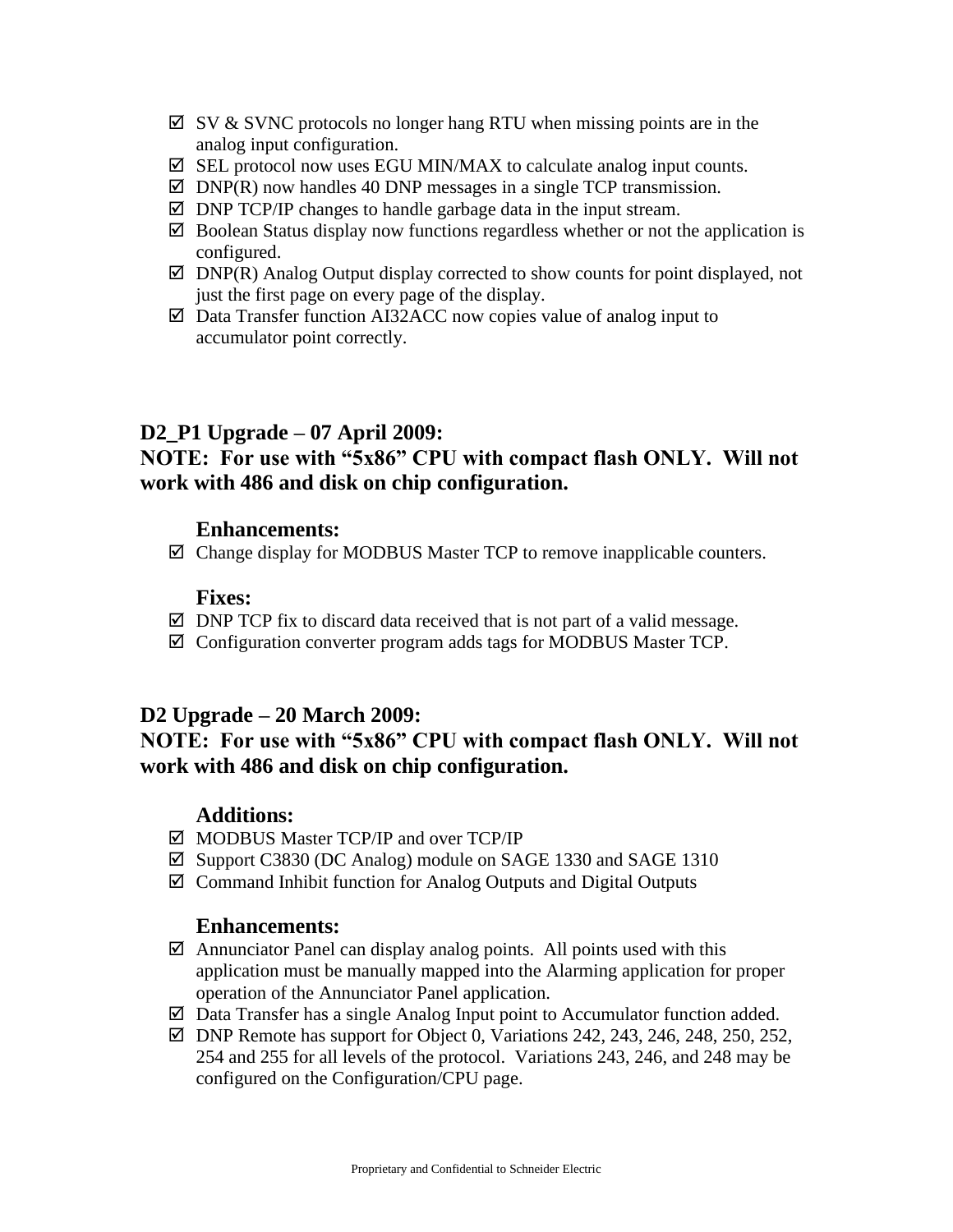- ☑ SV & SVNC protocols no longer hang RTU when missing points are in the analog input configuration.
- ☑ SEL protocol now uses EGU MIN/MAX to calculate analog input counts.
- ☑ DNP(R) now handles 40 DNP messages in a single TCP transmission.
- ☑ DNP TCP/IP changes to handle garbage data in the input stream.
- ☑ Boolean Status display now functions regardless whether or not the application is configured.
- ☑ DNP(R) Analog Output display corrected to show counts for point displayed, not just the first page on every page of the display.
- ☑ Data Transfer function AI32ACC now copies value of analog input to accumulator point correctly.

## D2_P1 Upgrade – 07 April 2009:
## NOTE: For use with "5x86" CPU with compact flash ONLY. Will not work with 486 and disk on chip configuration.

### Enhancements:

- ☑ Change display for MODBUS Master TCP to remove inapplicable counters.

### Fixes:

- ☑ DNP TCP fix to discard data received that is not part of a valid message.
- ☑ Configuration converter program adds tags for MODBUS Master TCP.

## D2 Upgrade – 20 March 2009:
## NOTE: For use with "5x86" CPU with compact flash ONLY. Will not work with 486 and disk on chip configuration.

### Additions:

- ☑ MODBUS Master TCP/IP and over TCP/IP
- ☑ Support C3830 (DC Analog) module on SAGE 1330 and SAGE 1310
- ☑ Command Inhibit function for Analog Outputs and Digital Outputs

### Enhancements:

- ☑ Annunciator Panel can display analog points. All points used with this application must be manually mapped into the Alarming application for proper operation of the Annunciator Panel application.
- ☑ Data Transfer has a single Analog Input point to Accumulator function added.
- ☑ DNP Remote has support for Object 0, Variations 242, 243, 246, 248, 250, 252, 254 and 255 for all levels of the protocol. Variations 243, 246, and 248 may be configured on the Configuration/CPU page.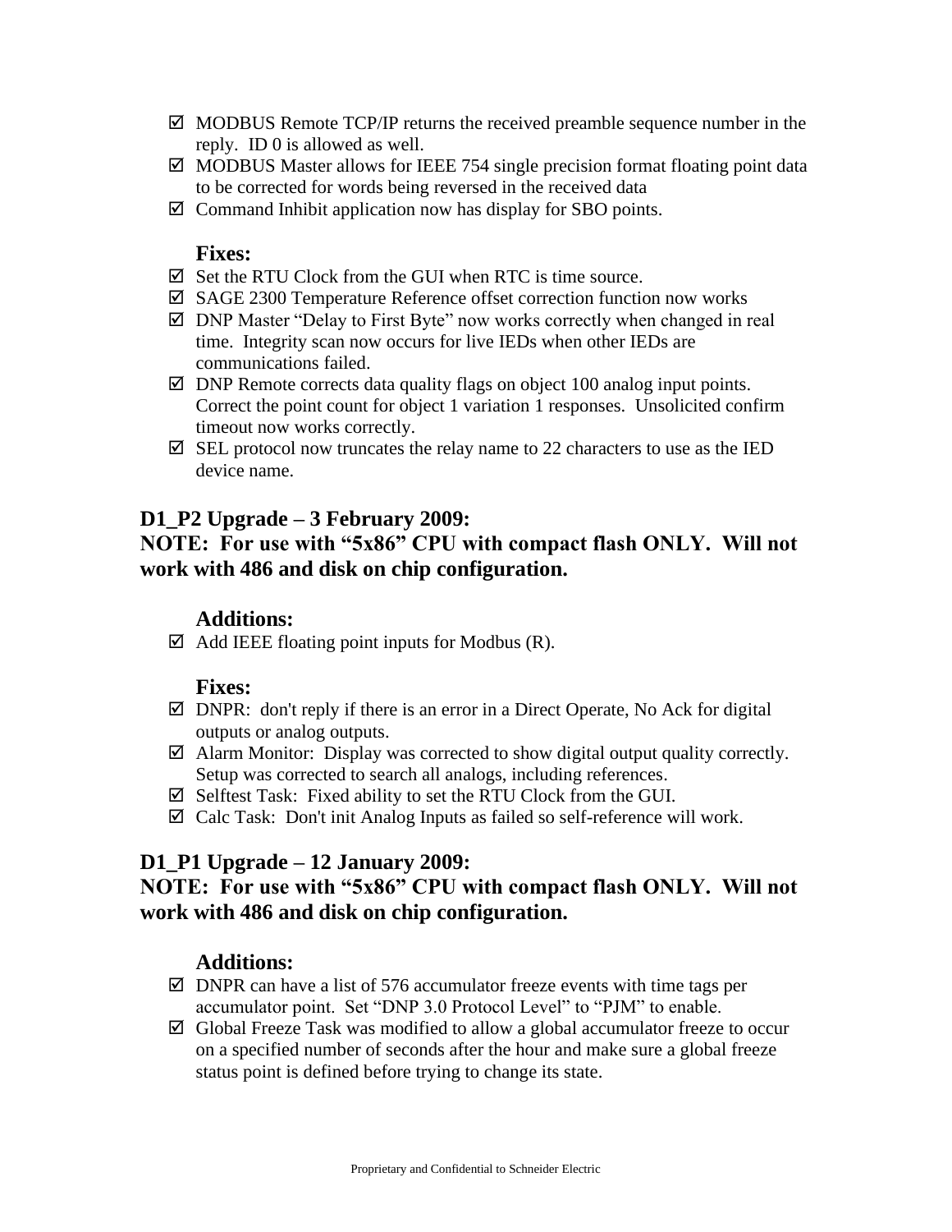- ☑ MODBUS Remote TCP/IP returns the received preamble sequence number in the reply. ID 0 is allowed as well.
- ☑ MODBUS Master allows for IEEE 754 single precision format floating point data to be corrected for words being reversed in the received data
- ☑ Command Inhibit application now has display for SBO points.

### Fixes:

- ☑ Set the RTU Clock from the GUI when RTC is time source.
- ☑ SAGE 2300 Temperature Reference offset correction function now works
- ☑ DNP Master "Delay to First Byte" now works correctly when changed in real time. Integrity scan now occurs for live IEDs when other IEDs are communications failed.
- ☑ DNP Remote corrects data quality flags on object 100 analog input points. Correct the point count for object 1 variation 1 responses. Unsolicited confirm timeout now works correctly.
- ☑ SEL protocol now truncates the relay name to 22 characters to use as the IED device name.

## D1_P2 Upgrade – 3 February 2009:

## NOTE: For use with "5x86" CPU with compact flash ONLY. Will not work with 486 and disk on chip configuration.

### Additions:

- ☑ Add IEEE floating point inputs for Modbus (R).

### Fixes:

- ☑ DNPR: don't reply if there is an error in a Direct Operate, No Ack for digital outputs or analog outputs.
- ☑ Alarm Monitor: Display was corrected to show digital output quality correctly. Setup was corrected to search all analogs, including references.
- ☑ Selftest Task: Fixed ability to set the RTU Clock from the GUI.
- ☑ Calc Task: Don't init Analog Inputs as failed so self-reference will work.

## D1_P1 Upgrade – 12 January 2009:

## NOTE: For use with "5x86" CPU with compact flash ONLY. Will not work with 486 and disk on chip configuration.

### Additions:

- ☑ DNPR can have a list of 576 accumulator freeze events with time tags per accumulator point. Set "DNP 3.0 Protocol Level" to "PJM" to enable.
- ☑ Global Freeze Task was modified to allow a global accumulator freeze to occur on a specified number of seconds after the hour and make sure a global freeze status point is defined before trying to change its state.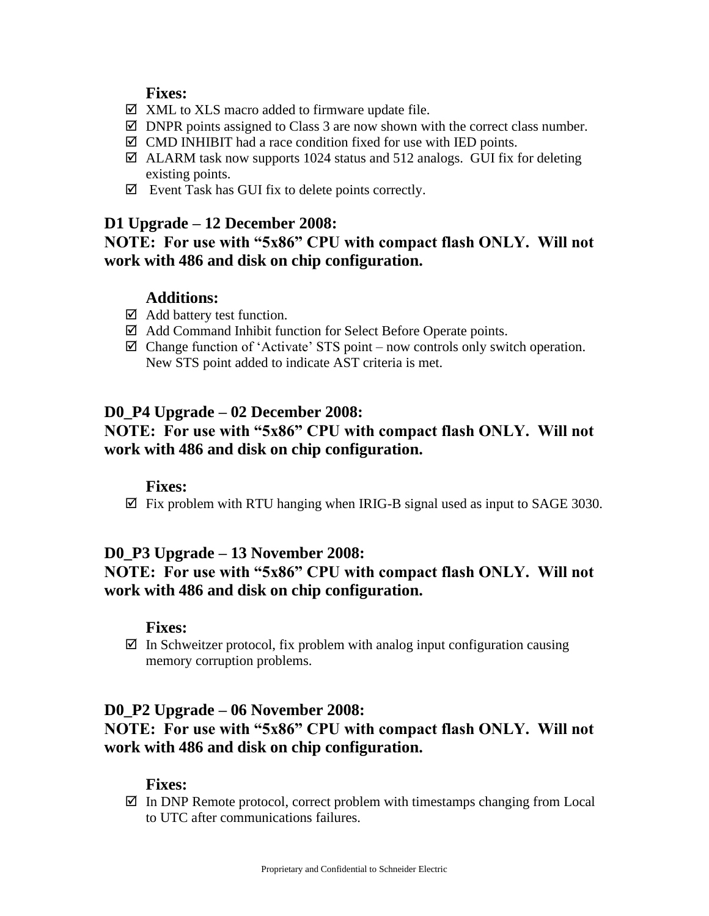### Fixes:

- ☑ XML to XLS macro added to firmware update file.
- ☑ DNPR points assigned to Class 3 are now shown with the correct class number.
- ☑ CMD INHIBIT had a race condition fixed for use with IED points.
- ☑ ALARM task now supports 1024 status and 512 analogs. GUI fix for deleting existing points.
- ☑ Event Task has GUI fix to delete points correctly.

## D1 Upgrade – 12 December 2008:

## NOTE: For use with "5x86" CPU with compact flash ONLY. Will not work with 486 and disk on chip configuration.

### Additions:

- ☑ Add battery test function.
- ☑ Add Command Inhibit function for Select Before Operate points.
- ☑ Change function of 'Activate' STS point – now controls only switch operation. New STS point added to indicate AST criteria is met.

## D0_P4 Upgrade – 02 December 2008:

## NOTE: For use with "5x86" CPU with compact flash ONLY. Will not work with 486 and disk on chip configuration.

### Fixes:

- ☑ Fix problem with RTU hanging when IRIG-B signal used as input to SAGE 3030.

## D0_P3 Upgrade – 13 November 2008:

## NOTE: For use with "5x86" CPU with compact flash ONLY. Will not work with 486 and disk on chip configuration.

### Fixes:

- ☑ In Schweitzer protocol, fix problem with analog input configuration causing memory corruption problems.

## D0_P2 Upgrade – 06 November 2008:

## NOTE: For use with "5x86" CPU with compact flash ONLY. Will not work with 486 and disk on chip configuration.

### Fixes:

- ☑ In DNP Remote protocol, correct problem with timestamps changing from Local to UTC after communications failures.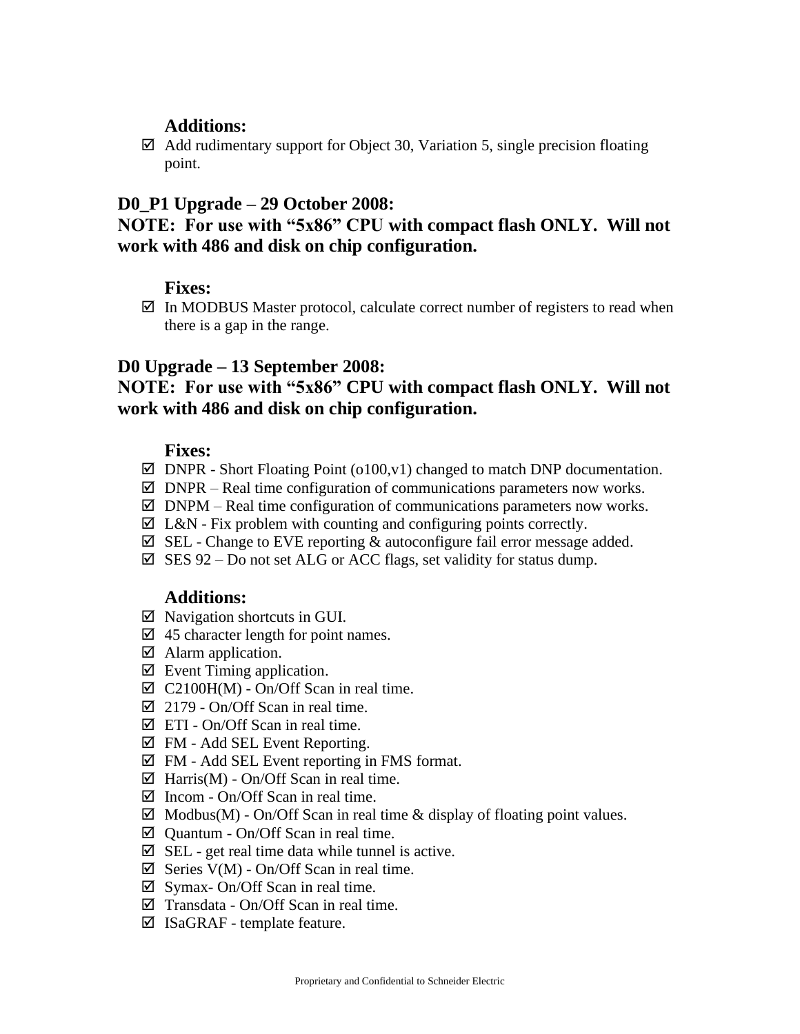### Additions:

- ☑ Add rudimentary support for Object 30, Variation 5, single precision floating point.

## D0_P1 Upgrade – 29 October 2008:

## NOTE: For use with "5x86" CPU with compact flash ONLY. Will not work with 486 and disk on chip configuration.

### Fixes:

- ☑ In MODBUS Master protocol, calculate correct number of registers to read when there is a gap in the range.

## D0 Upgrade – 13 September 2008:

## NOTE: For use with "5x86" CPU with compact flash ONLY. Will not work with 486 and disk on chip configuration.

### Fixes:

- ☑ DNPR - Short Floating Point (o100,v1) changed to match DNP documentation.
- ☑ DNPR – Real time configuration of communications parameters now works.
- ☑ DNPM – Real time configuration of communications parameters now works.
- ☑ L&N - Fix problem with counting and configuring points correctly.
- ☑ SEL - Change to EVE reporting & autoconfigure fail error message added.
- ☑ SES 92 – Do not set ALG or ACC flags, set validity for status dump.

### Additions:

- ☑ Navigation shortcuts in GUI.
- ☑ 45 character length for point names.
- ☑ Alarm application.
- ☑ Event Timing application.
- ☑ C2100H(M) - On/Off Scan in real time.
- ☑ 2179 - On/Off Scan in real time.
- ☑ ETI - On/Off Scan in real time.
- ☑ FM - Add SEL Event Reporting.
- ☑ FM - Add SEL Event reporting in FMS format.
- ☑ Harris(M) - On/Off Scan in real time.
- ☑ Incom - On/Off Scan in real time.
- ☑ Modbus(M) - On/Off Scan in real time & display of floating point values.
- ☑ Quantum - On/Off Scan in real time.
- ☑ SEL - get real time data while tunnel is active.
- ☑ Series V(M) - On/Off Scan in real time.
- ☑ Symax- On/Off Scan in real time.
- ☑ Transdata - On/Off Scan in real time.
- ☑ ISaGRAF - template feature.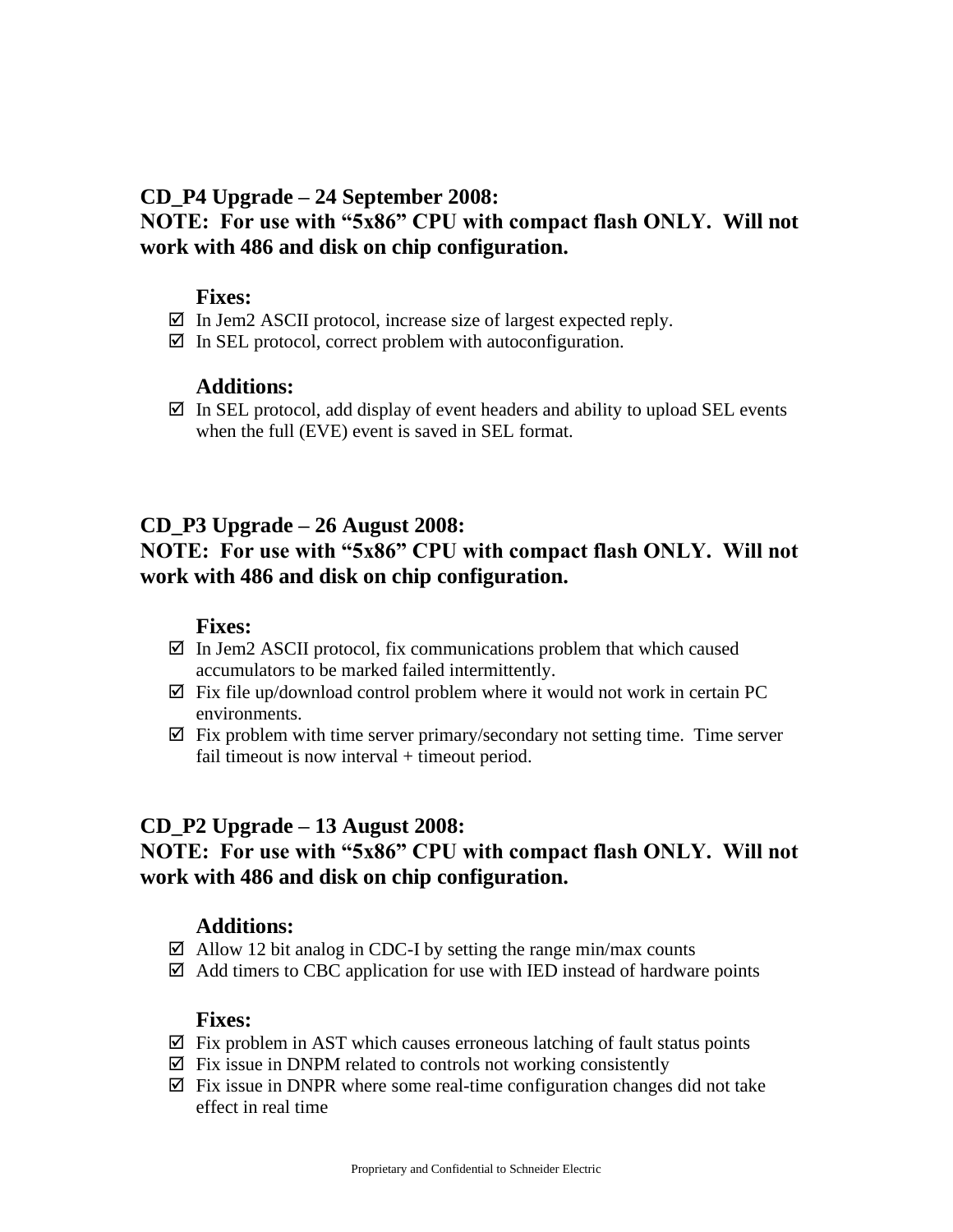### CD_P4 Upgrade – 24 September 2008:
### NOTE: For use with "5x86" CPU with compact flash ONLY. Will not work with 486 and disk on chip configuration.

**Fixes:**

- ☑ In Jem2 ASCII protocol, increase size of largest expected reply.
- ☑ In SEL protocol, correct problem with autoconfiguration.

**Additions:**

- ☑ In SEL protocol, add display of event headers and ability to upload SEL events when the full (EVE) event is saved in SEL format.

### CD_P3 Upgrade – 26 August 2008:
### NOTE: For use with "5x86" CPU with compact flash ONLY. Will not work with 486 and disk on chip configuration.

**Fixes:**

- ☑ In Jem2 ASCII protocol, fix communications problem that which caused accumulators to be marked failed intermittently.
- ☑ Fix file up/download control problem where it would not work in certain PC environments.
- ☑ Fix problem with time server primary/secondary not setting time. Time server fail timeout is now interval + timeout period.

### CD_P2 Upgrade – 13 August 2008:
### NOTE: For use with "5x86" CPU with compact flash ONLY. Will not work with 486 and disk on chip configuration.

**Additions:**

- ☑ Allow 12 bit analog in CDC-I by setting the range min/max counts
- ☑ Add timers to CBC application for use with IED instead of hardware points

**Fixes:**

- ☑ Fix problem in AST which causes erroneous latching of fault status points
- ☑ Fix issue in DNPM related to controls not working consistently
- ☑ Fix issue in DNPR where some real-time configuration changes did not take effect in real time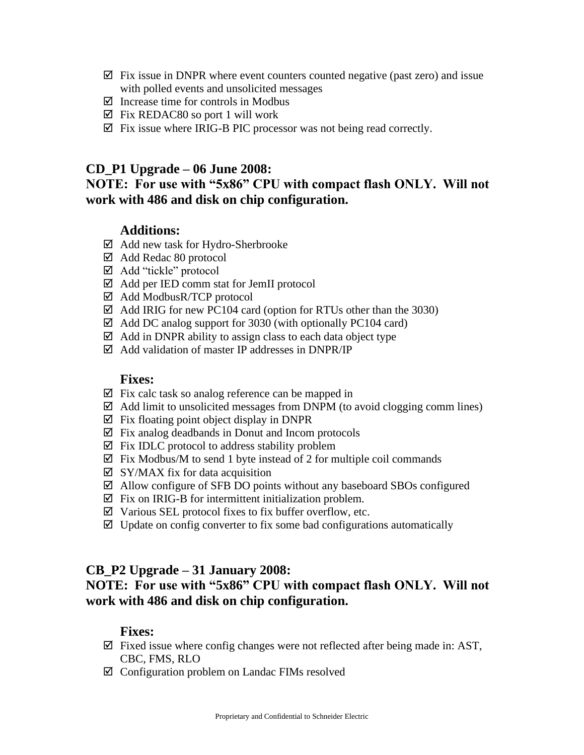- ☑ Fix issue in DNPR where event counters counted negative (past zero) and issue with polled events and unsolicited messages
- ☑ Increase time for controls in Modbus
- ☑ Fix REDAC80 so port 1 will work
- ☑ Fix issue where IRIG-B PIC processor was not being read correctly.

## CD_P1 Upgrade – 06 June 2008:

## NOTE: For use with "5x86" CPU with compact flash ONLY. Will not work with 486 and disk on chip configuration.

### Additions:

- ☑ Add new task for Hydro-Sherbrooke
- ☑ Add Redac 80 protocol
- ☑ Add "tickle" protocol
- ☑ Add per IED comm stat for JemII protocol
- ☑ Add ModbusR/TCP protocol
- ☑ Add IRIG for new PC104 card (option for RTUs other than the 3030)
- ☑ Add DC analog support for 3030 (with optionally PC104 card)
- ☑ Add in DNPR ability to assign class to each data object type
- ☑ Add validation of master IP addresses in DNPR/IP

### Fixes:

- ☑ Fix calc task so analog reference can be mapped in
- ☑ Add limit to unsolicited messages from DNPM (to avoid clogging comm lines)
- ☑ Fix floating point object display in DNPR
- ☑ Fix analog deadbands in Donut and Incom protocols
- ☑ Fix IDLC protocol to address stability problem
- ☑ Fix Modbus/M to send 1 byte instead of 2 for multiple coil commands
- ☑ SY/MAX fix for data acquisition
- ☑ Allow configure of SFB DO points without any baseboard SBOs configured
- ☑ Fix on IRIG-B for intermittent initialization problem.
- ☑ Various SEL protocol fixes to fix buffer overflow, etc.
- ☑ Update on config converter to fix some bad configurations automatically

## CB_P2 Upgrade – 31 January 2008:

## NOTE: For use with "5x86" CPU with compact flash ONLY. Will not work with 486 and disk on chip configuration.

### Fixes:

- ☑ Fixed issue where config changes were not reflected after being made in: AST, CBC, FMS, RLO
- ☑ Configuration problem on Landac FIMs resolved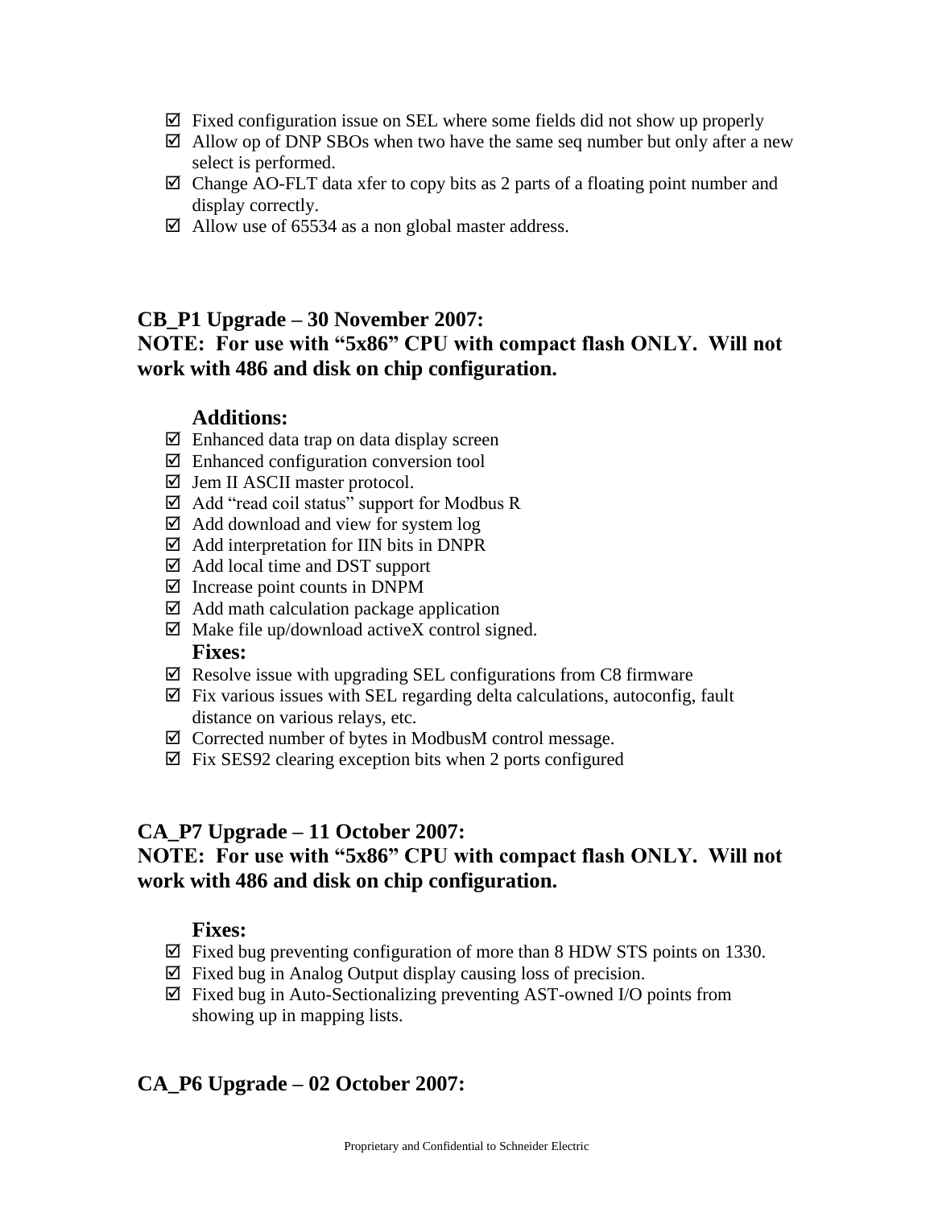- ☑ Fixed configuration issue on SEL where some fields did not show up properly
- ☑ Allow op of DNP SBOs when two have the same seq number but only after a new select is performed.
- ☑ Change AO-FLT data xfer to copy bits as 2 parts of a floating point number and display correctly.
- ☑ Allow use of 65534 as a non global master address.

## CB_P1 Upgrade – 30 November 2007:
## NOTE: For use with "5x86" CPU with compact flash ONLY. Will not work with 486 and disk on chip configuration.

### Additions:

- ☑ Enhanced data trap on data display screen
- ☑ Enhanced configuration conversion tool
- ☑ Jem II ASCII master protocol.
- ☑ Add "read coil status" support for Modbus R
- ☑ Add download and view for system log
- ☑ Add interpretation for IIN bits in DNPR
- ☑ Add local time and DST support
- ☑ Increase point counts in DNPM
- ☑ Add math calculation package application
- ☑ Make file up/download activeX control signed.

### Fixes:

- ☑ Resolve issue with upgrading SEL configurations from C8 firmware
- ☑ Fix various issues with SEL regarding delta calculations, autoconfig, fault distance on various relays, etc.
- ☑ Corrected number of bytes in ModbusM control message.
- ☑ Fix SES92 clearing exception bits when 2 ports configured

## CA_P7 Upgrade – 11 October 2007:
## NOTE: For use with "5x86" CPU with compact flash ONLY. Will not work with 486 and disk on chip configuration.

### Fixes:

- ☑ Fixed bug preventing configuration of more than 8 HDW STS points on 1330.
- ☑ Fixed bug in Analog Output display causing loss of precision.
- ☑ Fixed bug in Auto-Sectionalizing preventing AST-owned I/O points from showing up in mapping lists.

## CA_P6 Upgrade – 02 October 2007: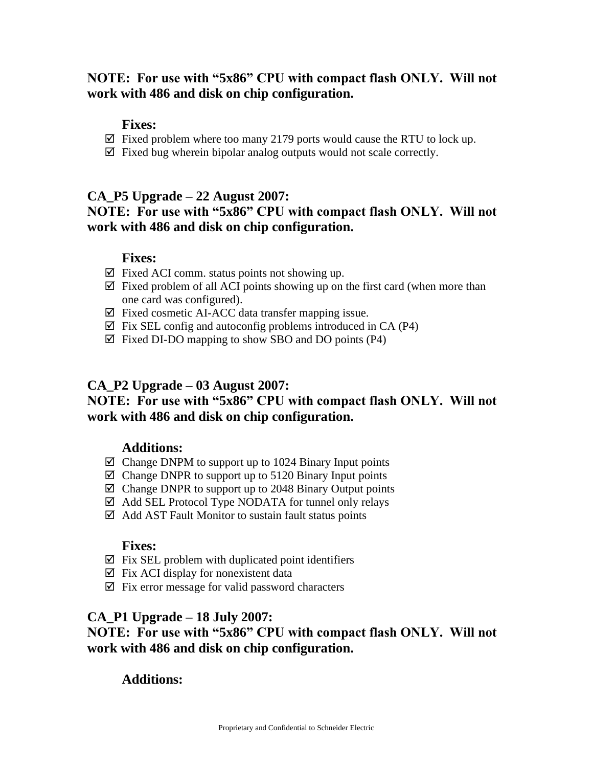**NOTE: For use with "5x86" CPU with compact flash ONLY. Will not work with 486 and disk on chip configuration.**

**Fixes:**

- ☑ Fixed problem where too many 2179 ports would cause the RTU to lock up.
- ☑ Fixed bug wherein bipolar analog outputs would not scale correctly.

## CA_P5 Upgrade – 22 August 2007:

**NOTE: For use with "5x86" CPU with compact flash ONLY. Will not work with 486 and disk on chip configuration.**

**Fixes:**

- ☑ Fixed ACI comm. status points not showing up.
- ☑ Fixed problem of all ACI points showing up on the first card (when more than one card was configured).
- ☑ Fixed cosmetic AI-ACC data transfer mapping issue.
- ☑ Fix SEL config and autoconfig problems introduced in CA (P4)
- ☑ Fixed DI-DO mapping to show SBO and DO points (P4)

## CA_P2 Upgrade – 03 August 2007:

**NOTE: For use with "5x86" CPU with compact flash ONLY. Will not work with 486 and disk on chip configuration.**

**Additions:**

- ☑ Change DNPM to support up to 1024 Binary Input points
- ☑ Change DNPR to support up to 5120 Binary Input points
- ☑ Change DNPR to support up to 2048 Binary Output points
- ☑ Add SEL Protocol Type NODATA for tunnel only relays
- ☑ Add AST Fault Monitor to sustain fault status points

**Fixes:**

- ☑ Fix SEL problem with duplicated point identifiers
- ☑ Fix ACI display for nonexistent data
- ☑ Fix error message for valid password characters

## CA_P1 Upgrade – 18 July 2007:

**NOTE: For use with "5x86" CPU with compact flash ONLY. Will not work with 486 and disk on chip configuration.**

**Additions:**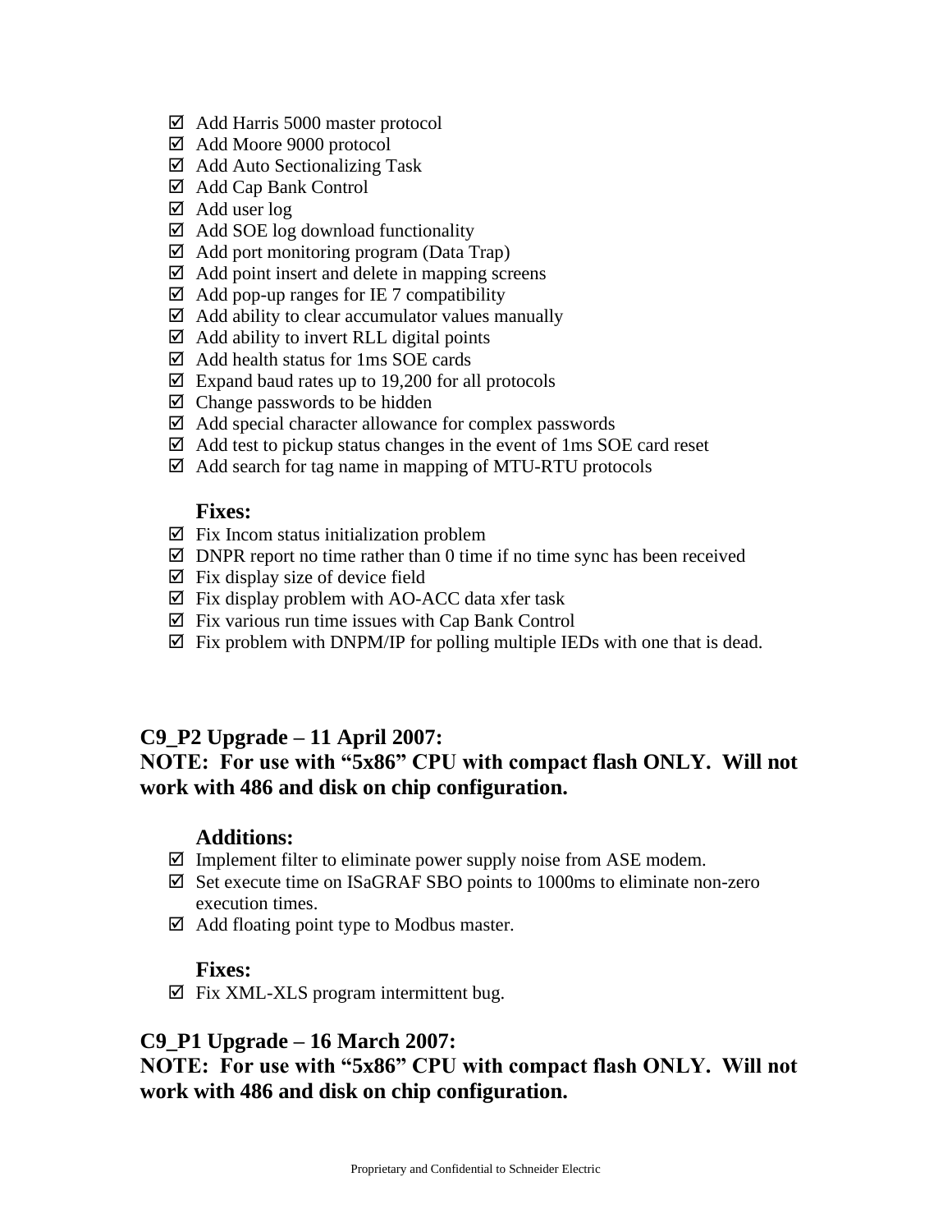- ☑ Add Harris 5000 master protocol
- ☑ Add Moore 9000 protocol
- ☑ Add Auto Sectionalizing Task
- ☑ Add Cap Bank Control
- ☑ Add user log
- ☑ Add SOE log download functionality
- ☑ Add port monitoring program (Data Trap)
- ☑ Add point insert and delete in mapping screens
- ☑ Add pop-up ranges for IE 7 compatibility
- ☑ Add ability to clear accumulator values manually
- ☑ Add ability to invert RLL digital points
- ☑ Add health status for 1ms SOE cards
- ☑ Expand baud rates up to 19,200 for all protocols
- ☑ Change passwords to be hidden
- ☑ Add special character allowance for complex passwords
- ☑ Add test to pickup status changes in the event of 1ms SOE card reset
- ☑ Add search for tag name in mapping of MTU-RTU protocols

### Fixes:

- ☑ Fix Incom status initialization problem
- ☑ DNPR report no time rather than 0 time if no time sync has been received
- ☑ Fix display size of device field
- ☑ Fix display problem with AO-ACC data xfer task
- ☑ Fix various run time issues with Cap Bank Control
- ☑ Fix problem with DNPM/IP for polling multiple IEDs with one that is dead.

## C9_P2 Upgrade – 11 April 2007:

**NOTE: For use with "5x86" CPU with compact flash ONLY. Will not work with 486 and disk on chip configuration.**

### Additions:

- ☑ Implement filter to eliminate power supply noise from ASE modem.
- ☑ Set execute time on ISaGRAF SBO points to 1000ms to eliminate non-zero execution times.
- ☑ Add floating point type to Modbus master.

### Fixes:

- ☑ Fix XML-XLS program intermittent bug.

## C9_P1 Upgrade – 16 March 2007:

**NOTE: For use with "5x86" CPU with compact flash ONLY. Will not work with 486 and disk on chip configuration.**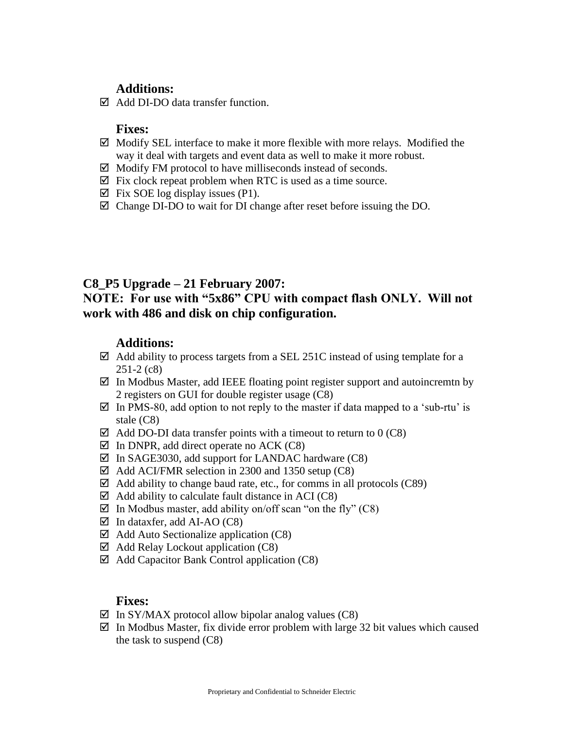### Additions:

- ☑ Add DI-DO data transfer function.

### Fixes:

- ☑ Modify SEL interface to make it more flexible with more relays. Modified the way it deal with targets and event data as well to make it more robust.
- ☑ Modify FM protocol to have milliseconds instead of seconds.
- ☑ Fix clock repeat problem when RTC is used as a time source.
- ☑ Fix SOE log display issues (P1).
- ☑ Change DI-DO to wait for DI change after reset before issuing the DO.

## C8_P5 Upgrade – 21 February 2007:
## NOTE: For use with "5x86" CPU with compact flash ONLY. Will not work with 486 and disk on chip configuration.

### Additions:

- ☑ Add ability to process targets from a SEL 251C instead of using template for a 251-2 (c8)
- ☑ In Modbus Master, add IEEE floating point register support and autoincremtn by 2 registers on GUI for double register usage (C8)
- ☑ In PMS-80, add option to not reply to the master if data mapped to a 'sub-rtu' is stale (C8)
- ☑ Add DO-DI data transfer points with a timeout to return to 0 (C8)
- ☑ In DNPR, add direct operate no ACK (C8)
- ☑ In SAGE3030, add support for LANDAC hardware (C8)
- ☑ Add ACI/FMR selection in 2300 and 1350 setup (C8)
- ☑ Add ability to change baud rate, etc., for comms in all protocols (C89)
- ☑ Add ability to calculate fault distance in ACI (C8)
- ☑ In Modbus master, add ability on/off scan "on the fly" (C8)
- ☑ In dataxfer, add AI-AO (C8)
- ☑ Add Auto Sectionalize application (C8)
- ☑ Add Relay Lockout application (C8)
- ☑ Add Capacitor Bank Control application (C8)

### Fixes:

- ☑ In SY/MAX protocol allow bipolar analog values (C8)
- ☑ In Modbus Master, fix divide error problem with large 32 bit values which caused the task to suspend (C8)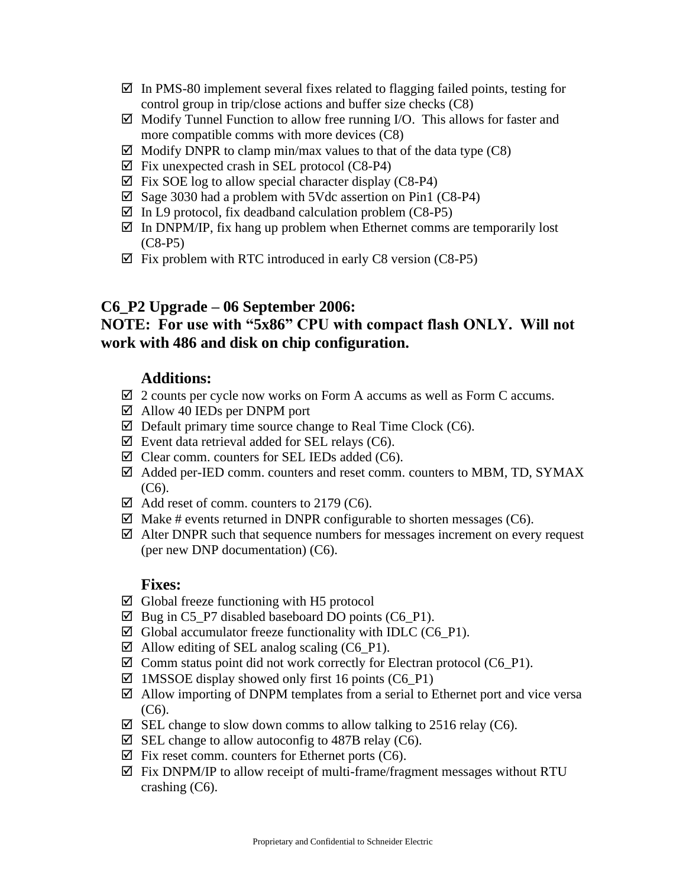- ☑ In PMS-80 implement several fixes related to flagging failed points, testing for control group in trip/close actions and buffer size checks (C8)
- ☑ Modify Tunnel Function to allow free running I/O. This allows for faster and more compatible comms with more devices (C8)
- ☑ Modify DNPR to clamp min/max values to that of the data type (C8)
- ☑ Fix unexpected crash in SEL protocol (C8-P4)
- ☑ Fix SOE log to allow special character display (C8-P4)
- ☑ Sage 3030 had a problem with 5Vdc assertion on Pin1 (C8-P4)
- ☑ In L9 protocol, fix deadband calculation problem (C8-P5)
- ☑ In DNPM/IP, fix hang up problem when Ethernet comms are temporarily lost (C8-P5)
- ☑ Fix problem with RTC introduced in early C8 version (C8-P5)

## C6_P2 Upgrade – 06 September 2006:
## NOTE: For use with "5x86" CPU with compact flash ONLY. Will not work with 486 and disk on chip configuration.

### Additions:

- ☑ 2 counts per cycle now works on Form A accums as well as Form C accums.
- ☑ Allow 40 IEDs per DNPM port
- ☑ Default primary time source change to Real Time Clock (C6).
- ☑ Event data retrieval added for SEL relays (C6).
- ☑ Clear comm. counters for SEL IEDs added (C6).
- ☑ Added per-IED comm. counters and reset comm. counters to MBM, TD, SYMAX (C6).
- ☑ Add reset of comm. counters to 2179 (C6).
- ☑ Make # events returned in DNPR configurable to shorten messages (C6).
- ☑ Alter DNPR such that sequence numbers for messages increment on every request (per new DNP documentation) (C6).

### Fixes:

- ☑ Global freeze functioning with H5 protocol
- ☑ Bug in C5_P7 disabled baseboard DO points (C6_P1).
- ☑ Global accumulator freeze functionality with IDLC (C6_P1).
- ☑ Allow editing of SEL analog scaling (C6_P1).
- ☑ Comm status point did not work correctly for Electran protocol (C6_P1).
- ☑ 1MSSOE display showed only first 16 points (C6_P1)
- ☑ Allow importing of DNPM templates from a serial to Ethernet port and vice versa (C6).
- ☑ SEL change to slow down comms to allow talking to 2516 relay (C6).
- ☑ SEL change to allow autoconfig to 487B relay (C6).
- ☑ Fix reset comm. counters for Ethernet ports (C6).
- ☑ Fix DNPM/IP to allow receipt of multi-frame/fragment messages without RTU crashing (C6).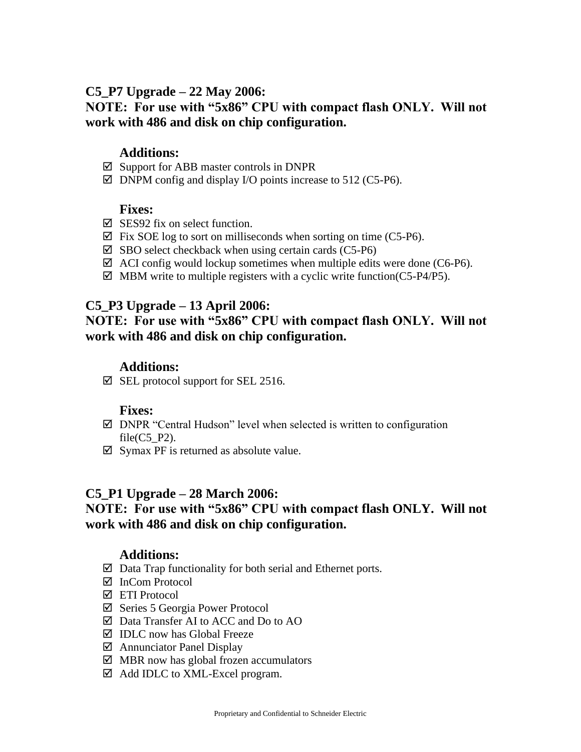## C5_P7 Upgrade – 22 May 2006:

**NOTE: For use with "5x86" CPU with compact flash ONLY. Will not work with 486 and disk on chip configuration.**

### Additions:

- ☑ Support for ABB master controls in DNPR
- ☑ DNPM config and display I/O points increase to 512 (C5-P6).

### Fixes:

- ☑ SES92 fix on select function.
- ☑ Fix SOE log to sort on milliseconds when sorting on time (C5-P6).
- ☑ SBO select checkback when using certain cards (C5-P6)
- ☑ ACI config would lockup sometimes when multiple edits were done (C6-P6).
- ☑ MBM write to multiple registers with a cyclic write function(C5-P4/P5).

## C5_P3 Upgrade – 13 April 2006:

**NOTE: For use with "5x86" CPU with compact flash ONLY. Will not work with 486 and disk on chip configuration.**

### Additions:

- ☑ SEL protocol support for SEL 2516.

### Fixes:

- ☑ DNPR "Central Hudson" level when selected is written to configuration file(C5_P2).
- ☑ Symax PF is returned as absolute value.

## C5_P1 Upgrade – 28 March 2006:

**NOTE: For use with "5x86" CPU with compact flash ONLY. Will not work with 486 and disk on chip configuration.**

### Additions:

- ☑ Data Trap functionality for both serial and Ethernet ports.
- ☑ InCom Protocol
- ☑ ETI Protocol
- ☑ Series 5 Georgia Power Protocol
- ☑ Data Transfer AI to ACC and Do to AO
- ☑ IDLC now has Global Freeze
- ☑ Annunciator Panel Display
- ☑ MBR now has global frozen accumulators
- ☑ Add IDLC to XML-Excel program.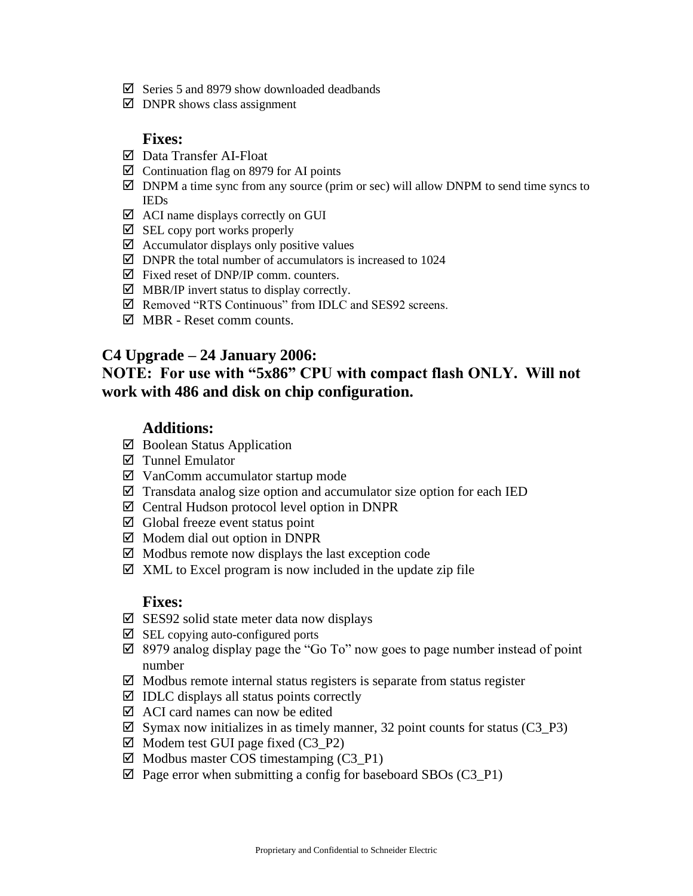- ☑ Series 5 and 8979 show downloaded deadbands
- ☑ DNPR shows class assignment

### Fixes:

- ☑ Data Transfer AI-Float
- ☑ Continuation flag on 8979 for AI points
- ☑ DNPM a time sync from any source (prim or sec) will allow DNPM to send time syncs to IEDs
- ☑ ACI name displays correctly on GUI
- ☑ SEL copy port works properly
- ☑ Accumulator displays only positive values
- ☑ DNPR the total number of accumulators is increased to 1024
- ☑ Fixed reset of DNP/IP comm. counters.
- ☑ MBR/IP invert status to display correctly.
- ☑ Removed "RTS Continuous" from IDLC and SES92 screens.
- ☑ MBR - Reset comm counts.

## C4 Upgrade – 24 January 2006:

## NOTE: For use with "5x86" CPU with compact flash ONLY. Will not work with 486 and disk on chip configuration.

### Additions:

- ☑ Boolean Status Application
- ☑ Tunnel Emulator
- ☑ VanComm accumulator startup mode
- ☑ Transdata analog size option and accumulator size option for each IED
- ☑ Central Hudson protocol level option in DNPR
- ☑ Global freeze event status point
- ☑ Modem dial out option in DNPR
- ☑ Modbus remote now displays the last exception code
- ☑ XML to Excel program is now included in the update zip file

### Fixes:

- ☑ SES92 solid state meter data now displays
- ☑ SEL copying auto-configured ports
- ☑ 8979 analog display page the "Go To" now goes to page number instead of point number
- ☑ Modbus remote internal status registers is separate from status register
- ☑ IDLC displays all status points correctly
- ☑ ACI card names can now be edited
- ☑ Symax now initializes in as timely manner, 32 point counts for status (C3_P3)
- ☑ Modem test GUI page fixed (C3_P2)
- ☑ Modbus master COS timestamping (C3_P1)
- ☑ Page error when submitting a config for baseboard SBOs (C3_P1)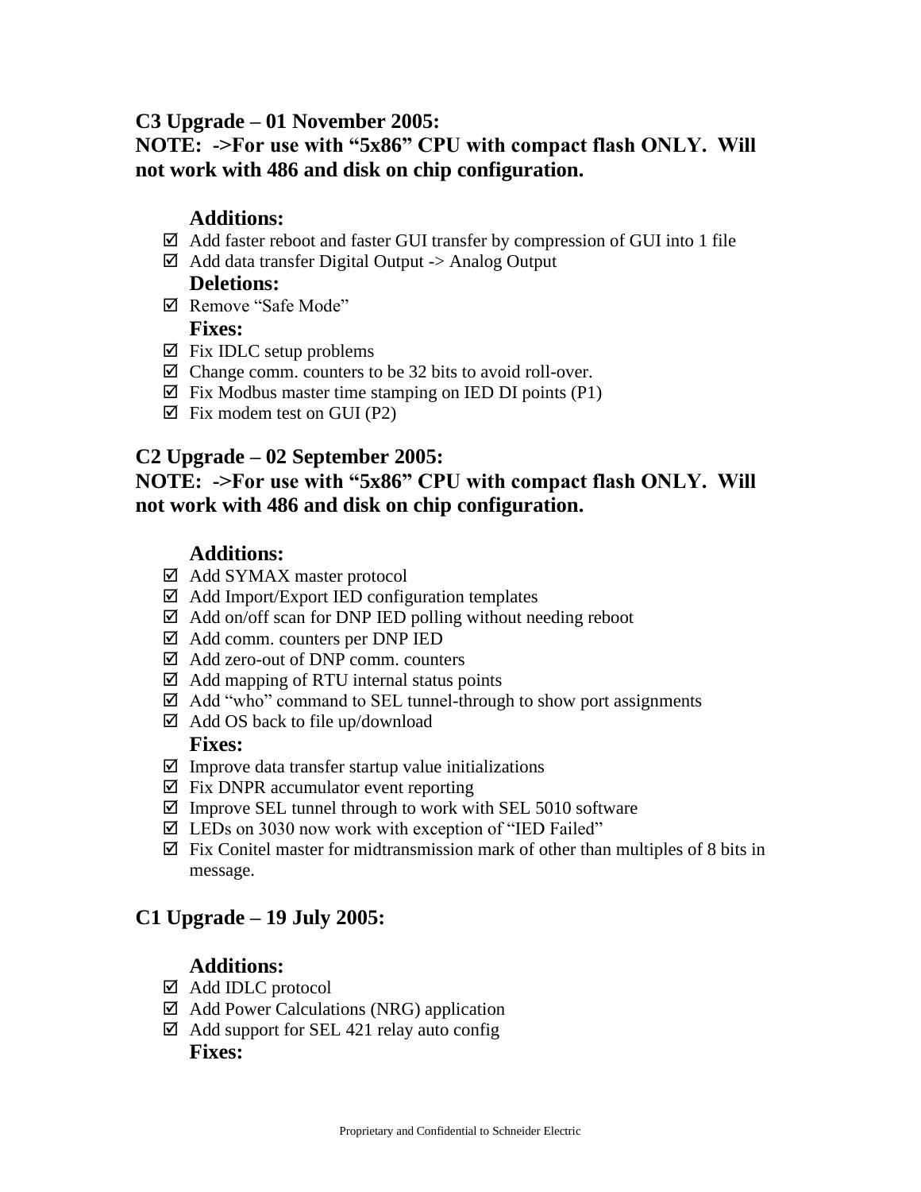## C3 Upgrade – 01 November 2005:

**NOTE: ->For use with "5x86" CPU with compact flash ONLY. Will not work with 486 and disk on chip configuration.**

### Additions:

- ☑ Add faster reboot and faster GUI transfer by compression of GUI into 1 file
- ☑ Add data transfer Digital Output -> Analog Output

### Deletions:

- ☑ Remove "Safe Mode"

### Fixes:

- ☑ Fix IDLC setup problems
- ☑ Change comm. counters to be 32 bits to avoid roll-over.
- ☑ Fix Modbus master time stamping on IED DI points (P1)
- ☑ Fix modem test on GUI (P2)

## C2 Upgrade – 02 September 2005:

**NOTE: ->For use with "5x86" CPU with compact flash ONLY. Will not work with 486 and disk on chip configuration.**

### Additions:

- ☑ Add SYMAX master protocol
- ☑ Add Import/Export IED configuration templates
- ☑ Add on/off scan for DNP IED polling without needing reboot
- ☑ Add comm. counters per DNP IED
- ☑ Add zero-out of DNP comm. counters
- ☑ Add mapping of RTU internal status points
- ☑ Add "who" command to SEL tunnel-through to show port assignments
- ☑ Add OS back to file up/download

### Fixes:

- ☑ Improve data transfer startup value initializations
- ☑ Fix DNPR accumulator event reporting
- ☑ Improve SEL tunnel through to work with SEL 5010 software
- ☑ LEDs on 3030 now work with exception of "IED Failed"
- ☑ Fix Conitel master for midtransmission mark of other than multiples of 8 bits in message.

## C1 Upgrade – 19 July 2005:

### Additions:

- ☑ Add IDLC protocol
- ☑ Add Power Calculations (NRG) application
- ☑ Add support for SEL 421 relay auto config

### Fixes: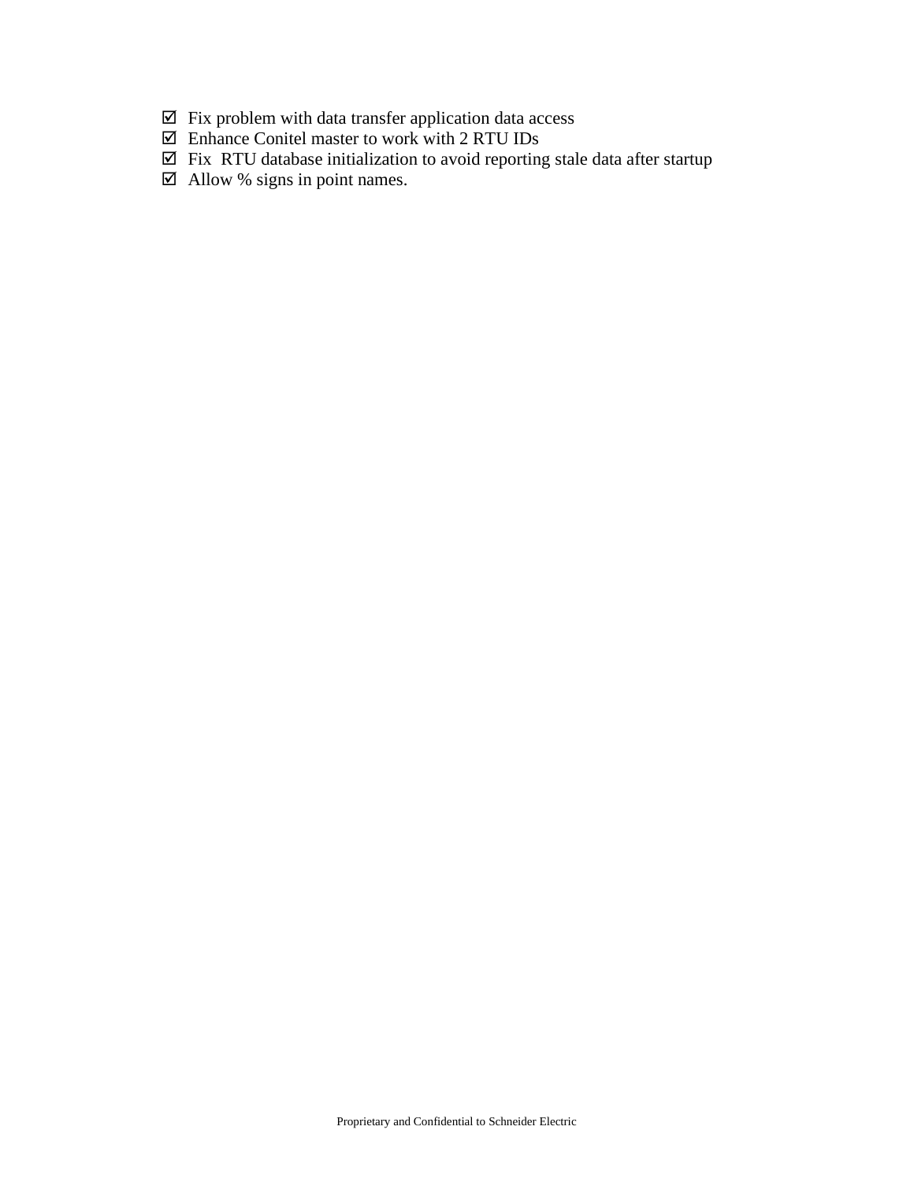- ☑ Fix problem with data transfer application data access
- ☑ Enhance Conitel master to work with 2 RTU IDs
- ☑ Fix RTU database initialization to avoid reporting stale data after startup
- ☑ Allow % signs in point names.